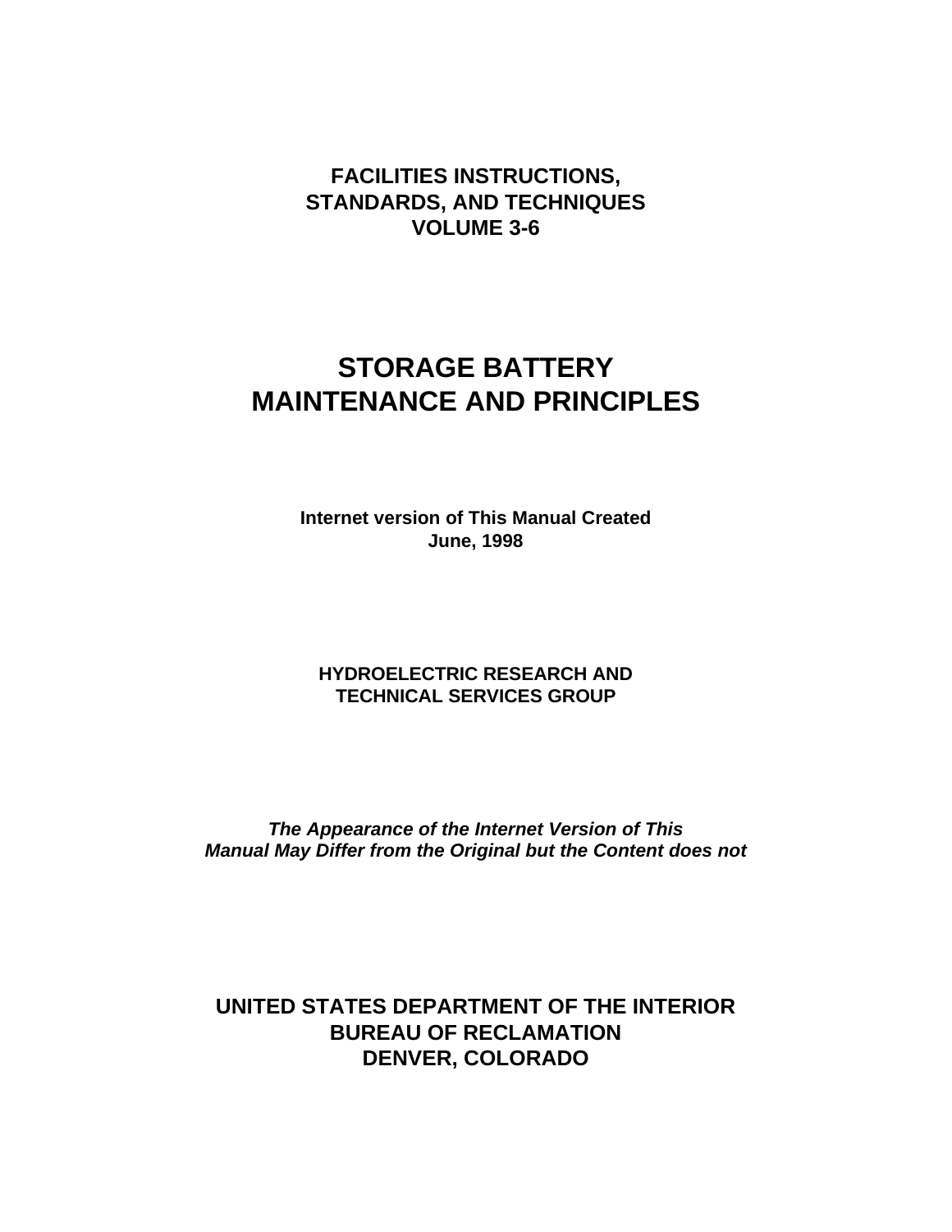**FACILITIES INSTRUCTIONS,**
**STANDARDS, AND TECHNIQUES**
**VOLUME 3-6**

# STORAGE BATTERY MAINTENANCE AND PRINCIPLES

**Internet version of This Manual Created**
**June, 1998**

**HYDROELECTRIC RESEARCH AND**
**TECHNICAL SERVICES GROUP**

***The Appearance of the Internet Version of This Manual May Differ from the Original but the Content does not***

**UNITED STATES DEPARTMENT OF THE INTERIOR**
**BUREAU OF RECLAMATION**
**DENVER, COLORADO**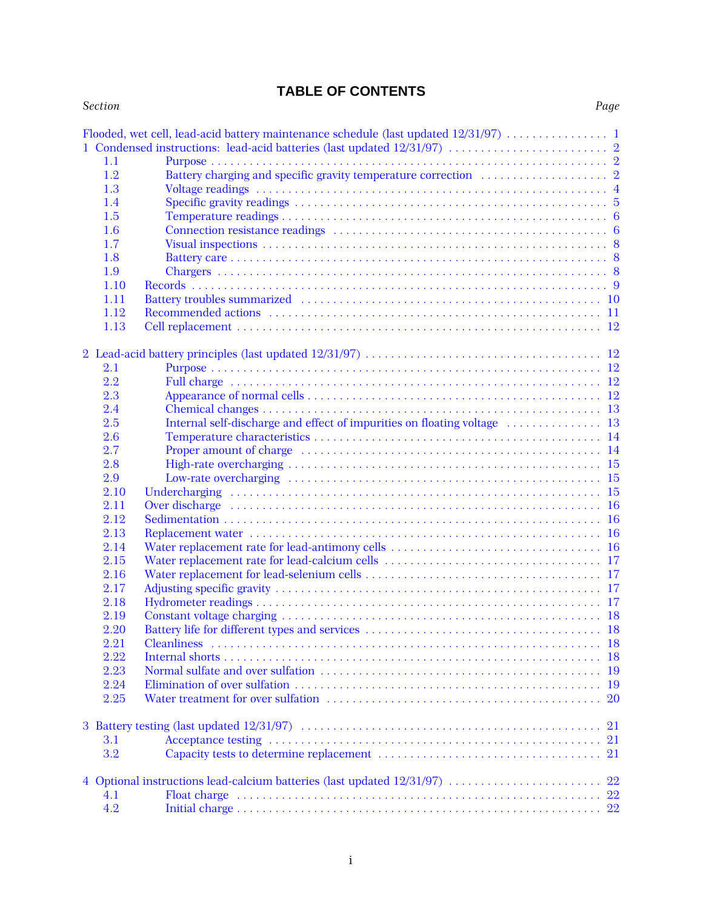# TABLE OF CONTENTS

| Section | | Page |
|---|---|---|
| Flooded, wet cell, lead-acid battery maintenance schedule (last updated 12/31/97) | | 1 |
| 1 Condensed instructions: lead-acid batteries (last updated 12/31/97) | | 2 |
| 1.1 | Purpose | 2 |
| 1.2 | Battery charging and specific gravity temperature correction | 2 |
| 1.3 | Voltage readings | 4 |
| 1.4 | Specific gravity readings | 5 |
| 1.5 | Temperature readings | 6 |
| 1.6 | Connection resistance readings | 6 |
| 1.7 | Visual inspections | 8 |
| 1.8 | Battery care | 8 |
| 1.9 | Chargers | 8 |
| 1.10 | Records | 9 |
| 1.11 | Battery troubles summarized | 10 |
| 1.12 | Recommended actions | 11 |
| 1.13 | Cell replacement | 12 |
| 2 Lead-acid battery principles (last updated 12/31/97) | | 12 |
| 2.1 | Purpose | 12 |
| 2.2 | Full charge | 12 |
| 2.3 | Appearance of normal cells | 12 |
| 2.4 | Chemical changes | 13 |
| 2.5 | Internal self-discharge and effect of impurities on floating voltage | 13 |
| 2.6 | Temperature characteristics | 14 |
| 2.7 | Proper amount of charge | 14 |
| 2.8 | High-rate overcharging | 15 |
| 2.9 | Low-rate overcharging | 15 |
| 2.10 | Undercharging | 15 |
| 2.11 | Over discharge | 16 |
| 2.12 | Sedimentation | 16 |
| 2.13 | Replacement water | 16 |
| 2.14 | Water replacement rate for lead-antimony cells | 16 |
| 2.15 | Water replacement rate for lead-calcium cells | 17 |
| 2.16 | Water replacement for lead-selenium cells | 17 |
| 2.17 | Adjusting specific gravity | 17 |
| 2.18 | Hydrometer readings | 17 |
| 2.19 | Constant voltage charging | 18 |
| 2.20 | Battery life for different types and services | 18 |
| 2.21 | Cleanliness | 18 |
| 2.22 | Internal shorts | 18 |
| 2.23 | Normal sulfate and over sulfation | 19 |
| 2.24 | Elimination of over sulfation | 19 |
| 2.25 | Water treatment for over sulfation | 20 |
| 3 Battery testing (last updated 12/31/97) | | 21 |
| 3.1 | Acceptance testing | 21 |
| 3.2 | Capacity tests to determine replacement | 21 |
| 4 Optional instructions lead-calcium batteries (last updated 12/31/97) | | 22 |
| 4.1 | Float charge | 22 |
| 4.2 | Initial charge | 22 |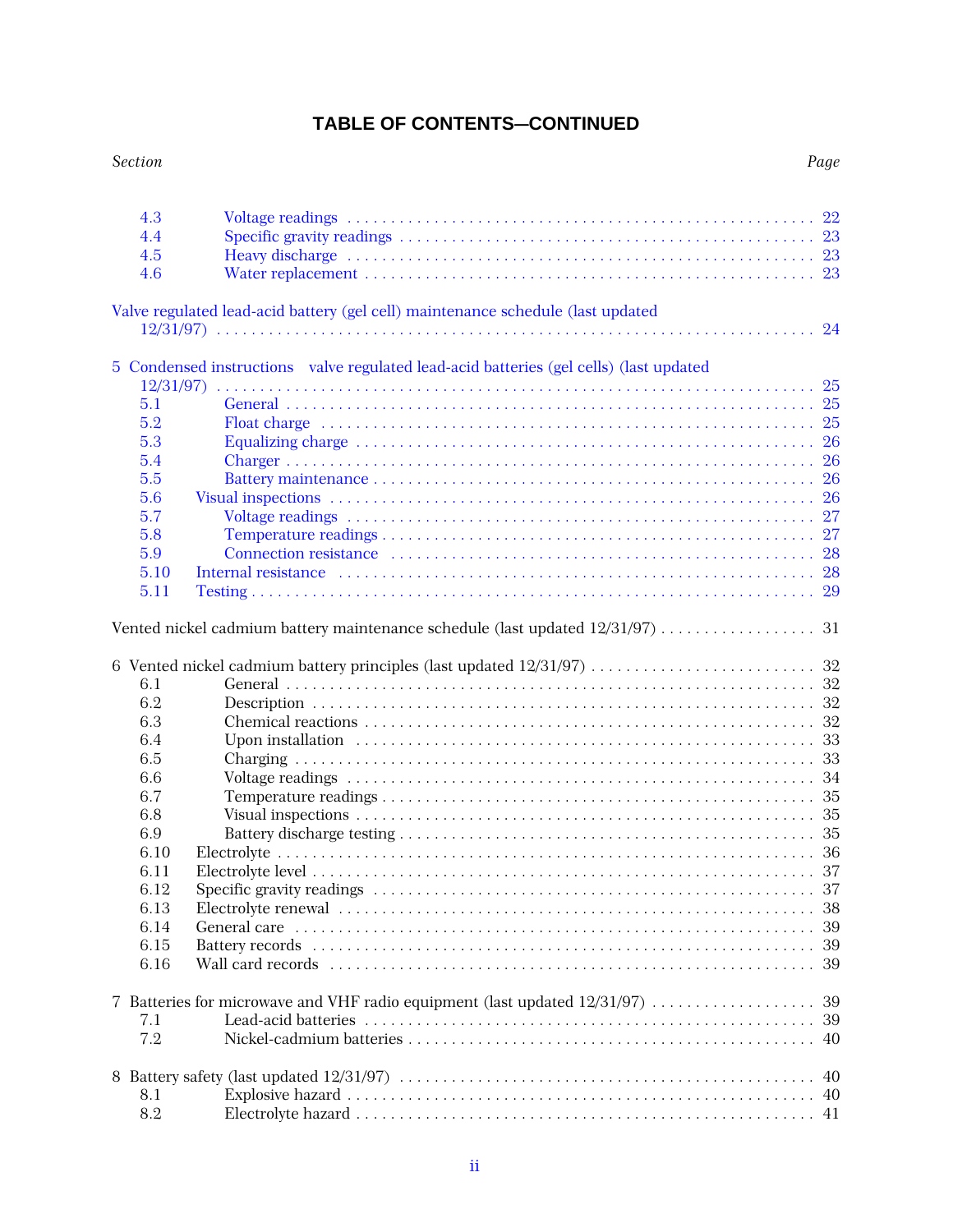## TABLE OF CONTENTS—CONTINUED

| *Section* | | *Page* |
|---|---|---|
| 4.3 | Voltage readings | 22 |
| 4.4 | Specific gravity readings | 23 |
| 4.5 | Heavy discharge | 23 |
| 4.6 | Water replacement | 23 |
| Valve regulated lead-acid battery (gel cell) maintenance schedule (last updated 12/31/97) | | 24 |
| 5 Condensed instructions valve regulated lead-acid batteries (gel cells) (last updated 12/31/97) | | 25 |
| 5.1 | General | 25 |
| 5.2 | Float charge | 25 |
| 5.3 | Equalizing charge | 26 |
| 5.4 | Charger | 26 |
| 5.5 | Battery maintenance | 26 |
| 5.6 | Visual inspections | 26 |
| 5.7 | Voltage readings | 27 |
| 5.8 | Temperature readings | 27 |
| 5.9 | Connection resistance | 28 |
| 5.10 | Internal resistance | 28 |
| 5.11 | Testing | 29 |
| Vented nickel cadmium battery maintenance schedule (last updated 12/31/97) | | 31 |
| 6 Vented nickel cadmium battery principles (last updated 12/31/97) | | 32 |
| 6.1 | General | 32 |
| 6.2 | Description | 32 |
| 6.3 | Chemical reactions | 32 |
| 6.4 | Upon installation | 33 |
| 6.5 | Charging | 33 |
| 6.6 | Voltage readings | 34 |
| 6.7 | Temperature readings | 35 |
| 6.8 | Visual inspections | 35 |
| 6.9 | Battery discharge testing | 35 |
| 6.10 | Electrolyte | 36 |
| 6.11 | Electrolyte level | 37 |
| 6.12 | Specific gravity readings | 37 |
| 6.13 | Electrolyte renewal | 38 |
| 6.14 | General care | 39 |
| 6.15 | Battery records | 39 |
| 6.16 | Wall card records | 39 |
| 7 Batteries for microwave and VHF radio equipment (last updated 12/31/97) | | 39 |
| 7.1 | Lead-acid batteries | 39 |
| 7.2 | Nickel-cadmium batteries | 40 |
| 8 Battery safety (last updated 12/31/97) | | 40 |
| 8.1 | Explosive hazard | 40 |
| 8.2 | Electrolyte hazard | 41 |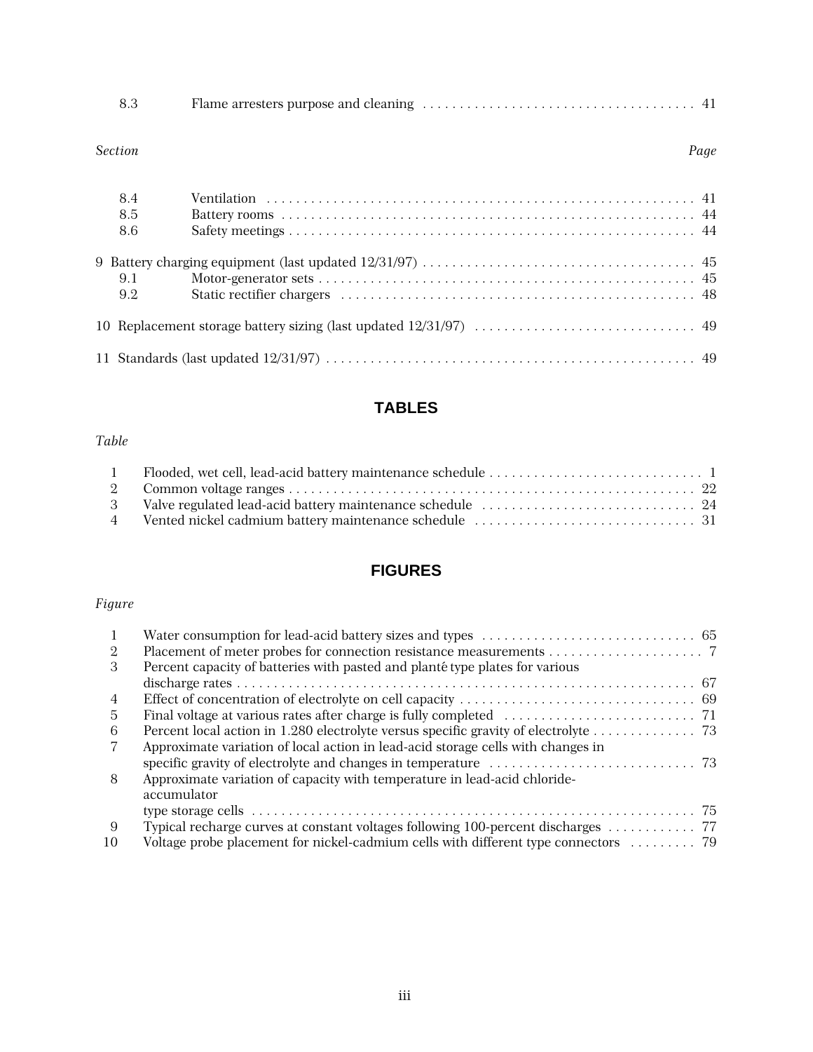| Section | | Page |
|---|---|---|
| 8.3 | Flame arresters purpose and cleaning | 41 |
| 8.4 | Ventilation | 41 |
| 8.5 | Battery rooms | 44 |
| 8.6 | Safety meetings | 44 |
| 9 | Battery charging equipment (last updated 12/31/97) | 45 |
| 9.1 | Motor-generator sets | 45 |
| 9.2 | Static rectifier chargers | 48 |
| 10 | Replacement storage battery sizing (last updated 12/31/97) | 49 |
| 11 | Standards (last updated 12/31/97) | 49 |

## TABLES

| Table | | |
|---|---|---|
| 1 | Flooded, wet cell, lead-acid battery maintenance schedule | 1 |
| 2 | Common voltage ranges | 22 |
| 3 | Valve regulated lead-acid battery maintenance schedule | 24 |
| 4 | Vented nickel cadmium battery maintenance schedule | 31 |

## FIGURES

| Figure | | |
|---|---|---|
| 1 | Water consumption for lead-acid battery sizes and types | 65 |
| 2 | Placement of meter probes for connection resistance measurements | 7 |
| 3 | Percent capacity of batteries with pasted and planté type plates for various discharge rates | 67 |
| 4 | Effect of concentration of electrolyte on cell capacity | 69 |
| 5 | Final voltage at various rates after charge is fully completed | 71 |
| 6 | Percent local action in 1.280 electrolyte versus specific gravity of electrolyte | 73 |
| 7 | Approximate variation of local action in lead-acid storage cells with changes in specific gravity of electrolyte and changes in temperature | 73 |
| 8 | Approximate variation of capacity with temperature in lead-acid chloride-accumulator type storage cells | 75 |
| 9 | Typical recharge curves at constant voltages following 100-percent discharges | 77 |
| 10 | Voltage probe placement for nickel-cadmium cells with different type connectors | 79 |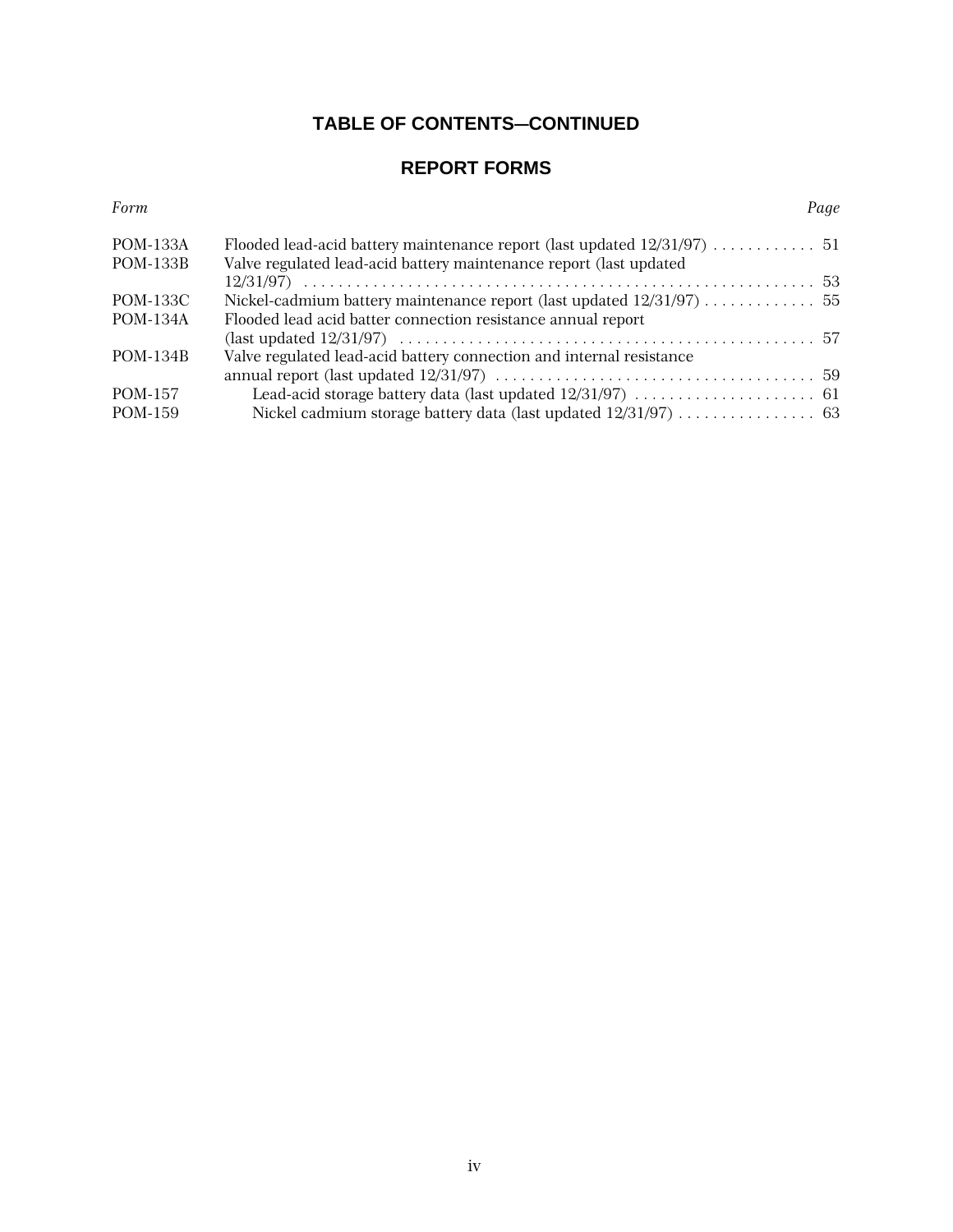## TABLE OF CONTENTS—CONTINUED

## REPORT FORMS

| *Form* | | *Page* |
|---|---|---|
| POM-133A | Flooded lead-acid battery maintenance report (last updated 12/31/97) | 51 |
| POM-133B | Valve regulated lead-acid battery maintenance report (last updated 12/31/97) | 53 |
| POM-133C | Nickel-cadmium battery maintenance report (last updated 12/31/97) | 55 |
| POM-134A | Flooded lead acid batter connection resistance annual report (last updated 12/31/97) | 57 |
| POM-134B | Valve regulated lead-acid battery connection and internal resistance annual report (last updated 12/31/97) | 59 |
| POM-157 | Lead-acid storage battery data (last updated 12/31/97) | 61 |
| POM-159 | Nickel cadmium storage battery data (last updated 12/31/97) | 63 |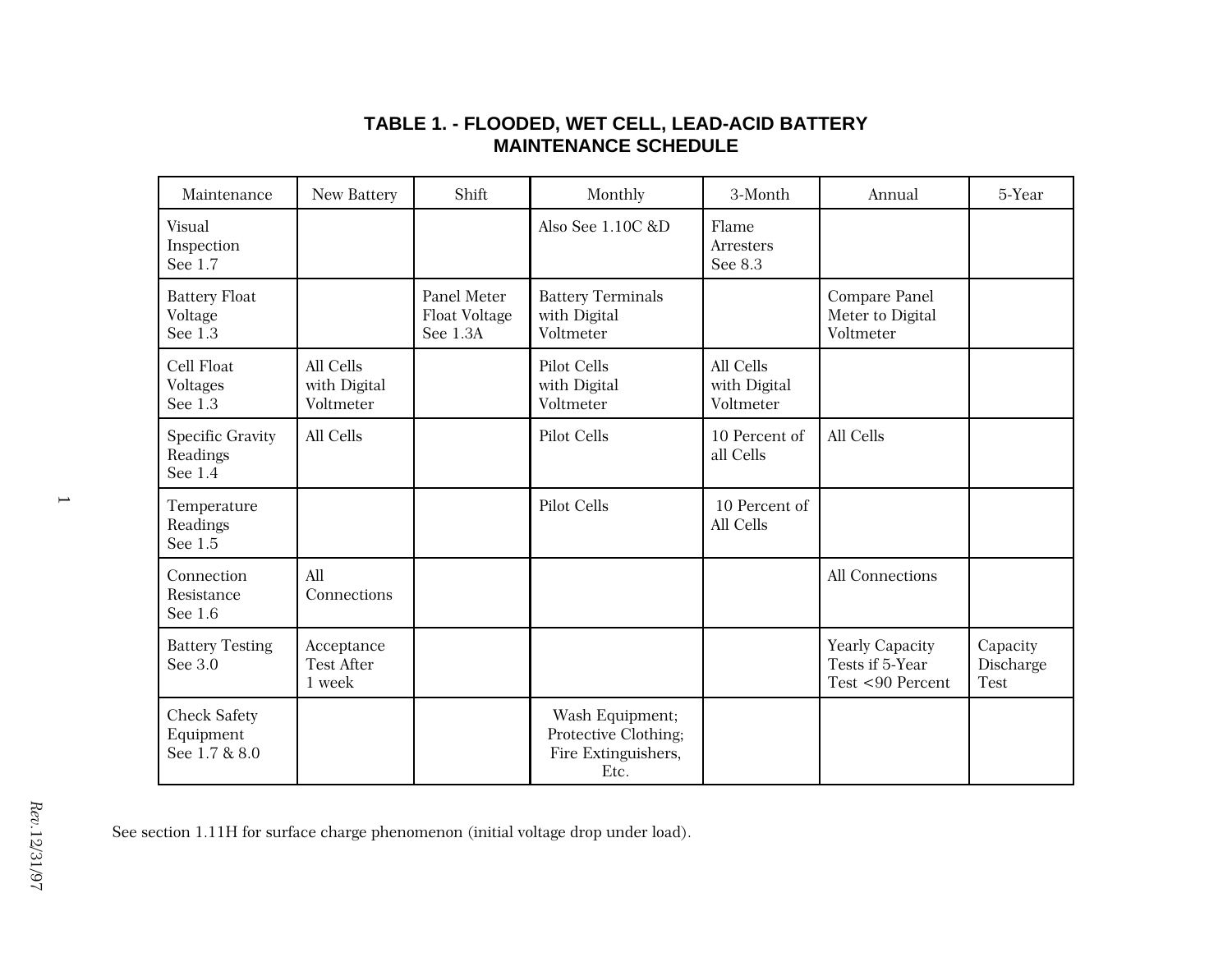## TABLE 1. - FLOODED, WET CELL, LEAD-ACID BATTERY MAINTENANCE SCHEDULE

| Maintenance | New Battery | Shift | Monthly | 3-Month | Annual | 5-Year |
|---|---|---|---|---|---|---|
| Visual Inspection See 1.7 | | | Also See 1.10C &D | Flame Arresters See 8.3 | | |
| Battery Float Voltage See 1.3 | | Panel Meter Float Voltage See 1.3A | Battery Terminals with Digital Voltmeter | | Compare Panel Meter to Digital Voltmeter | |
| Cell Float Voltages See 1.3 | All Cells with Digital Voltmeter | | Pilot Cells with Digital Voltmeter | All Cells with Digital Voltmeter | | |
| Specific Gravity Readings See 1.4 | All Cells | | Pilot Cells | 10 Percent of all Cells | All Cells | |
| Temperature Readings See 1.5 | | | Pilot Cells | 10 Percent of All Cells | | |
| Connection Resistance See 1.6 | All Connections | | | | All Connections | |
| Battery Testing See 3.0 | Acceptance Test After 1 week | | | | Yearly Capacity Tests if 5-Year Test <90 Percent | Capacity Discharge Test |
| Check Safety Equipment See 1.7 & 8.0 | | | Wash Equipment; Protective Clothing; Fire Extinguishers, Etc. | | | |

See section 1.11H for surface charge phenomenon (initial voltage drop under load).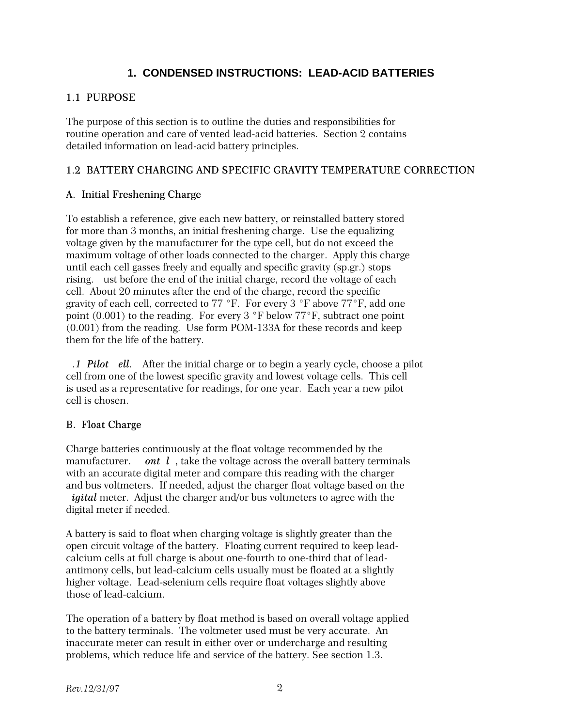# 1. CONDENSED INSTRUCTIONS: LEAD-ACID BATTERIES

## 1.1 PURPOSE

The purpose of this section is to outline the duties and responsibilities for routine operation and care of vented lead-acid batteries. Section 2 contains detailed information on lead-acid battery principles.

## 1.2 BATTERY CHARGING AND SPECIFIC GRAVITY TEMPERATURE CORRECTION

### A. Initial Freshening Charge

To establish a reference, give each new battery, or reinstalled battery stored for more than 3 months, an initial freshening charge. Use the equalizing voltage given by the manufacturer for the type cell, but do not exceed the maximum voltage of other loads connected to the charger. Apply this charge until each cell gasses freely and equally and specific gravity (sp.gr.) stops rising. ust before the end of the initial charge, record the voltage of each cell. About 20 minutes after the end of the charge, record the specific gravity of each cell, corrected to 77 °F. For every 3 °F above 77°F, add one point (0.001) to the reading. For every 3 °F below 77°F, subtract one point (0.001) from the reading. Use form POM-133A for these records and keep them for the life of the battery.

*.1 Pilot ell.* After the initial charge or to begin a yearly cycle, choose a pilot cell from one of the lowest specific gravity and lowest voltage cells. This cell is used as a representative for readings, for one year. Each year a new pilot cell is chosen.

### B. Float Charge

Charge batteries continuously at the float voltage recommended by the manufacturer. ***ont l*** , take the voltage across the overall battery terminals with an accurate digital meter and compare this reading with the charger and bus voltmeters. If needed, adjust the charger float voltage based on the ***igital*** meter. Adjust the charger and/or bus voltmeters to agree with the digital meter if needed.

A battery is said to float when charging voltage is slightly greater than the open circuit voltage of the battery. Floating current required to keep lead-calcium cells at full charge is about one-fourth to one-third that of lead-antimony cells, but lead-calcium cells usually must be floated at a slightly higher voltage. Lead-selenium cells require float voltages slightly above those of lead-calcium.

The operation of a battery by float method is based on overall voltage applied to the battery terminals. The voltmeter used must be very accurate. An inaccurate meter can result in either over or undercharge and resulting problems, which reduce life and service of the battery. See section 1.3.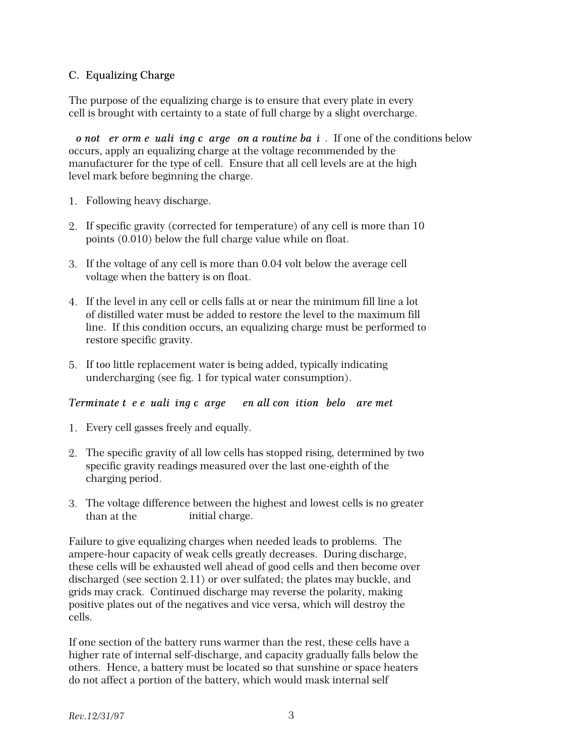### C. Equalizing Charge

The purpose of the equalizing charge is to ensure that every plate in every cell is brought with certainty to a state of full charge by a slight overcharge.

***o not er orm e uali ing c arge on a routine ba i .*** If one of the conditions below occurs, apply an equalizing charge at the voltage recommended by the manufacturer for the type of cell. Ensure that all cell levels are at the high level mark before beginning the charge.

1. Following heavy discharge.

2. If specific gravity (corrected for temperature) of any cell is more than 10 points (0.010) below the full charge value while on float.

3. If the voltage of any cell is more than 0.04 volt below the average cell voltage when the battery is on float.

4. If the level in any cell or cells falls at or near the minimum fill line a lot of distilled water must be added to restore the level to the maximum fill line. If this condition occurs, an equalizing charge must be performed to restore specific gravity.

5. If too little replacement water is being added, typically indicating undercharging (see fig. 1 for typical water consumption).

*Terminate t e e uali ing c arge en all con ition belo are met*

1. Every cell gasses freely and equally.

2. The specific gravity of all low cells has stopped rising, determined by two specific gravity readings measured over the last one-eighth of the charging period.

3. The voltage difference between the highest and lowest cells is no greater than at the initial charge.

Failure to give equalizing charges when needed leads to problems. The ampere-hour capacity of weak cells greatly decreases. During discharge, these cells will be exhausted well ahead of good cells and then become over discharged (see section 2.11) or over sulfated; the plates may buckle, and grids may crack. Continued discharge may reverse the polarity, making positive plates out of the negatives and vice versa, which will destroy the cells.

If one section of the battery runs warmer than the rest, these cells have a higher rate of internal self-discharge, and capacity gradually falls below the others. Hence, a battery must be located so that sunshine or space heaters do not affect a portion of the battery, which would mask internal self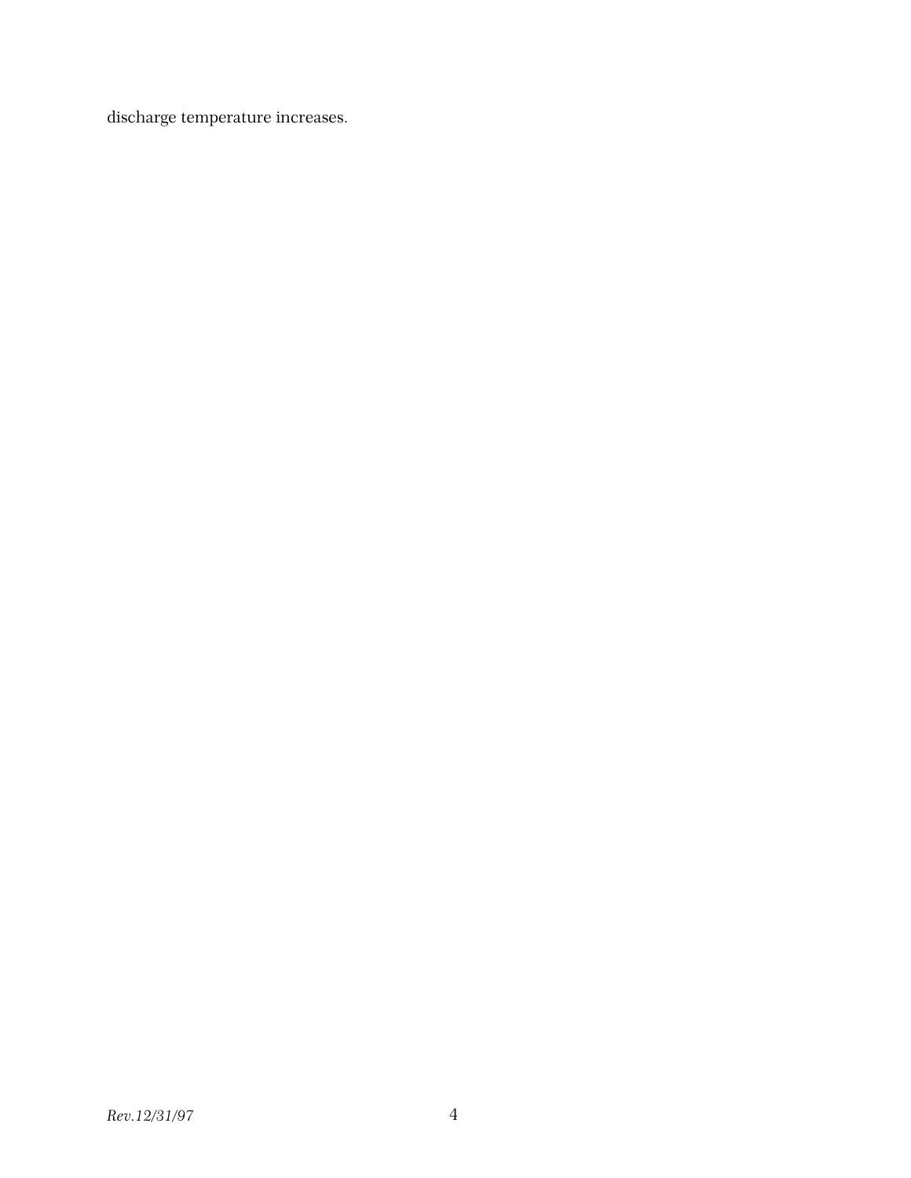discharge temperature increases.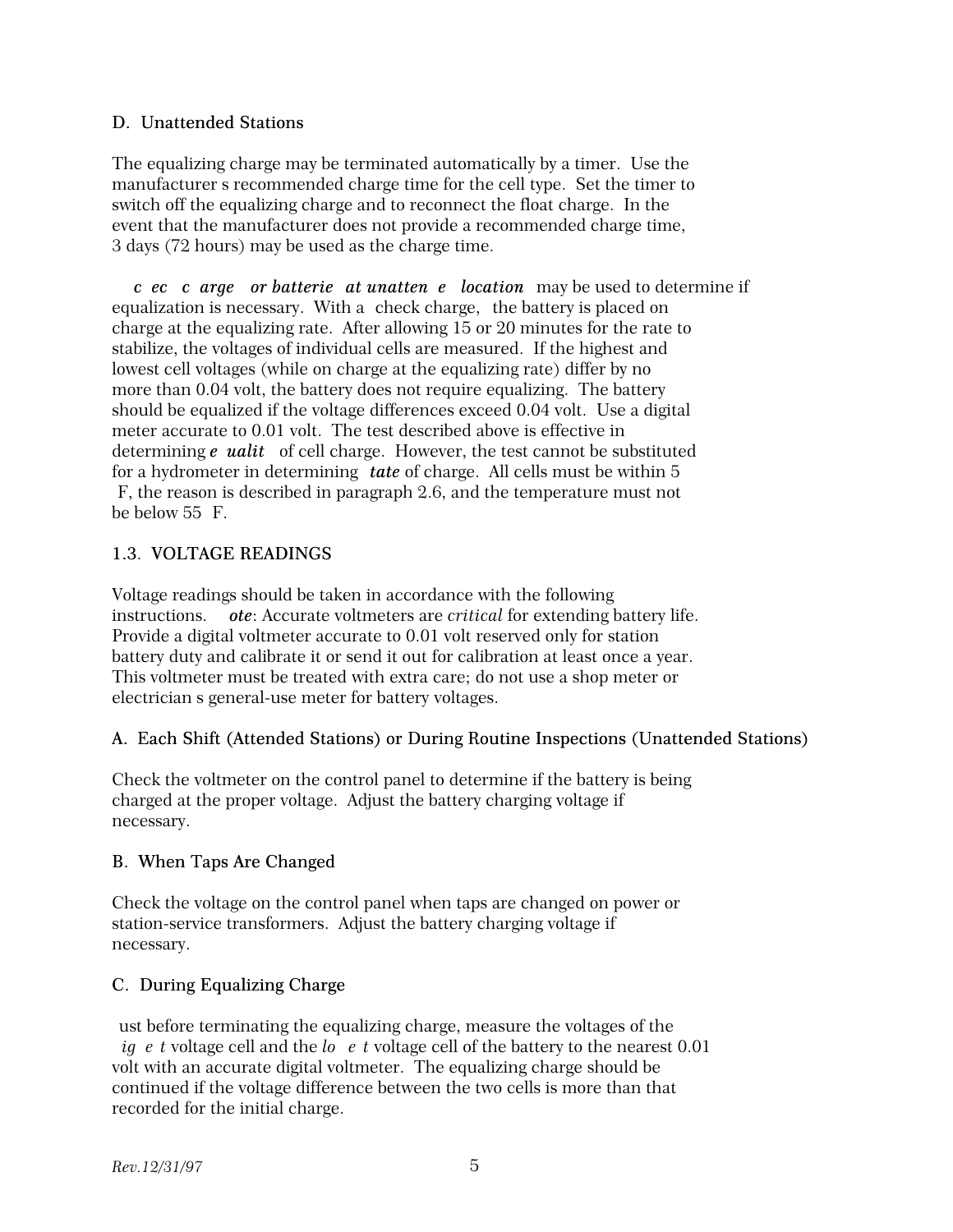### D. Unattended Stations

The equalizing charge may be terminated automatically by a timer. Use the manufacturer s recommended charge time for the cell type. Set the timer to switch off the equalizing charge and to reconnect the float charge. In the event that the manufacturer does not provide a recommended charge time, 3 days (72 hours) may be used as the charge time.

***c ec c arge or batterie at unatten e location*** may be used to determine if equalization is necessary. With a check charge, the battery is placed on charge at the equalizing rate. After allowing 15 or 20 minutes for the rate to stabilize, the voltages of individual cells are measured. If the highest and lowest cell voltages (while on charge at the equalizing rate) differ by no more than 0.04 volt, the battery does not require equalizing. The battery should be equalized if the voltage differences exceed 0.04 volt. Use a digital meter accurate to 0.01 volt. The test described above is effective in determining ***e ualit*** of cell charge. However, the test cannot be substituted for a hydrometer in determining ***tate*** of charge. All cells must be within 5 F, the reason is described in paragraph 2.6, and the temperature must not be below 55 F.

## 1.3. VOLTAGE READINGS

Voltage readings should be taken in accordance with the following instructions. ***ote***: Accurate voltmeters are *critical* for extending battery life. Provide a digital voltmeter accurate to 0.01 volt reserved only for station battery duty and calibrate it or send it out for calibration at least once a year. This voltmeter must be treated with extra care; do not use a shop meter or electrician s general-use meter for battery voltages.

### A. Each Shift (Attended Stations) or During Routine Inspections (Unattended Stations)

Check the voltmeter on the control panel to determine if the battery is being charged at the proper voltage. Adjust the battery charging voltage if necessary.

### B. When Taps Are Changed

Check the voltage on the control panel when taps are changed on power or station-service transformers. Adjust the battery charging voltage if necessary.

### C. During Equalizing Charge

ust before terminating the equalizing charge, measure the voltages of the *ig e t* voltage cell and the *lo e t* voltage cell of the battery to the nearest 0.01 volt with an accurate digital voltmeter. The equalizing charge should be continued if the voltage difference between the two cells is more than that recorded for the initial charge.

*Rev.12/31/97*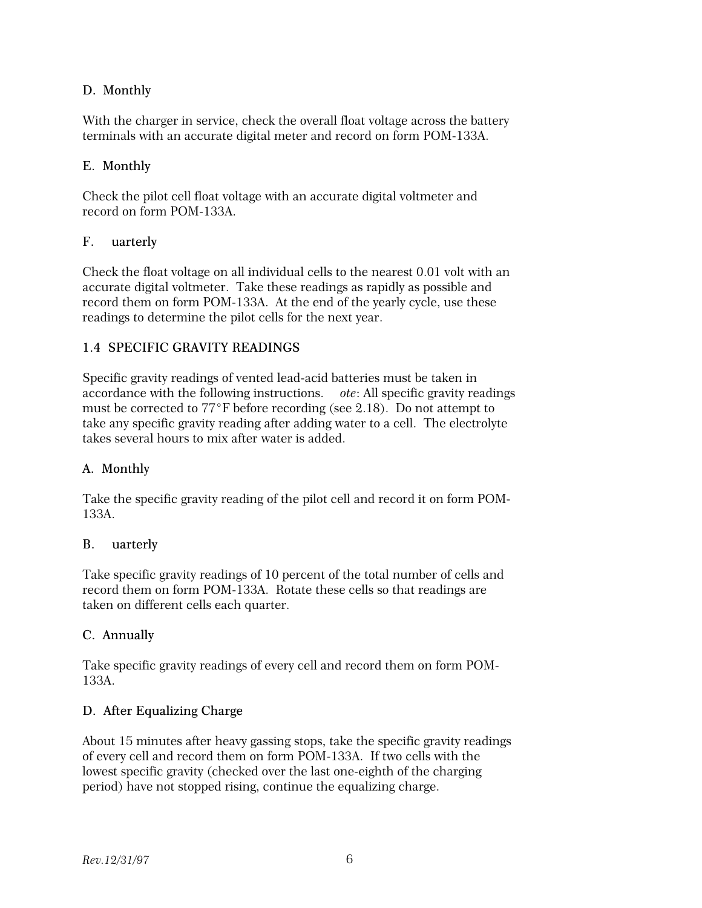D. Monthly

With the charger in service, check the overall float voltage across the battery terminals with an accurate digital meter and record on form POM-133A.

E. Monthly

Check the pilot cell float voltage with an accurate digital voltmeter and record on form POM-133A.

F. uarterly

Check the float voltage on all individual cells to the nearest 0.01 volt with an accurate digital voltmeter. Take these readings as rapidly as possible and record them on form POM-133A. At the end of the yearly cycle, use these readings to determine the pilot cells for the next year.

## 1.4 SPECIFIC GRAVITY READINGS

Specific gravity readings of vented lead-acid batteries must be taken in accordance with the following instructions. *ote*: All specific gravity readings must be corrected to 77°F before recording (see 2.18). Do not attempt to take any specific gravity reading after adding water to a cell. The electrolyte takes several hours to mix after water is added.

A. Monthly

Take the specific gravity reading of the pilot cell and record it on form POM-133A.

B. uarterly

Take specific gravity readings of 10 percent of the total number of cells and record them on form POM-133A. Rotate these cells so that readings are taken on different cells each quarter.

C. Annually

Take specific gravity readings of every cell and record them on form POM-133A.

D. After Equalizing Charge

About 15 minutes after heavy gassing stops, take the specific gravity readings of every cell and record them on form POM-133A. If two cells with the lowest specific gravity (checked over the last one-eighth of the charging period) have not stopped rising, continue the equalizing charge.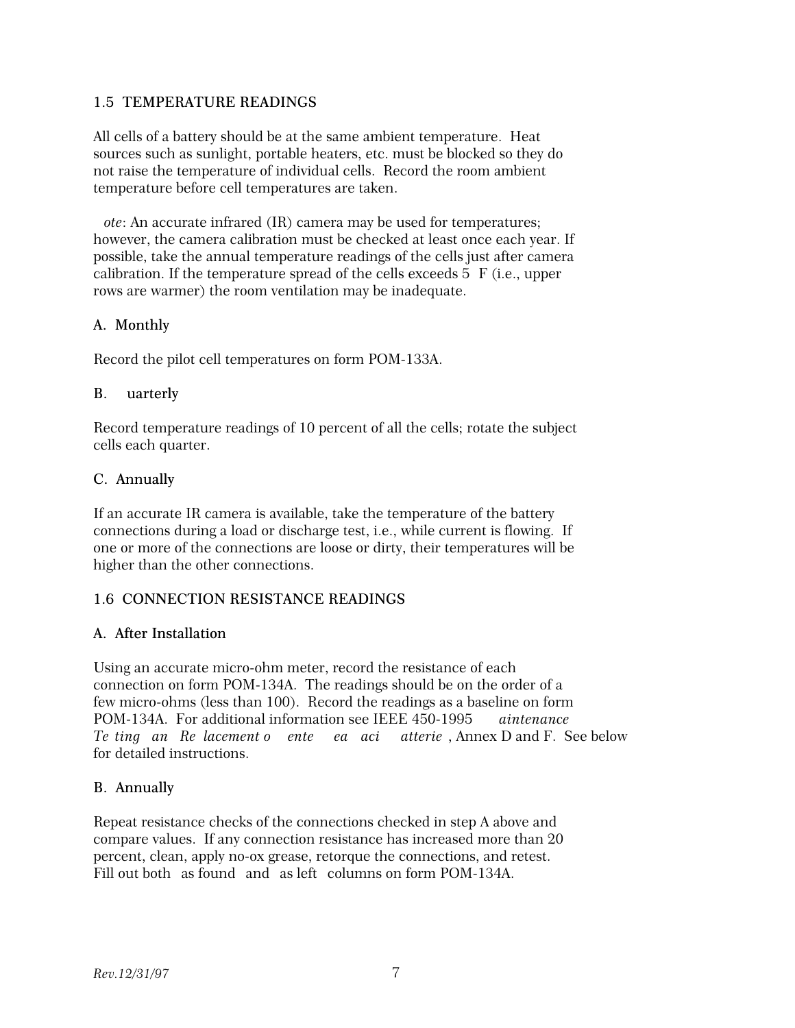## 1.5 TEMPERATURE READINGS

All cells of a battery should be at the same ambient temperature. Heat sources such as sunlight, portable heaters, etc. must be blocked so they do not raise the temperature of individual cells. Record the room ambient temperature before cell temperatures are taken.

*Note*: An accurate infrared (IR) camera may be used for temperatures; however, the camera calibration must be checked at least once each year. If possible, take the annual temperature readings of the cells just after camera calibration. If the temperature spread of the cells exceeds 5 °F (i.e., upper rows are warmer) the room ventilation may be inadequate.

### A. Monthly

Record the pilot cell temperatures on form POM-133A.

### B. Quarterly

Record temperature readings of 10 percent of all the cells; rotate the subject cells each quarter.

### C. Annually

If an accurate IR camera is available, take the temperature of the battery connections during a load or discharge test, i.e., while current is flowing. If one or more of the connections are loose or dirty, their temperatures will be higher than the other connections.

## 1.6 CONNECTION RESISTANCE READINGS

### A. After Installation

Using an accurate micro-ohm meter, record the resistance of each connection on form POM-134A. The readings should be on the order of a few micro-ohms (less than 100). Record the readings as a baseline on form POM-134A. For additional information see IEEE 450-1995 *Maintenance Testing and Replacement of Vented Lead Acid Batteries*, Annex D and F. See below for detailed instructions.

### B. Annually

Repeat resistance checks of the connections checked in step A above and compare values. If any connection resistance has increased more than 20 percent, clean, apply no-ox grease, retorque the connections, and retest. Fill out both "as found" and "as left" columns on form POM-134A.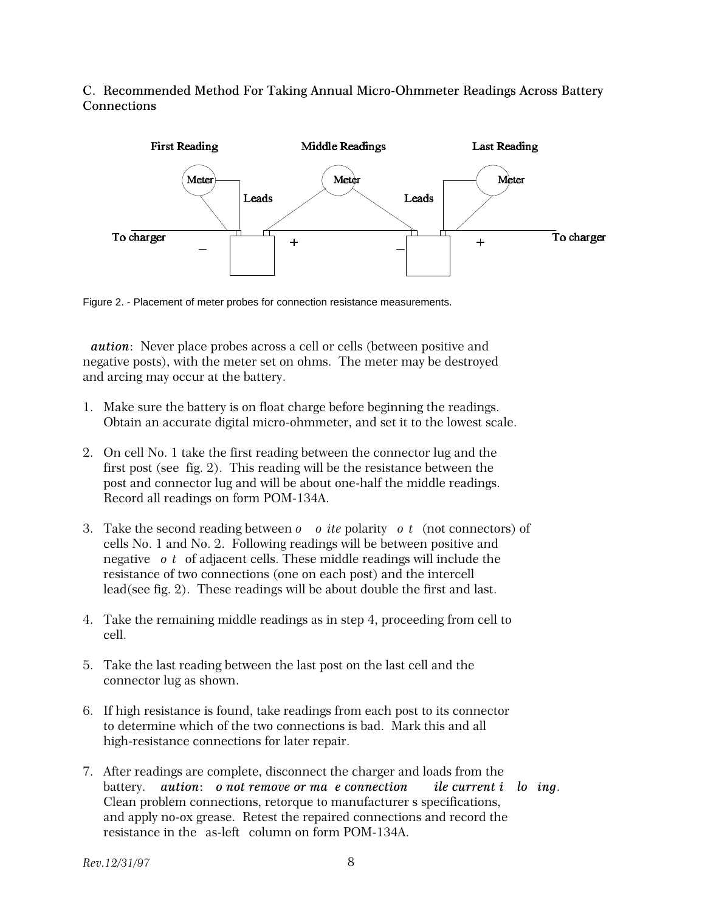C. Recommended Method For Taking Annual Micro-Ohmmeter Readings Across Battery Connections

Figure 2. - Placement of meter probes for connection resistance measurements.

*aution*: Never place probes across a cell or cells (between positive and negative posts), with the meter set on ohms. The meter may be destroyed and arcing may occur at the battery.

1. Make sure the battery is on float charge before beginning the readings. Obtain an accurate digital micro-ohmmeter, and set it to the lowest scale.

2. On cell No. 1 take the first reading between the connector lug and the first post (see fig. 2). This reading will be the resistance between the post and connector lug and will be about one-half the middle readings. Record all readings on form POM-134A.

3. Take the second reading between *o o ite* polarity *o t* (not connectors) of cells No. 1 and No. 2. Following readings will be between positive and negative *o t* of adjacent cells. These middle readings will include the resistance of two connections (one on each post) and the intercell lead(see fig. 2). These readings will be about double the first and last.

4. Take the remaining middle readings as in step 4, proceeding from cell to cell.

5. Take the last reading between the last post on the last cell and the connector lug as shown.

6. If high resistance is found, take readings from each post to its connector to determine which of the two connections is bad. Mark this and all high-resistance connections for later repair.

7. After readings are complete, disconnect the charger and loads from the battery. *aution*: *o not remove or ma e connection ile current i lo ing*. Clean problem connections, retorque to manufacturer s specifications, and apply no-ox grease. Retest the repaired connections and record the resistance in the as-left column on form POM-134A.

*Rev.12/31/97*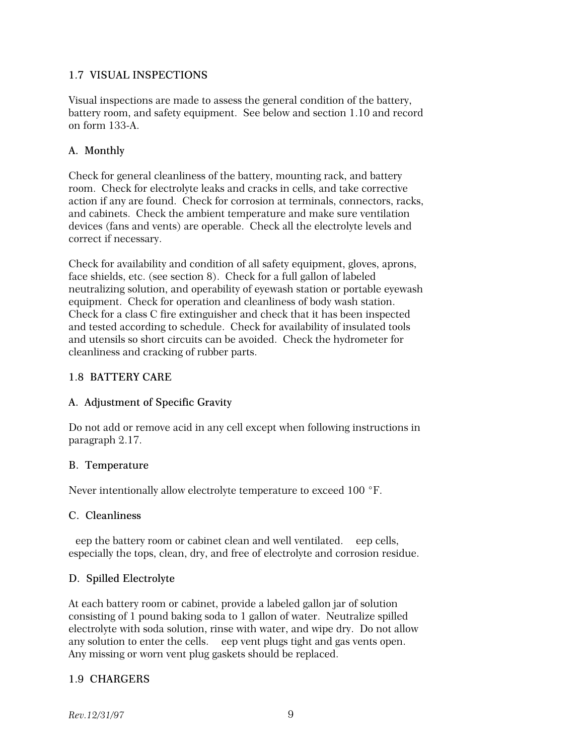## 1.7 VISUAL INSPECTIONS

Visual inspections are made to assess the general condition of the battery, battery room, and safety equipment. See below and section 1.10 and record on form 133-A.

### A. Monthly

Check for general cleanliness of the battery, mounting rack, and battery room. Check for electrolyte leaks and cracks in cells, and take corrective action if any are found. Check for corrosion at terminals, connectors, racks, and cabinets. Check the ambient temperature and make sure ventilation devices (fans and vents) are operable. Check all the electrolyte levels and correct if necessary.

Check for availability and condition of all safety equipment, gloves, aprons, face shields, etc. (see section 8). Check for a full gallon of labeled neutralizing solution, and operability of eyewash station or portable eyewash equipment. Check for operation and cleanliness of body wash station. Check for a class C fire extinguisher and check that it has been inspected and tested according to schedule. Check for availability of insulated tools and utensils so short circuits can be avoided. Check the hydrometer for cleanliness and cracking of rubber parts.

## 1.8 BATTERY CARE

### A. Adjustment of Specific Gravity

Do not add or remove acid in any cell except when following instructions in paragraph 2.17.

### B. Temperature

Never intentionally allow electrolyte temperature to exceed 100 °F.

### C. Cleanliness

eep the battery room or cabinet clean and well ventilated. eep cells, especially the tops, clean, dry, and free of electrolyte and corrosion residue.

### D. Spilled Electrolyte

At each battery room or cabinet, provide a labeled gallon jar of solution consisting of 1 pound baking soda to 1 gallon of water. Neutralize spilled electrolyte with soda solution, rinse with water, and wipe dry. Do not allow any solution to enter the cells. eep vent plugs tight and gas vents open. Any missing or worn vent plug gaskets should be replaced.

## 1.9 CHARGERS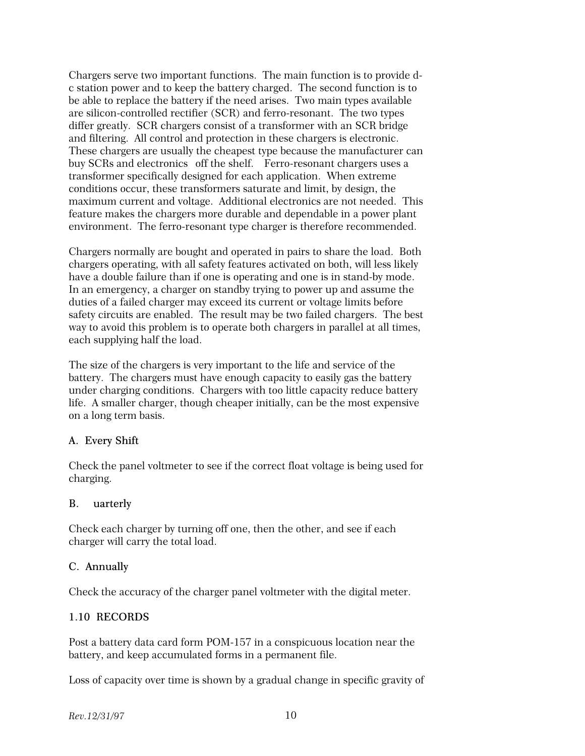Chargers serve two important functions. The main function is to provide d-c station power and to keep the battery charged. The second function is to be able to replace the battery if the need arises. Two main types available are silicon-controlled rectifier (SCR) and ferro-resonant. The two types differ greatly. SCR chargers consist of a transformer with an SCR bridge and filtering. All control and protection in these chargers is electronic. These chargers are usually the cheapest type because the manufacturer can buy SCRs and electronics off the shelf. Ferro-resonant chargers uses a transformer specifically designed for each application. When extreme conditions occur, these transformers saturate and limit, by design, the maximum current and voltage. Additional electronics are not needed. This feature makes the chargers more durable and dependable in a power plant environment. The ferro-resonant type charger is therefore recommended.

Chargers normally are bought and operated in pairs to share the load. Both chargers operating, with all safety features activated on both, will less likely have a double failure than if one is operating and one is in stand-by mode. In an emergency, a charger on standby trying to power up and assume the duties of a failed charger may exceed its current or voltage limits before safety circuits are enabled. The result may be two failed chargers. The best way to avoid this problem is to operate both chargers in parallel at all times, each supplying half the load.

The size of the chargers is very important to the life and service of the battery. The chargers must have enough capacity to easily gas the battery under charging conditions. Chargers with too little capacity reduce battery life. A smaller charger, though cheaper initially, can be the most expensive on a long term basis.

A. Every Shift

Check the panel voltmeter to see if the correct float voltage is being used for charging.

B. uarterly

Check each charger by turning off one, then the other, and see if each charger will carry the total load.

C. Annually

Check the accuracy of the charger panel voltmeter with the digital meter.

## 1.10 RECORDS

Post a battery data card form POM-157 in a conspicuous location near the battery, and keep accumulated forms in a permanent file.

Loss of capacity over time is shown by a gradual change in specific gravity of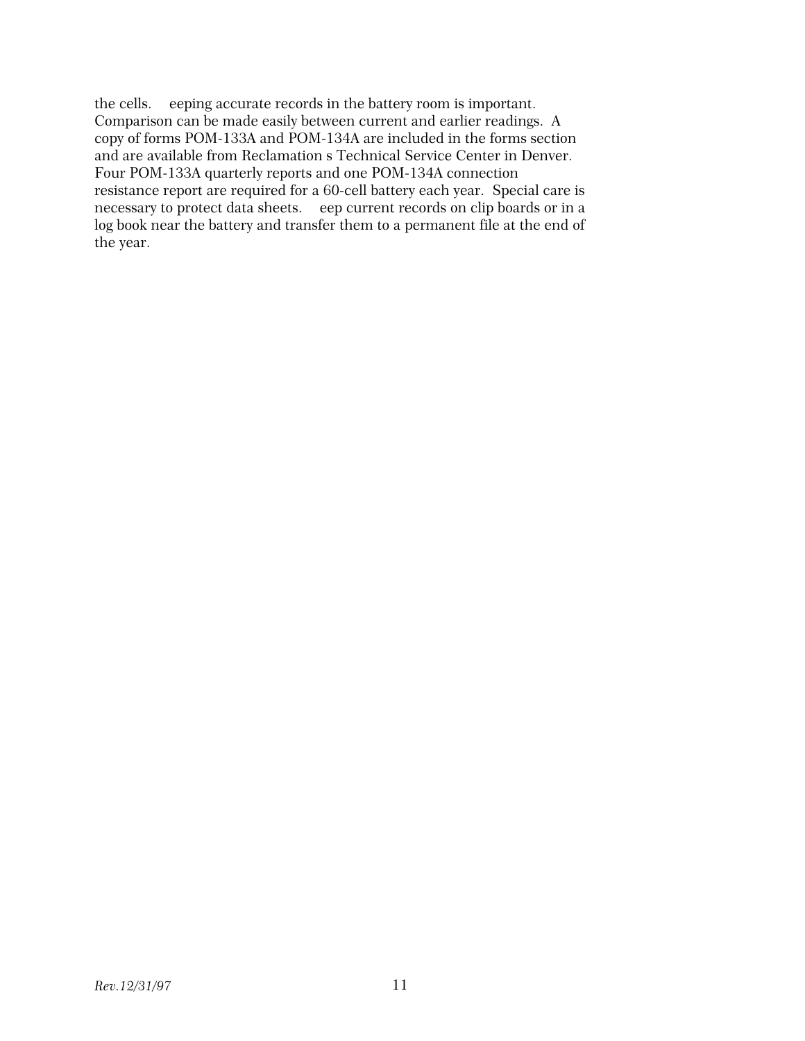the cells.  eeping accurate records in the battery room is important. Comparison can be made easily between current and earlier readings. A copy of forms POM-133A and POM-134A are included in the forms section and are available from Reclamation s Technical Service Center in Denver. Four POM-133A quarterly reports and one POM-134A connection resistance report are required for a 60-cell battery each year. Special care is necessary to protect data sheets.  eep current records on clip boards or in a log book near the battery and transfer them to a permanent file at the end of the year.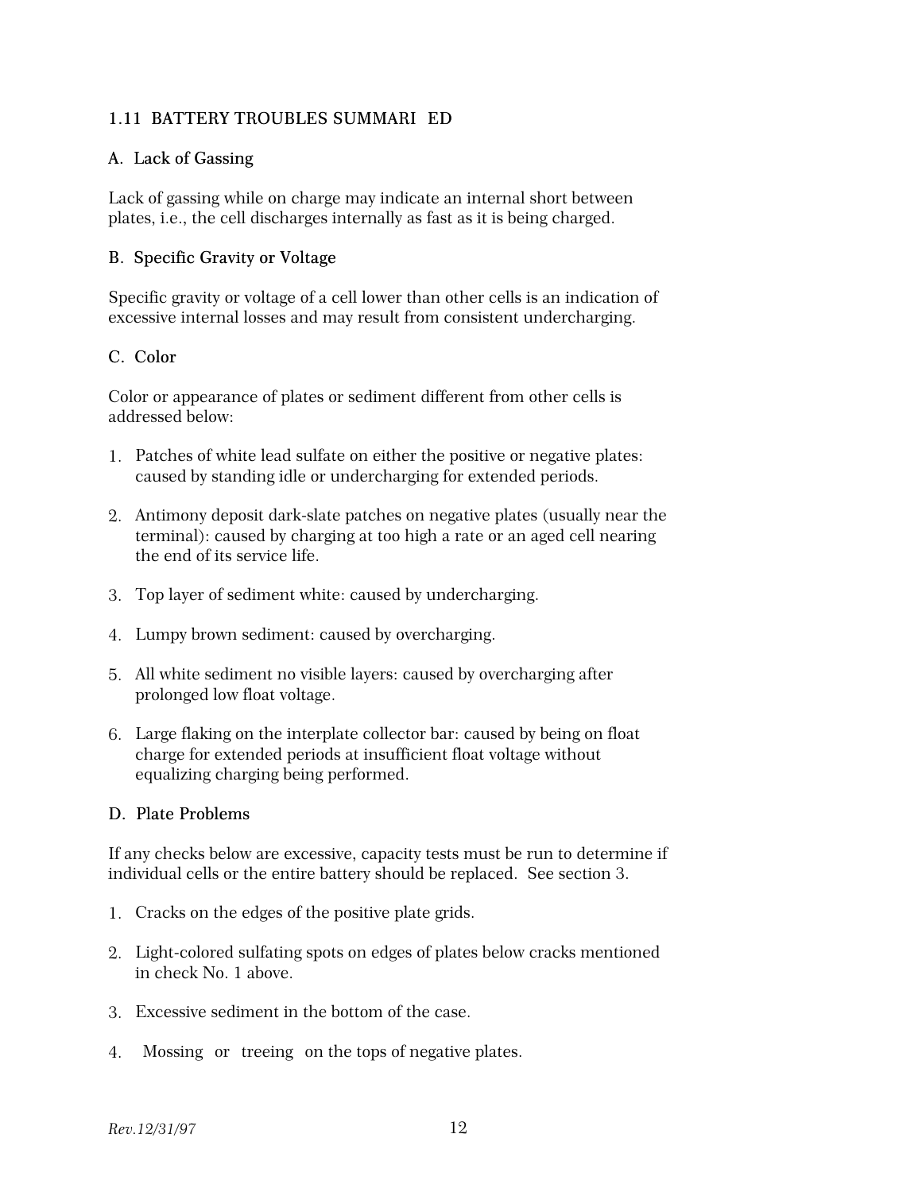## 1.11 BATTERY TROUBLES SUMMARI ED

### A. Lack of Gassing

Lack of gassing while on charge may indicate an internal short between plates, i.e., the cell discharges internally as fast as it is being charged.

### B. Specific Gravity or Voltage

Specific gravity or voltage of a cell lower than other cells is an indication of excessive internal losses and may result from consistent undercharging.

### C. Color

Color or appearance of plates or sediment different from other cells is addressed below:

1. Patches of white lead sulfate on either the positive or negative plates: caused by standing idle or undercharging for extended periods.

2. Antimony deposit dark-slate patches on negative plates (usually near the terminal): caused by charging at too high a rate or an aged cell nearing the end of its service life.

3. Top layer of sediment white: caused by undercharging.

4. Lumpy brown sediment: caused by overcharging.

5. All white sediment no visible layers: caused by overcharging after prolonged low float voltage.

6. Large flaking on the interplate collector bar: caused by being on float charge for extended periods at insufficient float voltage without equalizing charging being performed.

### D. Plate Problems

If any checks below are excessive, capacity tests must be run to determine if individual cells or the entire battery should be replaced. See section 3.

1. Cracks on the edges of the positive plate grids.

2. Light-colored sulfating spots on edges of plates below cracks mentioned in check No. 1 above.

3. Excessive sediment in the bottom of the case.

4. Mossing or treeing on the tops of negative plates.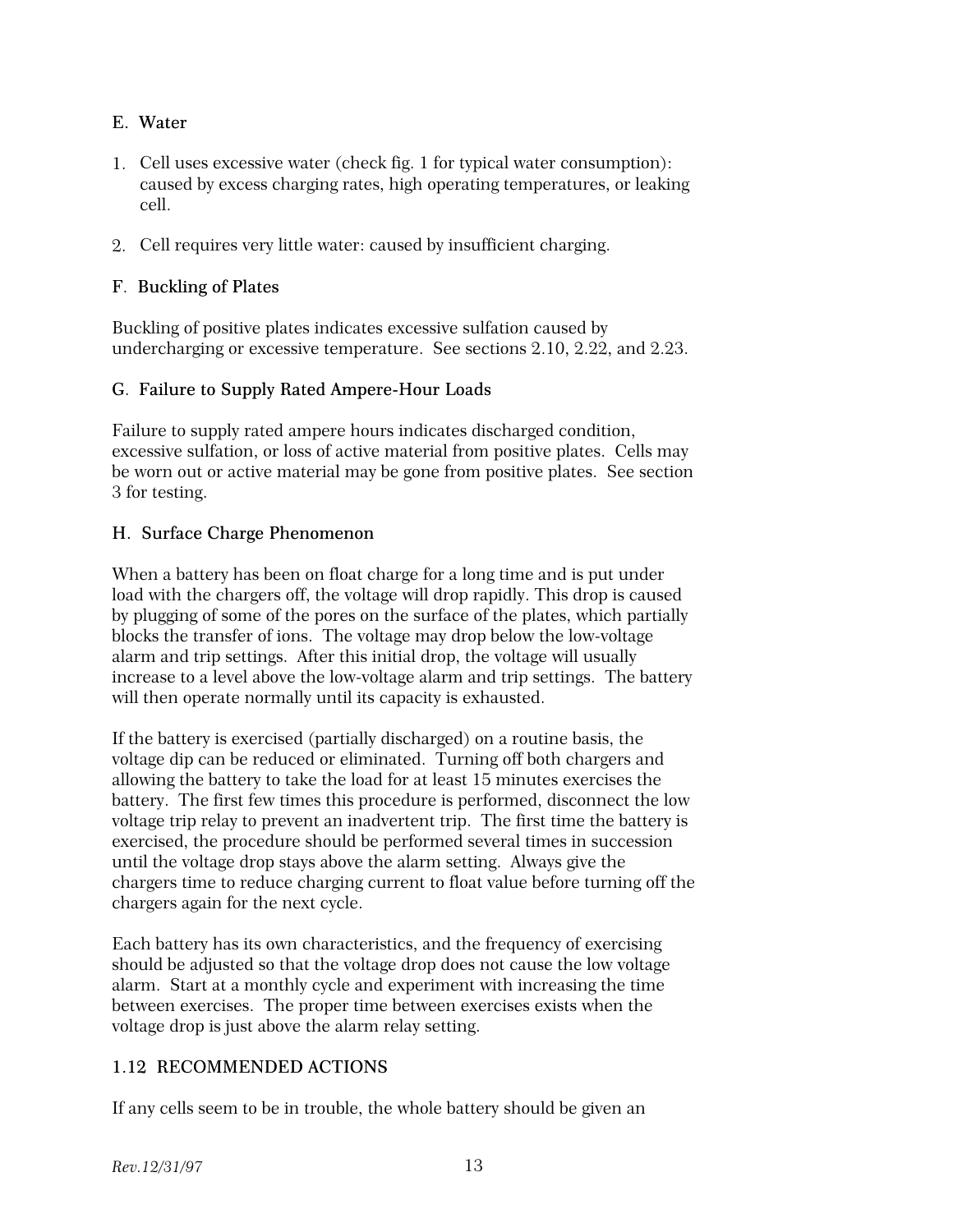### E. Water

1. Cell uses excessive water (check fig. 1 for typical water consumption): caused by excess charging rates, high operating temperatures, or leaking cell.

2. Cell requires very little water: caused by insufficient charging.

### F. Buckling of Plates

Buckling of positive plates indicates excessive sulfation caused by undercharging or excessive temperature. See sections 2.10, 2.22, and 2.23.

### G. Failure to Supply Rated Ampere-Hour Loads

Failure to supply rated ampere hours indicates discharged condition, excessive sulfation, or loss of active material from positive plates. Cells may be worn out or active material may be gone from positive plates. See section 3 for testing.

### H. Surface Charge Phenomenon

When a battery has been on float charge for a long time and is put under load with the chargers off, the voltage will drop rapidly. This drop is caused by plugging of some of the pores on the surface of the plates, which partially blocks the transfer of ions. The voltage may drop below the low-voltage alarm and trip settings. After this initial drop, the voltage will usually increase to a level above the low-voltage alarm and trip settings. The battery will then operate normally until its capacity is exhausted.

If the battery is exercised (partially discharged) on a routine basis, the voltage dip can be reduced or eliminated. Turning off both chargers and allowing the battery to take the load for at least 15 minutes exercises the battery. The first few times this procedure is performed, disconnect the low voltage trip relay to prevent an inadvertent trip. The first time the battery is exercised, the procedure should be performed several times in succession until the voltage drop stays above the alarm setting. Always give the chargers time to reduce charging current to float value before turning off the chargers again for the next cycle.

Each battery has its own characteristics, and the frequency of exercising should be adjusted so that the voltage drop does not cause the low voltage alarm. Start at a monthly cycle and experiment with increasing the time between exercises. The proper time between exercises exists when the voltage drop is just above the alarm relay setting.

## 1.12 RECOMMENDED ACTIONS

If any cells seem to be in trouble, the whole battery should be given an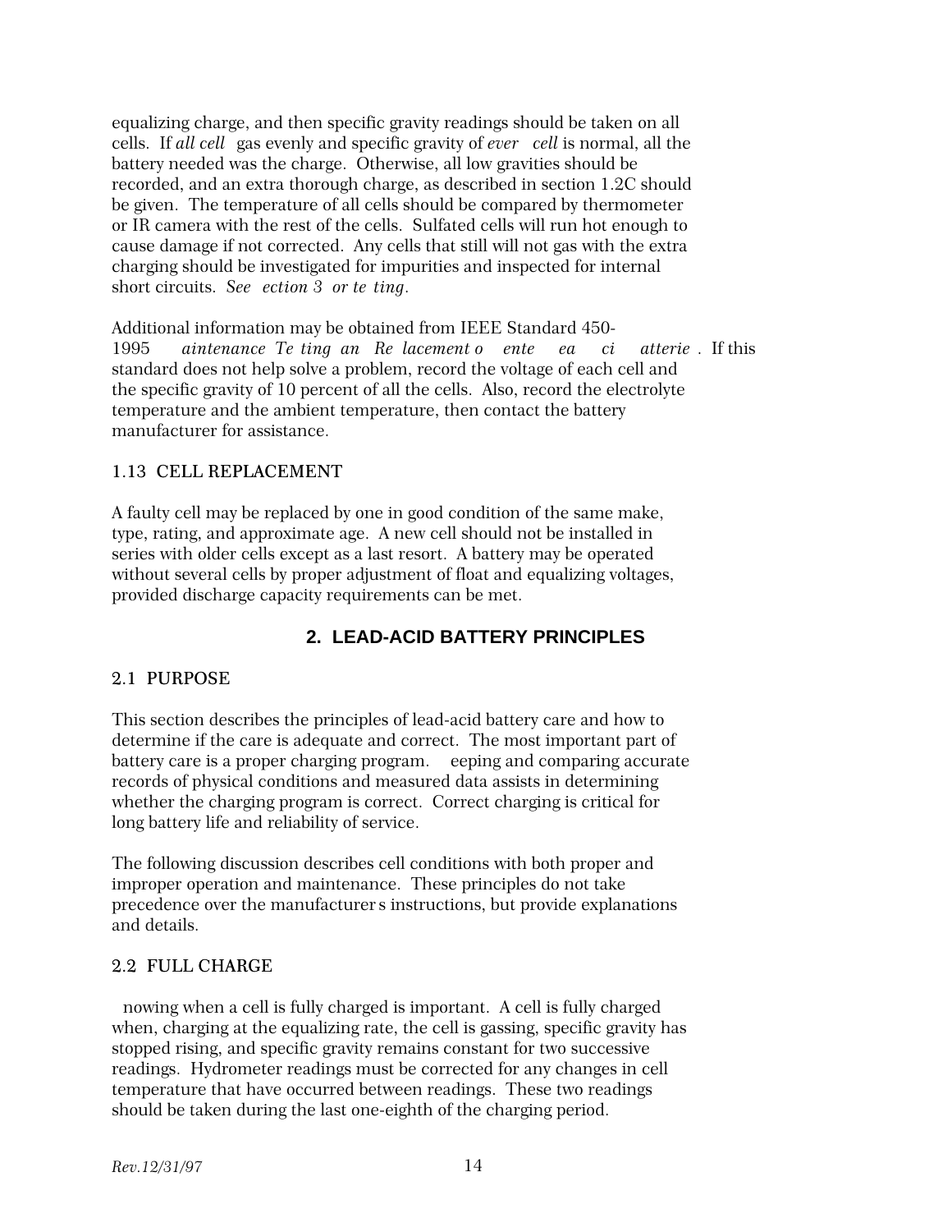equalizing charge, and then specific gravity readings should be taken on all cells. If *all cells* gas evenly and specific gravity of *every cell* is normal, all the battery needed was the charge. Otherwise, all low gravities should be recorded, and an extra thorough charge, as described in section 1.2C should be given. The temperature of all cells should be compared by thermometer or IR camera with the rest of the cells. Sulfated cells will run hot enough to cause damage if not corrected. Any cells that still will not gas with the extra charging should be investigated for impurities and inspected for internal short circuits. *See Section 3 for testing.*

Additional information may be obtained from IEEE Standard 450-1995 *Maintenance Testing and Replacement of Vented Lead Acid Batteries*. If this standard does not help solve a problem, record the voltage of each cell and the specific gravity of 10 percent of all the cells. Also, record the electrolyte temperature and the ambient temperature, then contact the battery manufacturer for assistance.

### 1.13 CELL REPLACEMENT

A faulty cell may be replaced by one in good condition of the same make, type, rating, and approximate age. A new cell should not be installed in series with older cells except as a last resort. A battery may be operated without several cells by proper adjustment of float and equalizing voltages, provided discharge capacity requirements can be met.

## 2. LEAD-ACID BATTERY PRINCIPLES

### 2.1 PURPOSE

This section describes the principles of lead-acid battery care and how to determine if the care is adequate and correct. The most important part of battery care is a proper charging program. Keeping and comparing accurate records of physical conditions and measured data assists in determining whether the charging program is correct. Correct charging is critical for long battery life and reliability of service.

The following discussion describes cell conditions with both proper and improper operation and maintenance. These principles do not take precedence over the manufacturer's instructions, but provide explanations and details.

### 2.2 FULL CHARGE

Knowing when a cell is fully charged is important. A cell is fully charged when, charging at the equalizing rate, the cell is gassing, specific gravity has stopped rising, and specific gravity remains constant for two successive readings. Hydrometer readings must be corrected for any changes in cell temperature that have occurred between readings. These two readings should be taken during the last one-eighth of the charging period.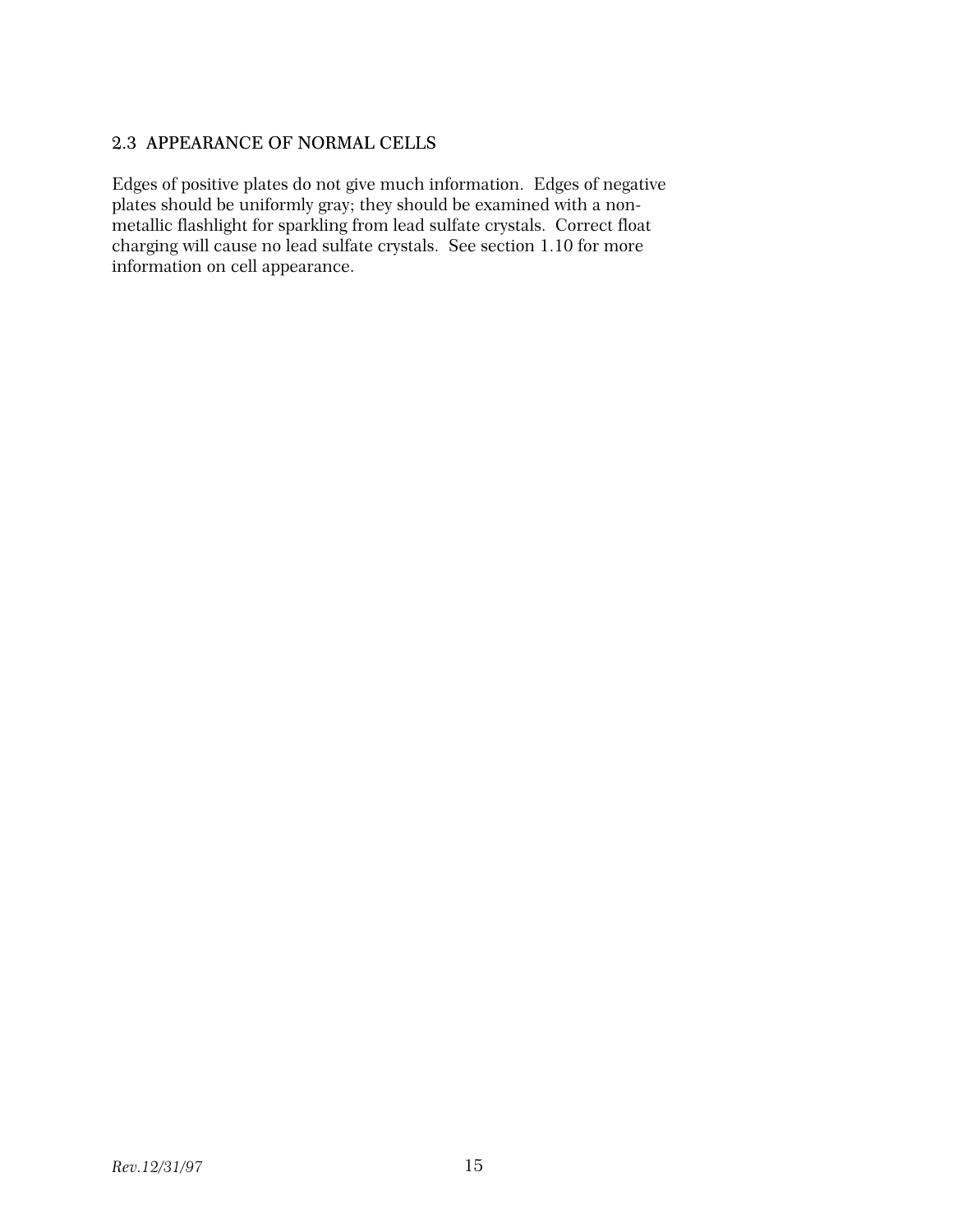## 2.3 APPEARANCE OF NORMAL CELLS

Edges of positive plates do not give much information. Edges of negative plates should be uniformly gray; they should be examined with a non-metallic flashlight for sparkling from lead sulfate crystals. Correct float charging will cause no lead sulfate crystals. See section 1.10 for more information on cell appearance.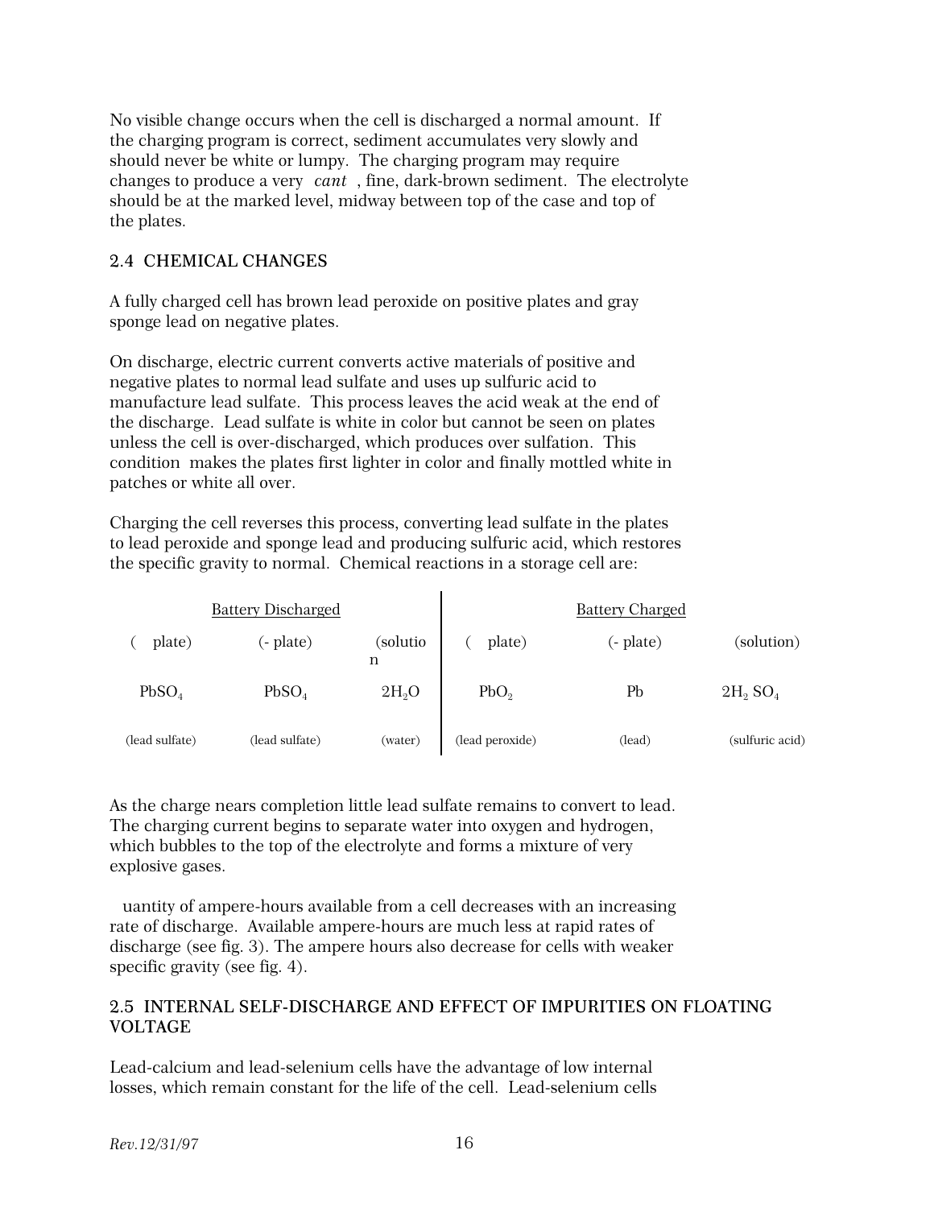No visible change occurs when the cell is discharged a normal amount. If the charging program is correct, sediment accumulates very slowly and should never be white or lumpy. The charging program may require changes to produce a very *cant* , fine, dark-brown sediment. The electrolyte should be at the marked level, midway between top of the case and top of the plates.

## 2.4 CHEMICAL CHANGES

A fully charged cell has brown lead peroxide on positive plates and gray sponge lead on negative plates.

On discharge, electric current converts active materials of positive and negative plates to normal lead sulfate and uses up sulfuric acid to manufacture lead sulfate. This process leaves the acid weak at the end of the discharge. Lead sulfate is white in color but cannot be seen on plates unless the cell is over-discharged, which produces over sulfation. This condition makes the plates first lighter in color and finally mottled white in patches or white all over.

Charging the cell reverses this process, converting lead sulfate in the plates to lead peroxide and sponge lead and producing sulfuric acid, which restores the specific gravity to normal. Chemical reactions in a storage cell are:

| Battery Discharged | | | Battery Charged | | |
|---|---|---|---|---|---|
| ( plate) | (- plate) | (solution) | ( plate) | (- plate) | (solution) |
| $PbSO_4$ | $PbSO_4$ | $2H_2O$ | $PbO_2$ | Pb | $2H_2SO_4$ |
| (lead sulfate) | (lead sulfate) | (water) | (lead peroxide) | (lead) | (sulfuric acid) |

As the charge nears completion little lead sulfate remains to convert to lead. The charging current begins to separate water into oxygen and hydrogen, which bubbles to the top of the electrolyte and forms a mixture of very explosive gases.

uantity of ampere-hours available from a cell decreases with an increasing rate of discharge. Available ampere-hours are much less at rapid rates of discharge (see fig. 3). The ampere hours also decrease for cells with weaker specific gravity (see fig. 4).

## 2.5 INTERNAL SELF-DISCHARGE AND EFFECT OF IMPURITIES ON FLOATING VOLTAGE

Lead-calcium and lead-selenium cells have the advantage of low internal losses, which remain constant for the life of the cell. Lead-selenium cells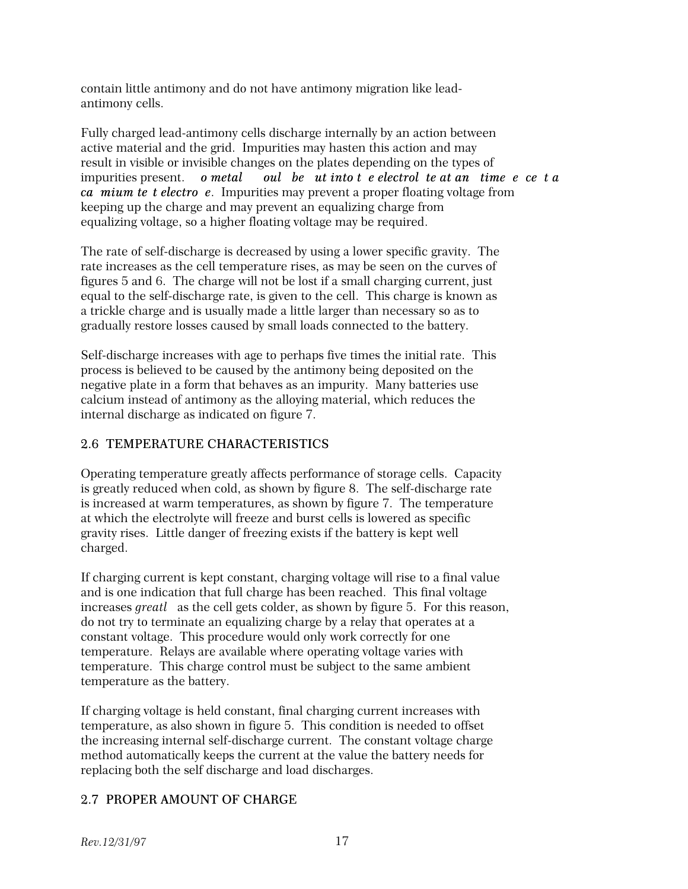contain little antimony and do not have antimony migration like lead-antimony cells.

Fully charged lead-antimony cells discharge internally by an action between active material and the grid. Impurities may hasten this action and may result in visible or invisible changes on the plates depending on the types of impurities present. ***No metal should be put into the electrolyte at any time except a cadmium test electrode***. Impurities may prevent a proper floating voltage from keeping up the charge and may prevent an equalizing charge from equalizing voltage, so a higher floating voltage may be required.

The rate of self-discharge is decreased by using a lower specific gravity. The rate increases as the cell temperature rises, as may be seen on the curves of figures 5 and 6. The charge will not be lost if a small charging current, just equal to the self-discharge rate, is given to the cell. This charge is known as a trickle charge and is usually made a little larger than necessary so as to gradually restore losses caused by small loads connected to the battery.

Self-discharge increases with age to perhaps five times the initial rate. This process is believed to be caused by the antimony being deposited on the negative plate in a form that behaves as an impurity. Many batteries use calcium instead of antimony as the alloying material, which reduces the internal discharge as indicated on figure 7.

## 2.6 TEMPERATURE CHARACTERISTICS

Operating temperature greatly affects performance of storage cells. Capacity is greatly reduced when cold, as shown by figure 8. The self-discharge rate is increased at warm temperatures, as shown by figure 7. The temperature at which the electrolyte will freeze and burst cells is lowered as specific gravity rises. Little danger of freezing exists if the battery is kept well charged.

If charging current is kept constant, charging voltage will rise to a final value and is one indication that full charge has been reached. This final voltage increases *greatly* as the cell gets colder, as shown by figure 5. For this reason, do not try to terminate an equalizing charge by a relay that operates at a constant voltage. This procedure would only work correctly for one temperature. Relays are available where operating voltage varies with temperature. This charge control must be subject to the same ambient temperature as the battery.

If charging voltage is held constant, final charging current increases with temperature, as also shown in figure 5. This condition is needed to offset the increasing internal self-discharge current. The constant voltage charge method automatically keeps the current at the value the battery needs for replacing both the self discharge and load discharges.

## 2.7 PROPER AMOUNT OF CHARGE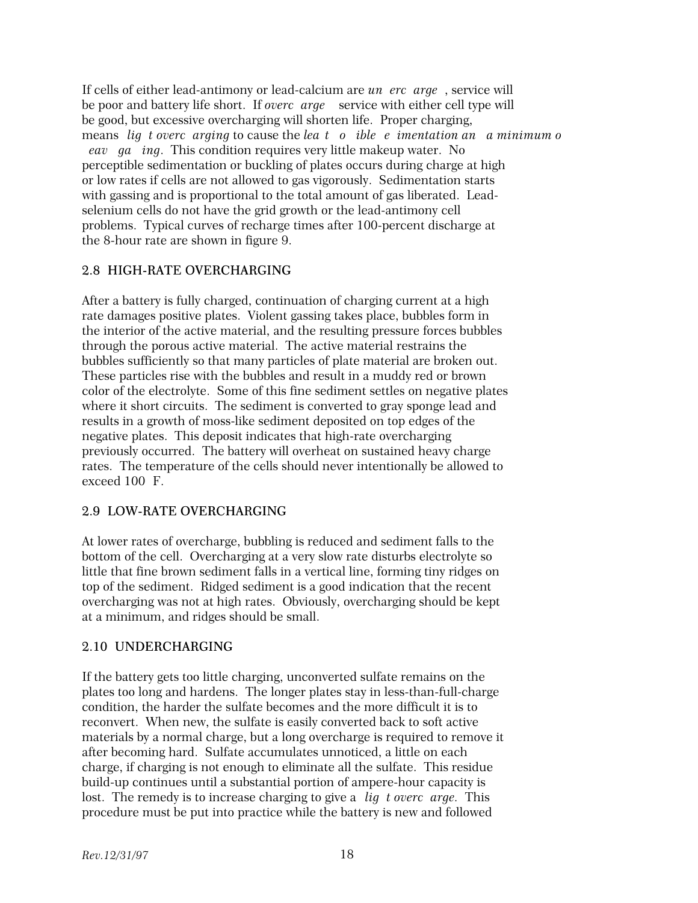If cells of either lead-antimony or lead-calcium are *undercharged*, service will be poor and battery life short. If *overcharged* service with either cell type will be good, but excessive overcharging will shorten life. Proper charging, means *light overcharging* to cause the *least possible sedimentation and a minimum of heavy gassing*. This condition requires very little makeup water. No perceptible sedimentation or buckling of plates occurs during charge at high or low rates if cells are not allowed to gas vigorously. Sedimentation starts with gassing and is proportional to the total amount of gas liberated. Lead-selenium cells do not have the grid growth or the lead-antimony cell problems. Typical curves of recharge times after 100-percent discharge at the 8-hour rate are shown in figure 9.

## 2.8 HIGH-RATE OVERCHARGING

After a battery is fully charged, continuation of charging current at a high rate damages positive plates. Violent gassing takes place, bubbles form in the interior of the active material, and the resulting pressure forces bubbles through the porous active material. The active material restrains the bubbles sufficiently so that many particles of plate material are broken out. These particles rise with the bubbles and result in a muddy red or brown color of the electrolyte. Some of this fine sediment settles on negative plates where it short circuits. The sediment is converted to gray sponge lead and results in a growth of moss-like sediment deposited on top edges of the negative plates. This deposit indicates that high-rate overcharging previously occurred. The battery will overheat on sustained heavy charge rates. The temperature of the cells should never intentionally be allowed to exceed 100 °F.

## 2.9 LOW-RATE OVERCHARGING

At lower rates of overcharge, bubbling is reduced and sediment falls to the bottom of the cell. Overcharging at a very slow rate disturbs electrolyte so little that fine brown sediment falls in a vertical line, forming tiny ridges on top of the sediment. Ridged sediment is a good indication that the recent overcharging was not at high rates. Obviously, overcharging should be kept at a minimum, and ridges should be small.

## 2.10 UNDERCHARGING

If the battery gets too little charging, unconverted sulfate remains on the plates too long and hardens. The longer plates stay in less-than-full-charge condition, the harder the sulfate becomes and the more difficult it is to reconvert. When new, the sulfate is easily converted back to soft active materials by a normal charge, but a long overcharge is required to remove it after becoming hard. Sulfate accumulates unnoticed, a little on each charge, if charging is not enough to eliminate all the sulfate. This residue build-up continues until a substantial portion of ampere-hour capacity is lost. The remedy is to increase charging to give a *light overcharge*. This procedure must be put into practice while the battery is new and followed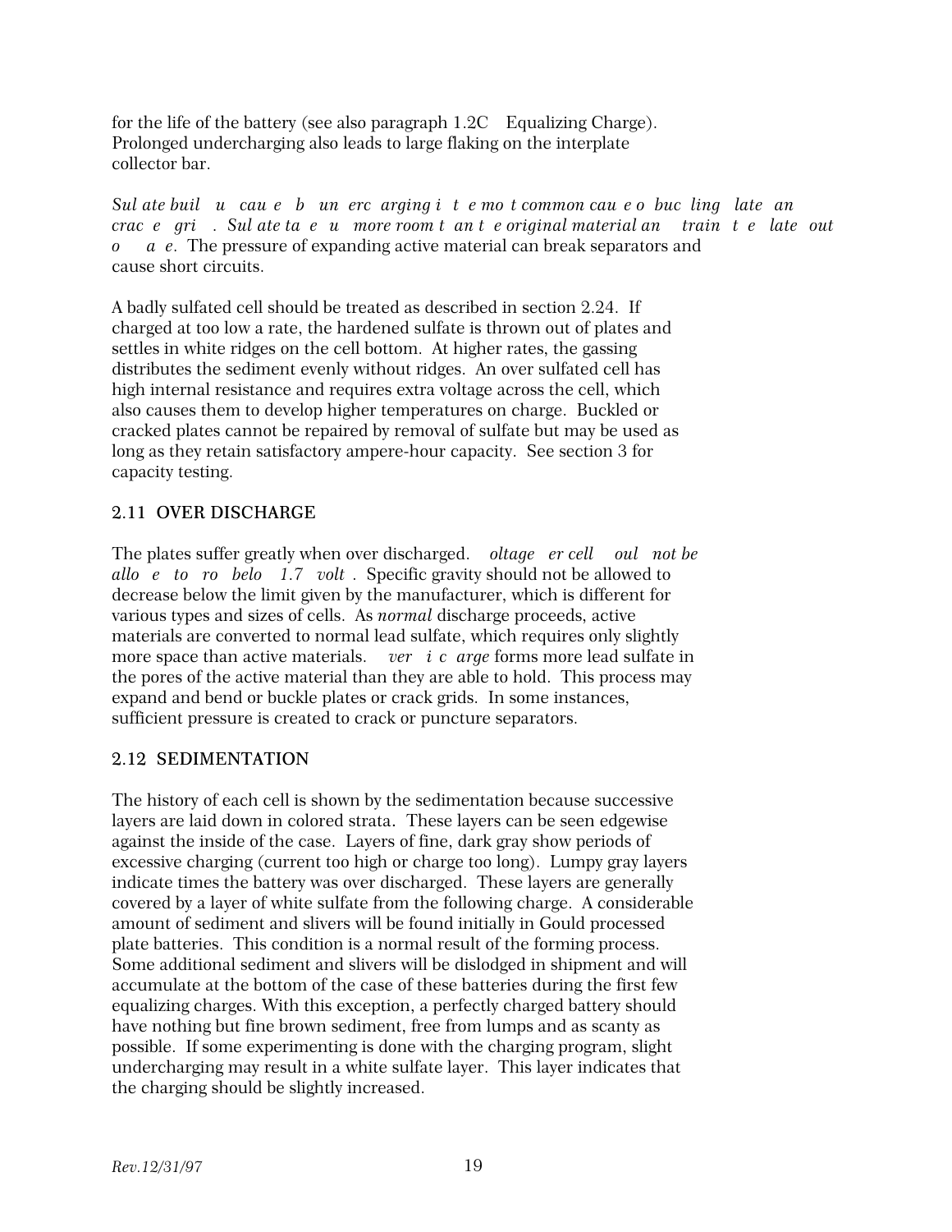for the life of the battery (see also paragraph 1.2C Equalizing Charge). Prolonged undercharging also leads to large flaking on the interplate collector bar.

*Sulfate build up caused by undercharging is the most common cause of buckling plates and cracked grids. Sulfate takes up more room than the original material and strains the plates out of shape.* The pressure of expanding active material can break separators and cause short circuits.

A badly sulfated cell should be treated as described in section 2.24. If charged at too low a rate, the hardened sulfate is thrown out of plates and settles in white ridges on the cell bottom. At higher rates, the gassing distributes the sediment evenly without ridges. An over sulfated cell has high internal resistance and requires extra voltage across the cell, which also causes them to develop higher temperatures on charge. Buckled or cracked plates cannot be repaired by removal of sulfate but may be used as long as they retain satisfactory ampere-hour capacity. See section 3 for capacity testing.

## 2.11 OVER DISCHARGE

The plates suffer greatly when over discharged. *Voltage per cell should not be allowed to drop below 1.7 volts.* Specific gravity should not be allowed to decrease below the limit given by the manufacturer, which is different for various types and sizes of cells. As *normal* discharge proceeds, active materials are converted to normal lead sulfate, which requires only slightly more space than active materials. *Overdischarge* forms more lead sulfate in the pores of the active material than they are able to hold. This process may expand and bend or buckle plates or crack grids. In some instances, sufficient pressure is created to crack or puncture separators.

## 2.12 SEDIMENTATION

The history of each cell is shown by the sedimentation because successive layers are laid down in colored strata. These layers can be seen edgewise against the inside of the case. Layers of fine, dark gray show periods of excessive charging (current too high or charge too long). Lumpy gray layers indicate times the battery was over discharged. These layers are generally covered by a layer of white sulfate from the following charge. A considerable amount of sediment and slivers will be found initially in Gould processed plate batteries. This condition is a normal result of the forming process. Some additional sediment and slivers will be dislodged in shipment and will accumulate at the bottom of the case of these batteries during the first few equalizing charges. With this exception, a perfectly charged battery should have nothing but fine brown sediment, free from lumps and as scanty as possible. If some experimenting is done with the charging program, slight undercharging may result in a white sulfate layer. This layer indicates that the charging should be slightly increased.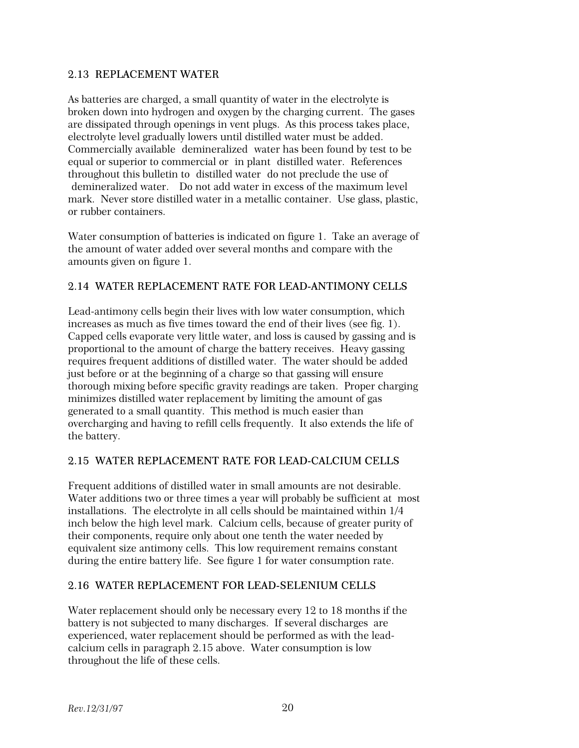## 2.13 REPLACEMENT WATER

As batteries are charged, a small quantity of water in the electrolyte is broken down into hydrogen and oxygen by the charging current. The gases are dissipated through openings in vent plugs. As this process takes place, electrolyte level gradually lowers until distilled water must be added. Commercially available demineralized water has been found by test to be equal or superior to commercial or in plant distilled water. References throughout this bulletin to distilled water do not preclude the use of demineralized water. Do not add water in excess of the maximum level mark. Never store distilled water in a metallic container. Use glass, plastic, or rubber containers.

Water consumption of batteries is indicated on figure 1. Take an average of the amount of water added over several months and compare with the amounts given on figure 1.

## 2.14 WATER REPLACEMENT RATE FOR LEAD-ANTIMONY CELLS

Lead-antimony cells begin their lives with low water consumption, which increases as much as five times toward the end of their lives (see fig. 1). Capped cells evaporate very little water, and loss is caused by gassing and is proportional to the amount of charge the battery receives. Heavy gassing requires frequent additions of distilled water. The water should be added just before or at the beginning of a charge so that gassing will ensure thorough mixing before specific gravity readings are taken. Proper charging minimizes distilled water replacement by limiting the amount of gas generated to a small quantity. This method is much easier than overcharging and having to refill cells frequently. It also extends the life of the battery.

## 2.15 WATER REPLACEMENT RATE FOR LEAD-CALCIUM CELLS

Frequent additions of distilled water in small amounts are not desirable. Water additions two or three times a year will probably be sufficient at most installations. The electrolyte in all cells should be maintained within 1/4 inch below the high level mark. Calcium cells, because of greater purity of their components, require only about one tenth the water needed by equivalent size antimony cells. This low requirement remains constant during the entire battery life. See figure 1 for water consumption rate.

## 2.16 WATER REPLACEMENT FOR LEAD-SELENIUM CELLS

Water replacement should only be necessary every 12 to 18 months if the battery is not subjected to many discharges. If several discharges are experienced, water replacement should be performed as with the lead-calcium cells in paragraph 2.15 above. Water consumption is low throughout the life of these cells.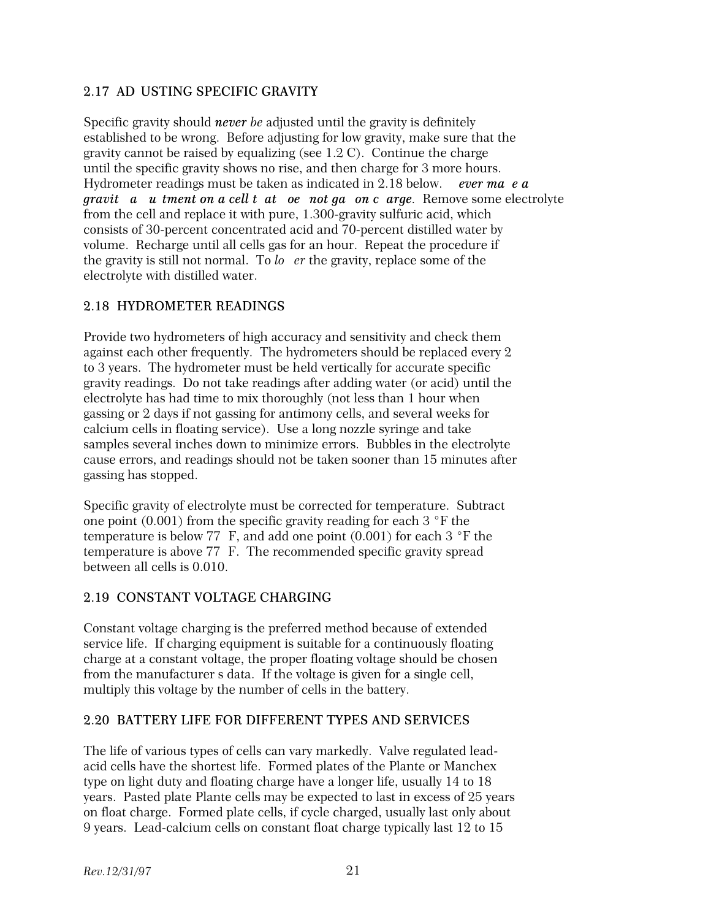## 2.17 AD USTING SPECIFIC GRAVITY

Specific gravity should ***never be*** adjusted until the gravity is definitely established to be wrong. Before adjusting for low gravity, make sure that the gravity cannot be raised by equalizing (see 1.2 C). Continue the charge until the specific gravity shows no rise, and then charge for 3 more hours. Hydrometer readings must be taken as indicated in 2.18 below. ***ever ma e a gravit a u tment on a cell t at oe not ga on c arge***. Remove some electrolyte from the cell and replace it with pure, 1.300-gravity sulfuric acid, which consists of 30-percent concentrated acid and 70-percent distilled water by volume. Recharge until all cells gas for an hour. Repeat the procedure if the gravity is still not normal. To *lo er* the gravity, replace some of the electrolyte with distilled water.

## 2.18 HYDROMETER READINGS

Provide two hydrometers of high accuracy and sensitivity and check them against each other frequently. The hydrometers should be replaced every 2 to 3 years. The hydrometer must be held vertically for accurate specific gravity readings. Do not take readings after adding water (or acid) until the electrolyte has had time to mix thoroughly (not less than 1 hour when gassing or 2 days if not gassing for antimony cells, and several weeks for calcium cells in floating service). Use a long nozzle syringe and take samples several inches down to minimize errors. Bubbles in the electrolyte cause errors, and readings should not be taken sooner than 15 minutes after gassing has stopped.

Specific gravity of electrolyte must be corrected for temperature. Subtract one point (0.001) from the specific gravity reading for each 3 °F the temperature is below 77 F, and add one point (0.001) for each 3 °F the temperature is above 77 F. The recommended specific gravity spread between all cells is 0.010.

## 2.19 CONSTANT VOLTAGE CHARGING

Constant voltage charging is the preferred method because of extended service life. If charging equipment is suitable for a continuously floating charge at a constant voltage, the proper floating voltage should be chosen from the manufacturer s data. If the voltage is given for a single cell, multiply this voltage by the number of cells in the battery.

## 2.20 BATTERY LIFE FOR DIFFERENT TYPES AND SERVICES

The life of various types of cells can vary markedly. Valve regulated lead-acid cells have the shortest life. Formed plates of the Plante or Manchex type on light duty and floating charge have a longer life, usually 14 to 18 years. Pasted plate Plante cells may be expected to last in excess of 25 years on float charge. Formed plate cells, if cycle charged, usually last only about 9 years. Lead-calcium cells on constant float charge typically last 12 to 15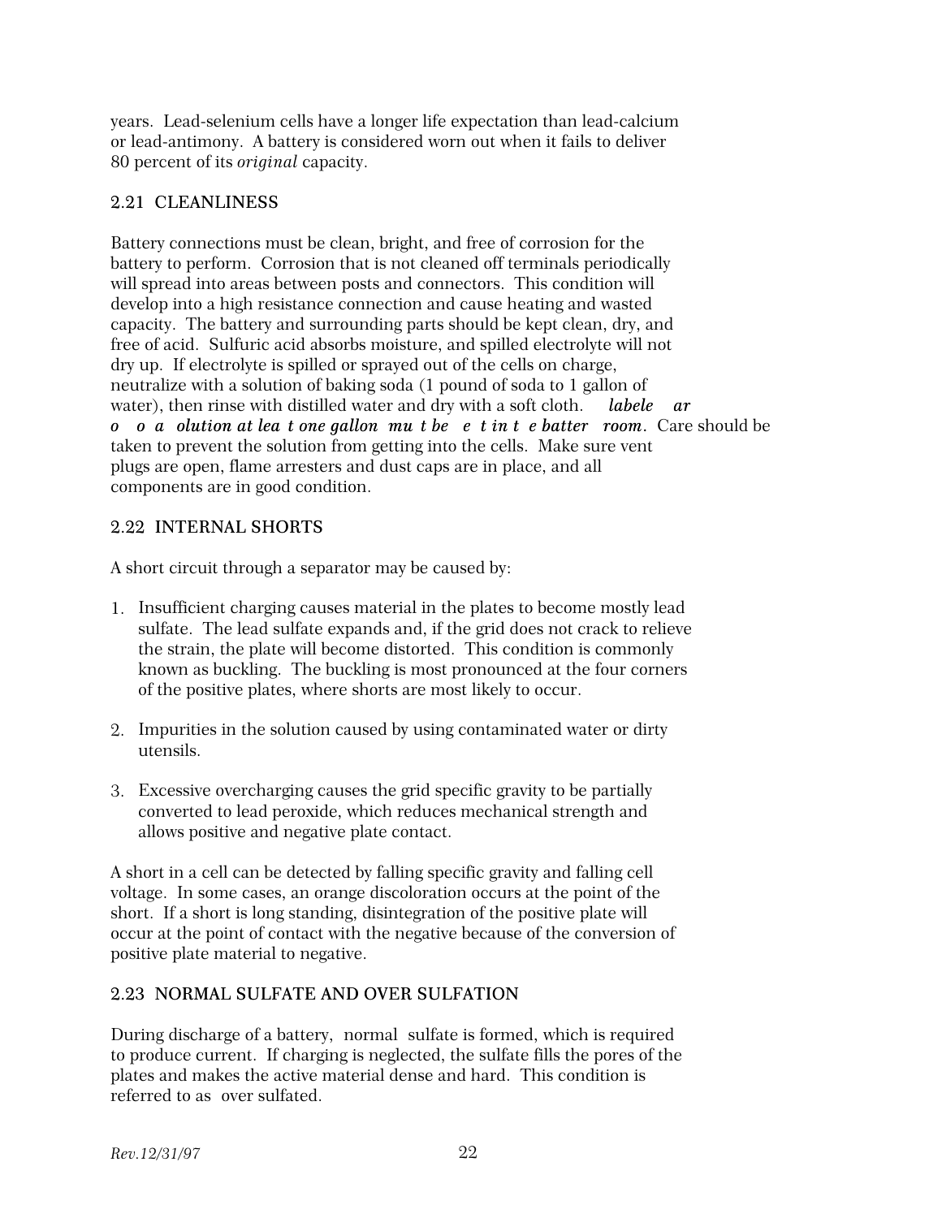years. Lead-selenium cells have a longer life expectation than lead-calcium or lead-antimony. A battery is considered worn out when it fails to deliver 80 percent of its *original* capacity.

## 2.21 CLEANLINESS

Battery connections must be clean, bright, and free of corrosion for the battery to perform. Corrosion that is not cleaned off terminals periodically will spread into areas between posts and connectors. This condition will develop into a high resistance connection and cause heating and wasted capacity. The battery and surrounding parts should be kept clean, dry, and free of acid. Sulfuric acid absorbs moisture, and spilled electrolyte will not dry up. If electrolyte is spilled or sprayed out of the cells on charge, neutralize with a solution of baking soda (1 pound of soda to 1 gallon of water), then rinse with distilled water and dry with a soft cloth. ***labele ar o o a olution at lea t one gallon mu t be e t in t e batter room***. Care should be taken to prevent the solution from getting into the cells. Make sure vent plugs are open, flame arresters and dust caps are in place, and all components are in good condition.

## 2.22 INTERNAL SHORTS

A short circuit through a separator may be caused by:

1. Insufficient charging causes material in the plates to become mostly lead sulfate. The lead sulfate expands and, if the grid does not crack to relieve the strain, the plate will become distorted. This condition is commonly known as buckling. The buckling is most pronounced at the four corners of the positive plates, where shorts are most likely to occur.

2. Impurities in the solution caused by using contaminated water or dirty utensils.

3. Excessive overcharging causes the grid specific gravity to be partially converted to lead peroxide, which reduces mechanical strength and allows positive and negative plate contact.

A short in a cell can be detected by falling specific gravity and falling cell voltage. In some cases, an orange discoloration occurs at the point of the short. If a short is long standing, disintegration of the positive plate will occur at the point of contact with the negative because of the conversion of positive plate material to negative.

## 2.23 NORMAL SULFATE AND OVER SULFATION

During discharge of a battery, normal sulfate is formed, which is required to produce current. If charging is neglected, the sulfate fills the pores of the plates and makes the active material dense and hard. This condition is referred to as over sulfated.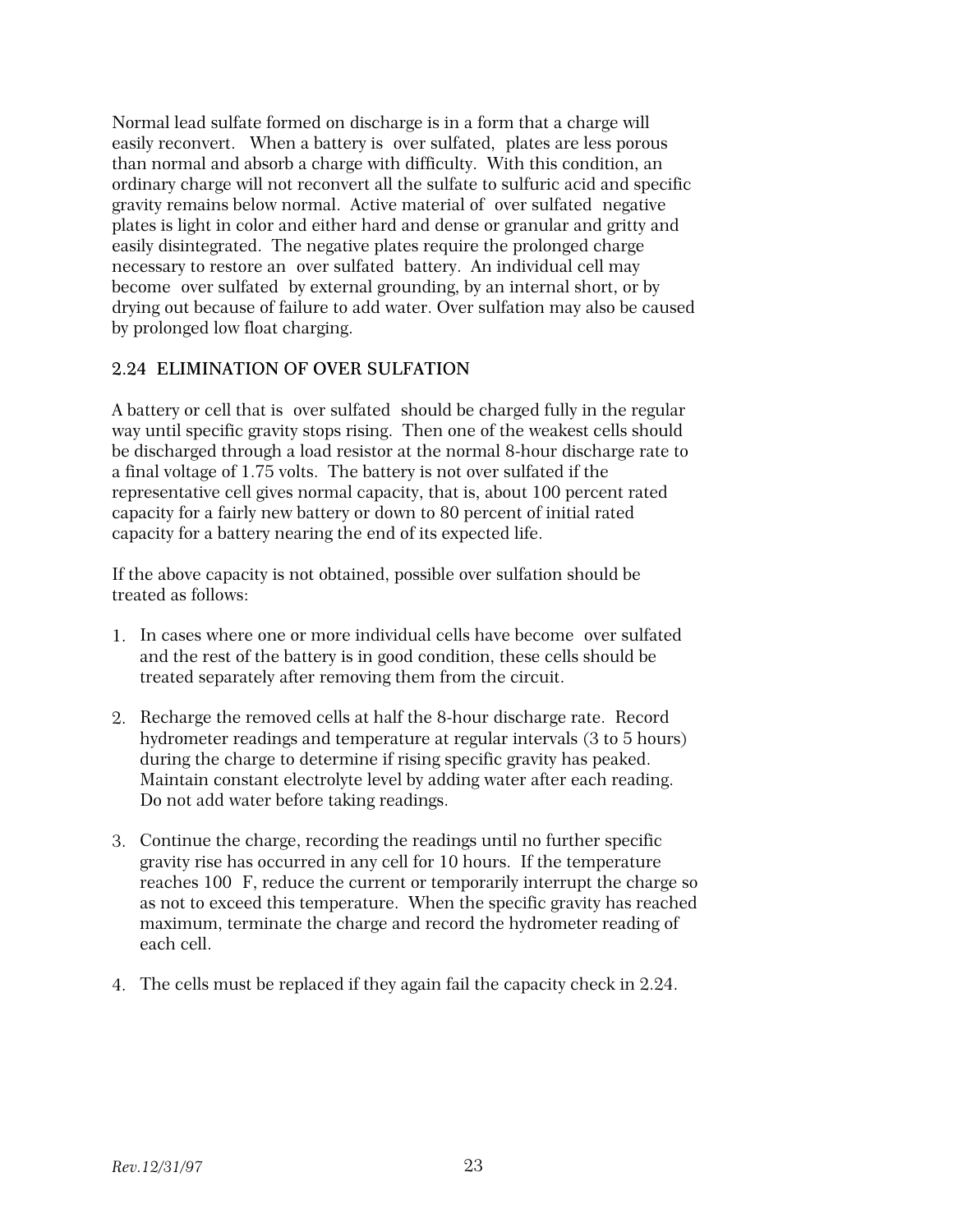Normal lead sulfate formed on discharge is in a form that a charge will easily reconvert. When a battery is over sulfated, plates are less porous than normal and absorb a charge with difficulty. With this condition, an ordinary charge will not reconvert all the sulfate to sulfuric acid and specific gravity remains below normal. Active material of over sulfated negative plates is light in color and either hard and dense or granular and gritty and easily disintegrated. The negative plates require the prolonged charge necessary to restore an over sulfated battery. An individual cell may become over sulfated by external grounding, by an internal short, or by drying out because of failure to add water. Over sulfation may also be caused by prolonged low float charging.

## 2.24 ELIMINATION OF OVER SULFATION

A battery or cell that is over sulfated should be charged fully in the regular way until specific gravity stops rising. Then one of the weakest cells should be discharged through a load resistor at the normal 8-hour discharge rate to a final voltage of 1.75 volts. The battery is not over sulfated if the representative cell gives normal capacity, that is, about 100 percent rated capacity for a fairly new battery or down to 80 percent of initial rated capacity for a battery nearing the end of its expected life.

If the above capacity is not obtained, possible over sulfation should be treated as follows:

1. In cases where one or more individual cells have become over sulfated and the rest of the battery is in good condition, these cells should be treated separately after removing them from the circuit.

2. Recharge the removed cells at half the 8-hour discharge rate. Record hydrometer readings and temperature at regular intervals (3 to 5 hours) during the charge to determine if rising specific gravity has peaked. Maintain constant electrolyte level by adding water after each reading. Do not add water before taking readings.

3. Continue the charge, recording the readings until no further specific gravity rise has occurred in any cell for 10 hours. If the temperature reaches 100 F, reduce the current or temporarily interrupt the charge so as not to exceed this temperature. When the specific gravity has reached maximum, terminate the charge and record the hydrometer reading of each cell.

4. The cells must be replaced if they again fail the capacity check in 2.24.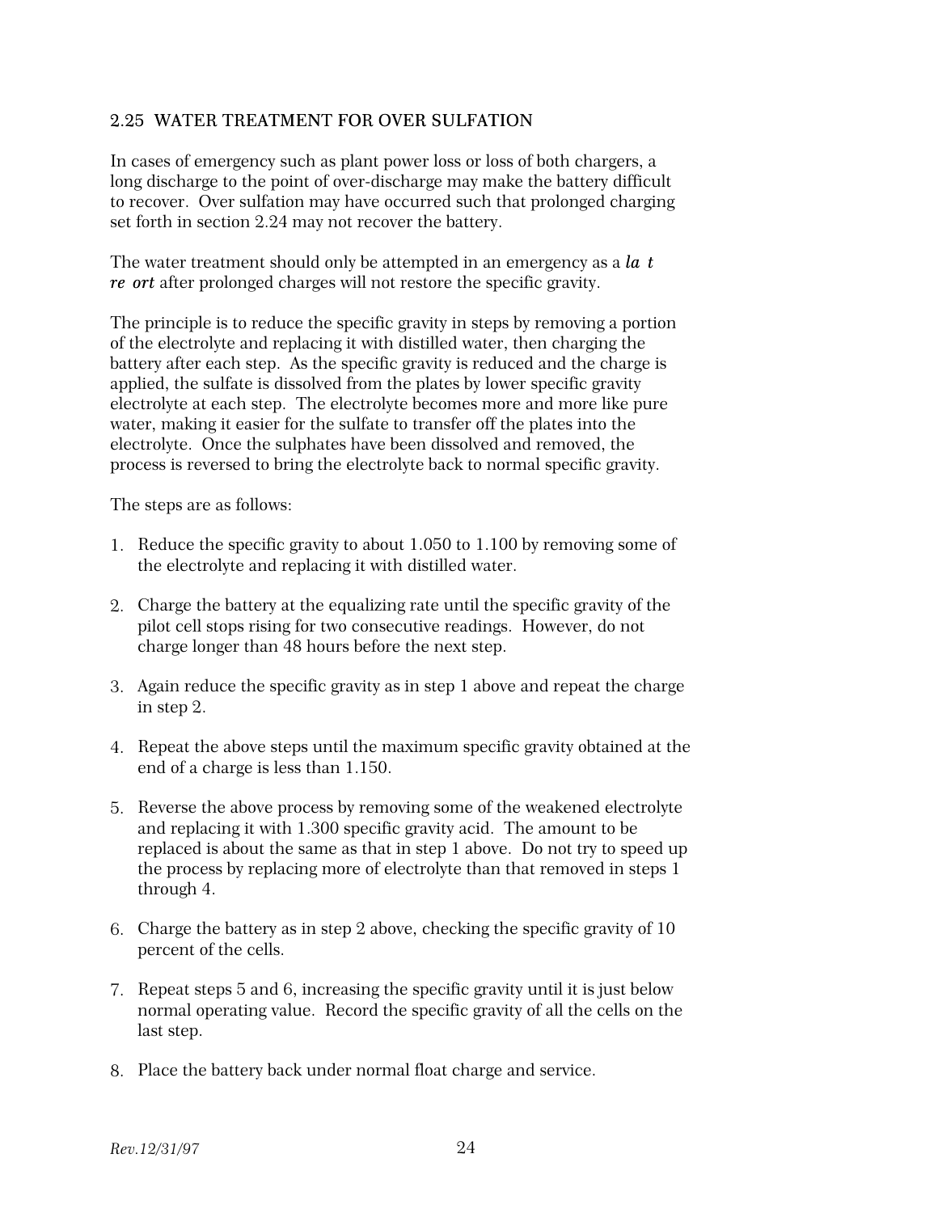## 2.25 WATER TREATMENT FOR OVER SULFATION

In cases of emergency such as plant power loss or loss of both chargers, a long discharge to the point of over-discharge may make the battery difficult to recover. Over sulfation may have occurred such that prolonged charging set forth in section 2.24 may not recover the battery.

The water treatment should only be attempted in an emergency as a ***la t re ort*** after prolonged charges will not restore the specific gravity.

The principle is to reduce the specific gravity in steps by removing a portion of the electrolyte and replacing it with distilled water, then charging the battery after each step. As the specific gravity is reduced and the charge is applied, the sulfate is dissolved from the plates by lower specific gravity electrolyte at each step. The electrolyte becomes more and more like pure water, making it easier for the sulfate to transfer off the plates into the electrolyte. Once the sulphates have been dissolved and removed, the process is reversed to bring the electrolyte back to normal specific gravity.

The steps are as follows:

1. Reduce the specific gravity to about 1.050 to 1.100 by removing some of the electrolyte and replacing it with distilled water.

2. Charge the battery at the equalizing rate until the specific gravity of the pilot cell stops rising for two consecutive readings. However, do not charge longer than 48 hours before the next step.

3. Again reduce the specific gravity as in step 1 above and repeat the charge in step 2.

4. Repeat the above steps until the maximum specific gravity obtained at the end of a charge is less than 1.150.

5. Reverse the above process by removing some of the weakened electrolyte and replacing it with 1.300 specific gravity acid. The amount to be replaced is about the same as that in step 1 above. Do not try to speed up the process by replacing more of electrolyte than that removed in steps 1 through 4.

6. Charge the battery as in step 2 above, checking the specific gravity of 10 percent of the cells.

7. Repeat steps 5 and 6, increasing the specific gravity until it is just below normal operating value. Record the specific gravity of all the cells on the last step.

8. Place the battery back under normal float charge and service.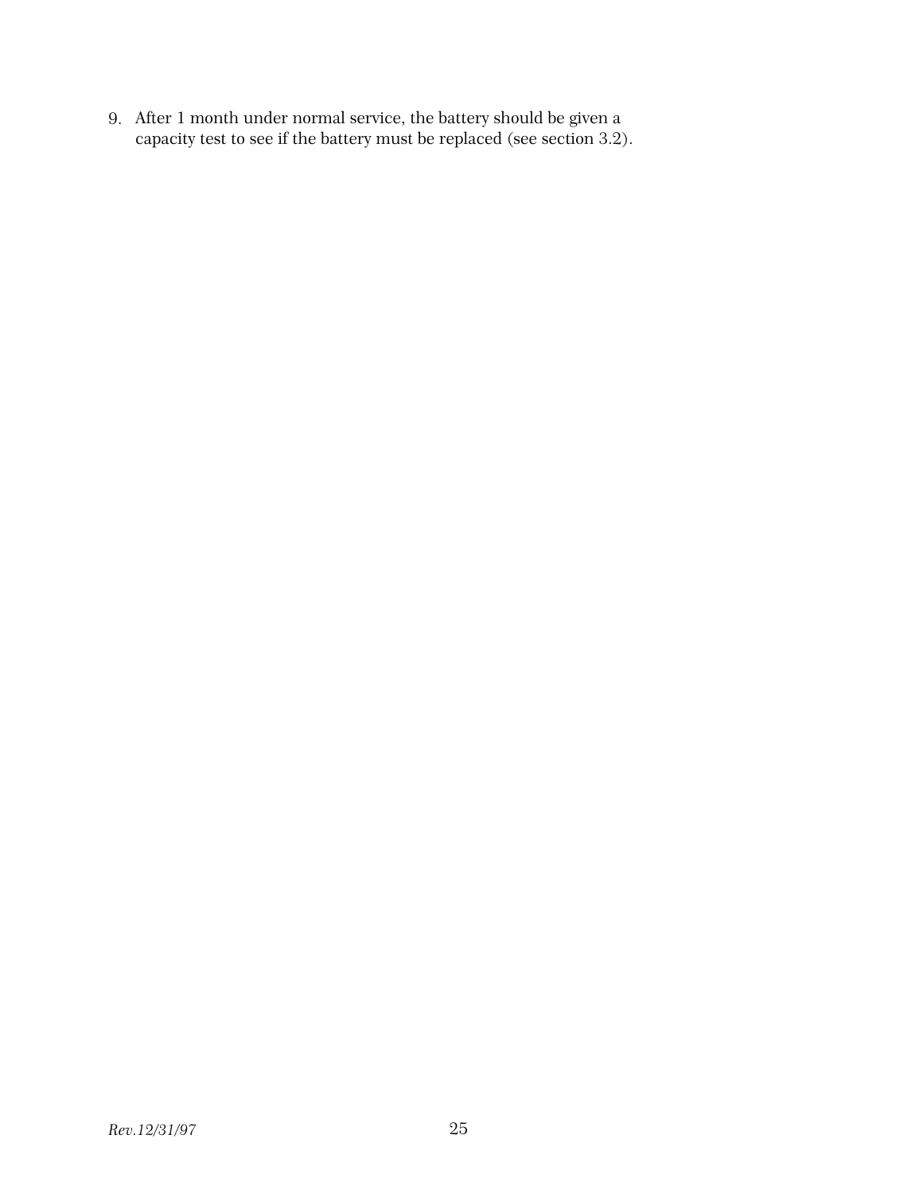9. After 1 month under normal service, the battery should be given a capacity test to see if the battery must be replaced (see section 3.2).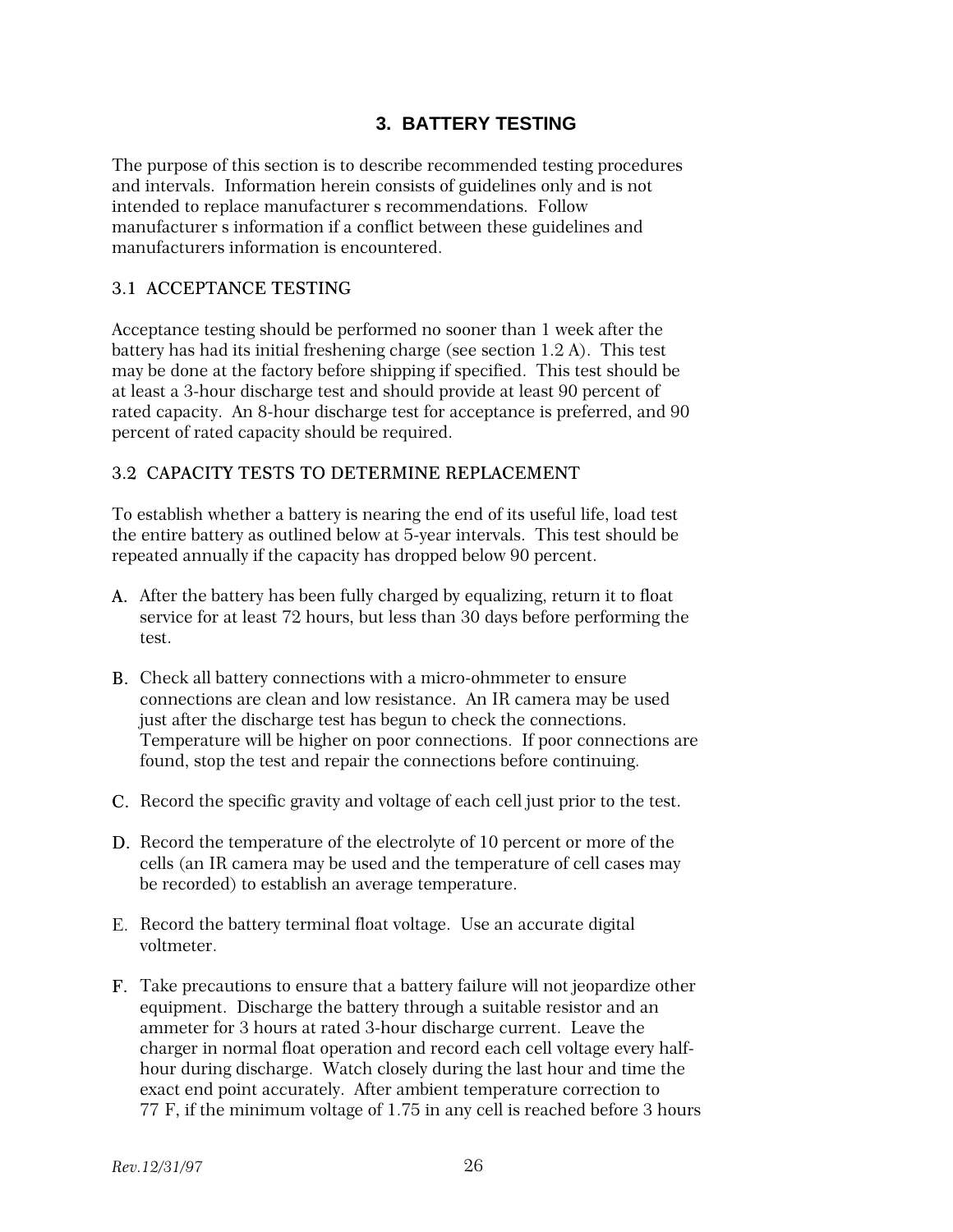## 3. BATTERY TESTING

The purpose of this section is to describe recommended testing procedures and intervals. Information herein consists of guidelines only and is not intended to replace manufacturer s recommendations. Follow manufacturer s information if a conflict between these guidelines and manufacturers information is encountered.

### 3.1 ACCEPTANCE TESTING

Acceptance testing should be performed no sooner than 1 week after the battery has had its initial freshening charge (see section 1.2 A). This test may be done at the factory before shipping if specified. This test should be at least a 3-hour discharge test and should provide at least 90 percent of rated capacity. An 8-hour discharge test for acceptance is preferred, and 90 percent of rated capacity should be required.

### 3.2 CAPACITY TESTS TO DETERMINE REPLACEMENT

To establish whether a battery is nearing the end of its useful life, load test the entire battery as outlined below at 5-year intervals. This test should be repeated annually if the capacity has dropped below 90 percent.

A. After the battery has been fully charged by equalizing, return it to float service for at least 72 hours, but less than 30 days before performing the test.

B. Check all battery connections with a micro-ohmmeter to ensure connections are clean and low resistance. An IR camera may be used just after the discharge test has begun to check the connections. Temperature will be higher on poor connections. If poor connections are found, stop the test and repair the connections before continuing.

C. Record the specific gravity and voltage of each cell just prior to the test.

D. Record the temperature of the electrolyte of 10 percent or more of the cells (an IR camera may be used and the temperature of cell cases may be recorded) to establish an average temperature.

E. Record the battery terminal float voltage. Use an accurate digital voltmeter.

F. Take precautions to ensure that a battery failure will not jeopardize other equipment. Discharge the battery through a suitable resistor and an ammeter for 3 hours at rated 3-hour discharge current. Leave the charger in normal float operation and record each cell voltage every half-hour during discharge. Watch closely during the last hour and time the exact end point accurately. After ambient temperature correction to 77 F, if the minimum voltage of 1.75 in any cell is reached before 3 hours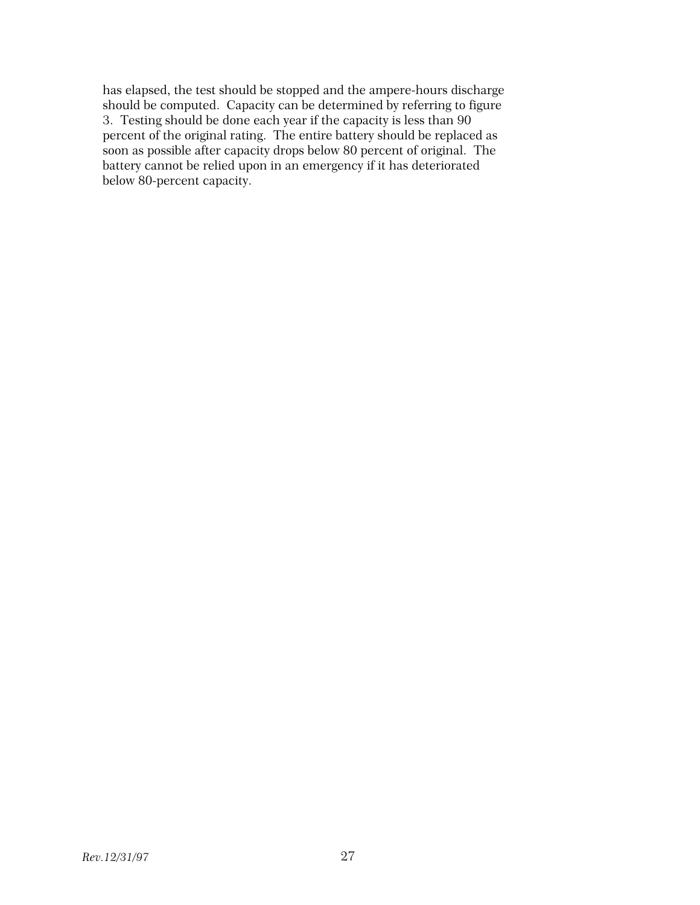has elapsed, the test should be stopped and the ampere-hours discharge should be computed. Capacity can be determined by referring to figure 3. Testing should be done each year if the capacity is less than 90 percent of the original rating. The entire battery should be replaced as soon as possible after capacity drops below 80 percent of original. The battery cannot be relied upon in an emergency if it has deteriorated below 80-percent capacity.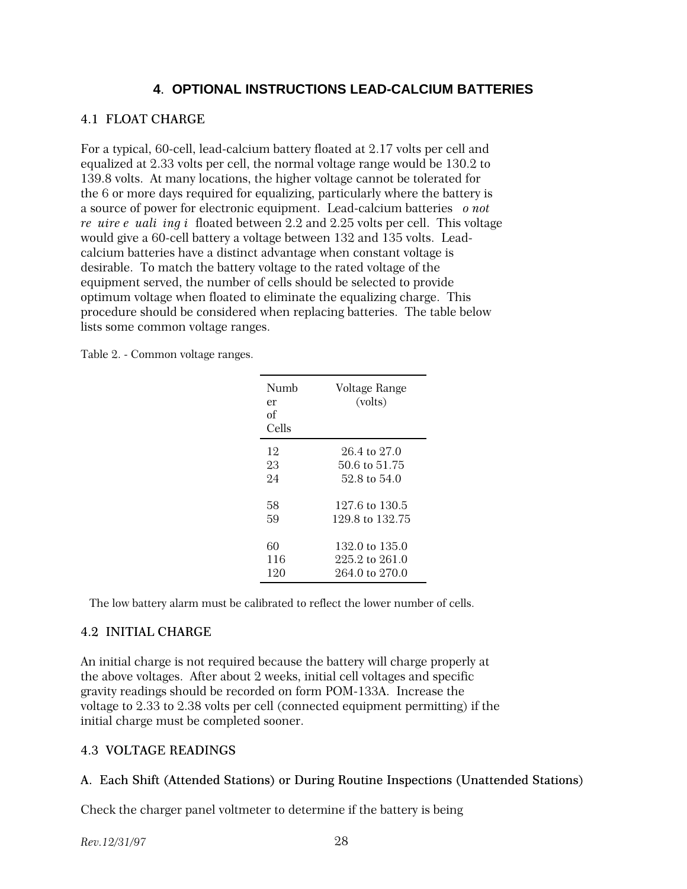## 4. OPTIONAL INSTRUCTIONS LEAD-CALCIUM BATTERIES

### 4.1 FLOAT CHARGE

For a typical, 60-cell, lead-calcium battery floated at 2.17 volts per cell and equalized at 2.33 volts per cell, the normal voltage range would be 130.2 to 139.8 volts. At many locations, the higher voltage cannot be tolerated for the 6 or more days required for equalizing, particularly where the battery is a source of power for electronic equipment. Lead-calcium batteries *o not re uire e uali ing i* floated between 2.2 and 2.25 volts per cell. This voltage would give a 60-cell battery a voltage between 132 and 135 volts. Lead-calcium batteries have a distinct advantage when constant voltage is desirable. To match the battery voltage to the rated voltage of the equipment served, the number of cells should be selected to provide optimum voltage when floated to eliminate the equalizing charge. This procedure should be considered when replacing batteries. The table below lists some common voltage ranges.

Table 2. - Common voltage ranges.

| Number of Cells | Voltage Range (volts) |
|---|---|
| 12 | 26.4 to 27.0 |
| 23 | 50.6 to 51.75 |
| 24 | 52.8 to 54.0 |
| 58 | 127.6 to 130.5 |
| 59 | 129.8 to 132.75 |
| 60 | 132.0 to 135.0 |
| 116 | 225.2 to 261.0 |
| 120 | 264.0 to 270.0 |

The low battery alarm must be calibrated to reflect the lower number of cells.

### 4.2 INITIAL CHARGE

An initial charge is not required because the battery will charge properly at the above voltages. After about 2 weeks, initial cell voltages and specific gravity readings should be recorded on form POM-133A. Increase the voltage to 2.33 to 2.38 volts per cell (connected equipment permitting) if the initial charge must be completed sooner.

### 4.3 VOLTAGE READINGS

#### A. Each Shift (Attended Stations) or During Routine Inspections (Unattended Stations)

Check the charger panel voltmeter to determine if the battery is being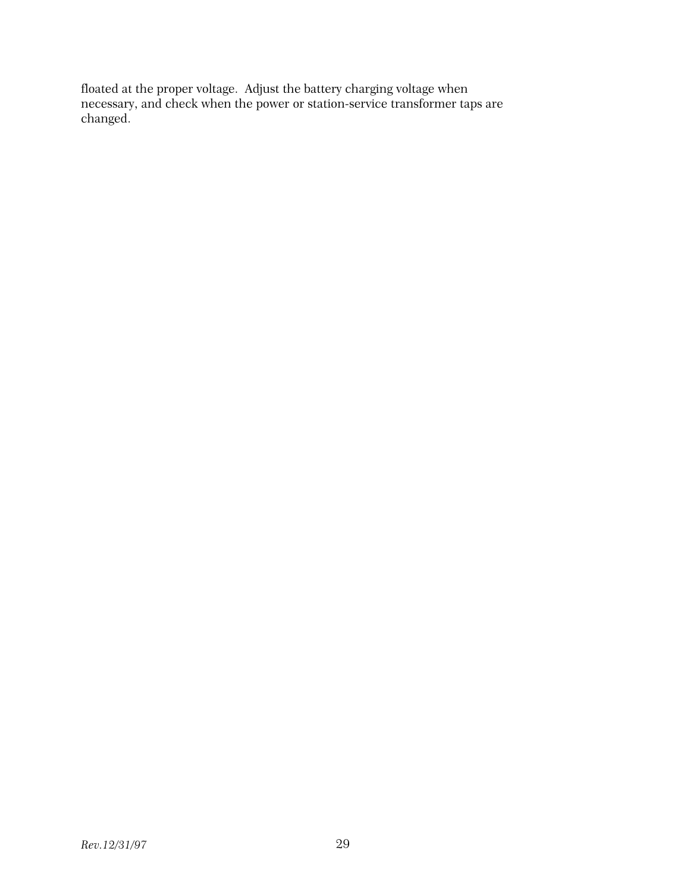floated at the proper voltage. Adjust the battery charging voltage when necessary, and check when the power or station-service transformer taps are changed.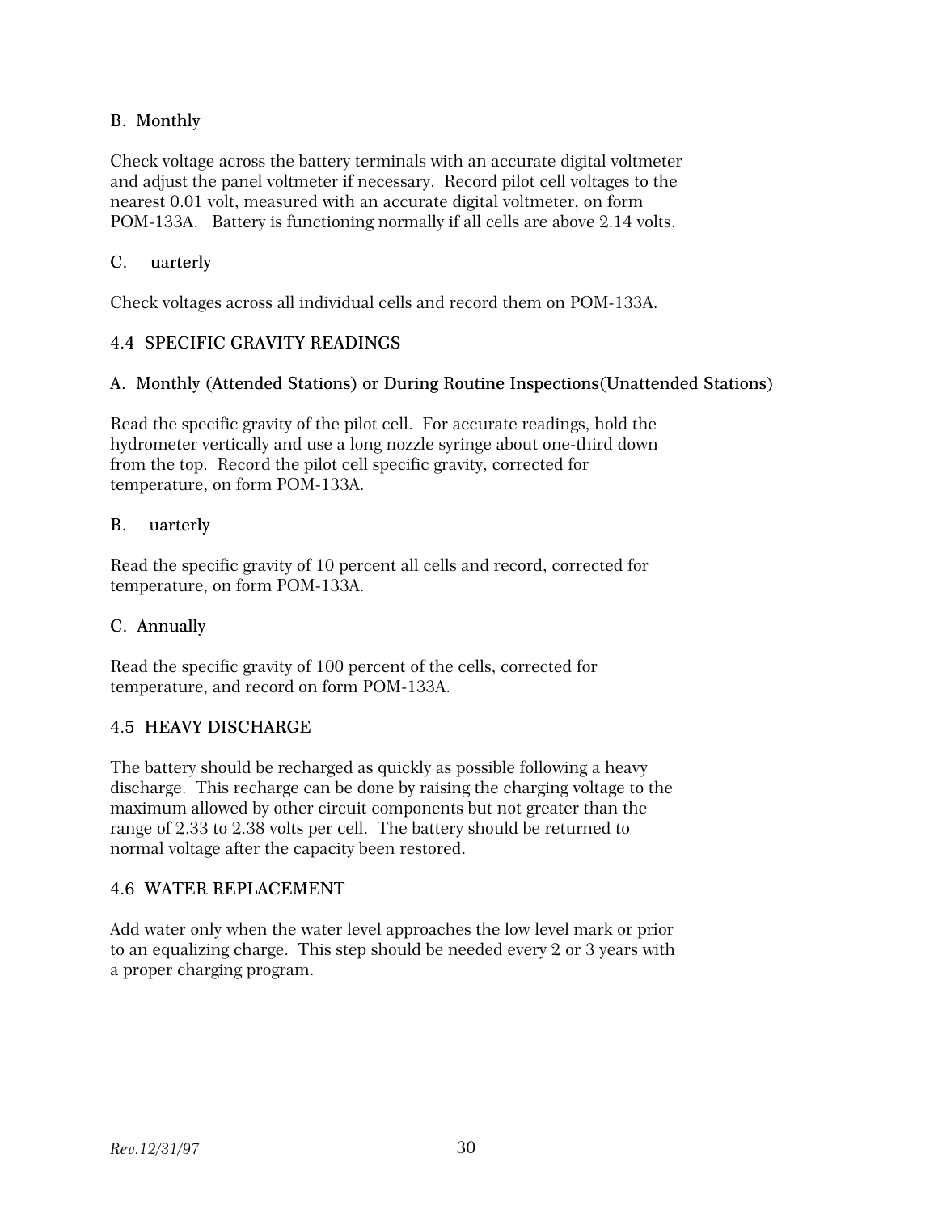B. Monthly

Check voltage across the battery terminals with an accurate digital voltmeter and adjust the panel voltmeter if necessary. Record pilot cell voltages to the nearest 0.01 volt, measured with an accurate digital voltmeter, on form POM-133A. Battery is functioning normally if all cells are above 2.14 volts.

C. uarterly

Check voltages across all individual cells and record them on POM-133A.

## 4.4 SPECIFIC GRAVITY READINGS

A. Monthly (Attended Stations) or During Routine Inspections(Unattended Stations)

Read the specific gravity of the pilot cell. For accurate readings, hold the hydrometer vertically and use a long nozzle syringe about one-third down from the top. Record the pilot cell specific gravity, corrected for temperature, on form POM-133A.

B. uarterly

Read the specific gravity of 10 percent all cells and record, corrected for temperature, on form POM-133A.

C. Annually

Read the specific gravity of 100 percent of the cells, corrected for temperature, and record on form POM-133A.

## 4.5 HEAVY DISCHARGE

The battery should be recharged as quickly as possible following a heavy discharge. This recharge can be done by raising the charging voltage to the maximum allowed by other circuit components but not greater than the range of 2.33 to 2.38 volts per cell. The battery should be returned to normal voltage after the capacity been restored.

## 4.6 WATER REPLACEMENT

Add water only when the water level approaches the low level mark or prior to an equalizing charge. This step should be needed every 2 or 3 years with a proper charging program.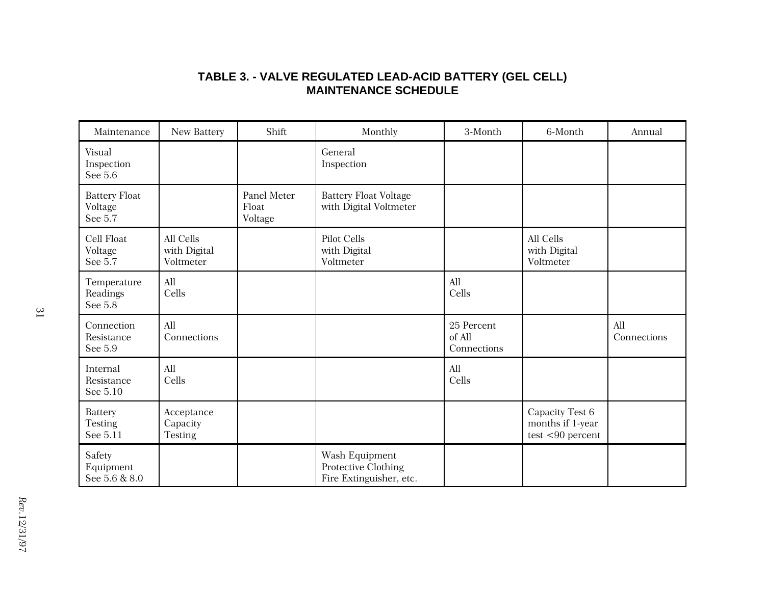## TABLE 3. - VALVE REGULATED LEAD-ACID BATTERY (GEL CELL) MAINTENANCE SCHEDULE

| Maintenance | New Battery | Shift | Monthly | 3-Month | 6-Month | Annual |
|---|---|---|---|---|---|---|
| Visual Inspection See 5.6 | | | General Inspection | | | |
| Battery Float Voltage See 5.7 | | Panel Meter Float Voltage | Battery Float Voltage with Digital Voltmeter | | | |
| Cell Float Voltage See 5.7 | All Cells with Digital Voltmeter | | Pilot Cells with Digital Voltmeter | | All Cells with Digital Voltmeter | |
| Temperature Readings See 5.8 | All Cells | | | All Cells | | |
| Connection Resistance See 5.9 | All Connections | | | 25 Percent of All Connections | | All Connections |
| Internal Resistance See 5.10 | All Cells | | | All Cells | | |
| Battery Testing See 5.11 | Acceptance Capacity Testing | | | | Capacity Test 6 months if 1-year test <90 percent | |
| Safety Equipment See 5.6 & 8.0 | | | Wash Equipment Protective Clothing Fire Extinguisher, etc. | | | |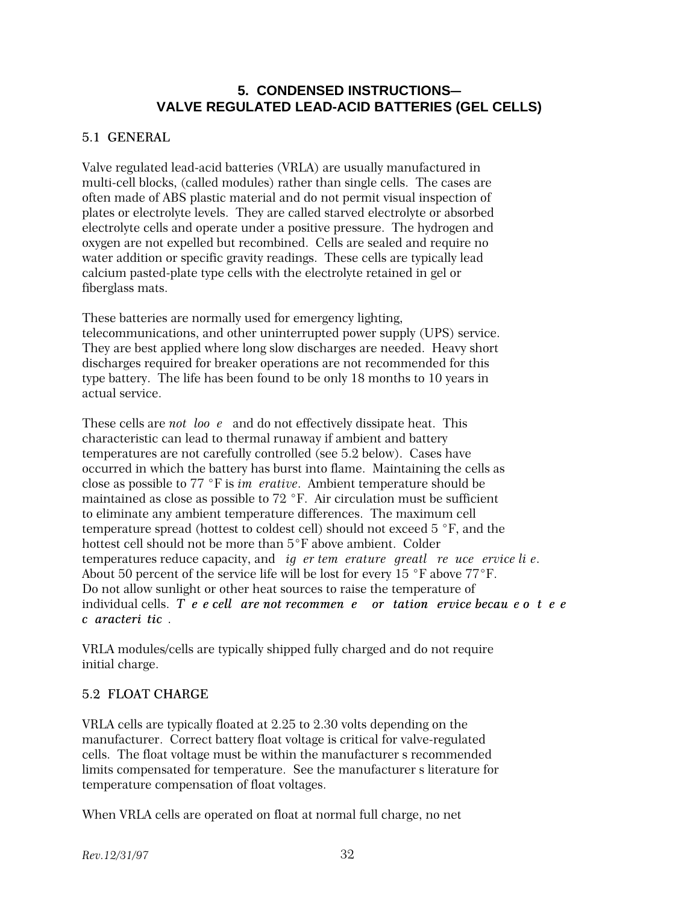## 5. CONDENSED INSTRUCTIONS—VALVE REGULATED LEAD-ACID BATTERIES (GEL CELLS)

### 5.1 GENERAL

Valve regulated lead-acid batteries (VRLA) are usually manufactured in multi-cell blocks, (called modules) rather than single cells. The cases are often made of ABS plastic material and do not permit visual inspection of plates or electrolyte levels. They are called starved electrolyte or absorbed electrolyte cells and operate under a positive pressure. The hydrogen and oxygen are not expelled but recombined. Cells are sealed and require no water addition or specific gravity readings. These cells are typically lead calcium pasted-plate type cells with the electrolyte retained in gel or fiberglass mats.

These batteries are normally used for emergency lighting, telecommunications, and other uninterrupted power supply (UPS) service. They are best applied where long slow discharges are needed. Heavy short discharges required for breaker operations are not recommended for this type battery. The life has been found to be only 18 months to 10 years in actual service.

These cells are *not cooled* and do not effectively dissipate heat. This characteristic can lead to thermal runaway if ambient and battery temperatures are not carefully controlled (see 5.2 below). Cases have occurred in which the battery has burst into flame. Maintaining the cells as close as possible to 77 °F is *imperative*. Ambient temperature should be maintained as close as possible to 72 °F. Air circulation must be sufficient to eliminate any ambient temperature differences. The maximum cell temperature spread (hottest to coldest cell) should not exceed 5 °F, and the hottest cell should not be more than 5°F above ambient. Colder temperatures reduce capacity, and *higher temperatures greatly reduce service life*. About 50 percent of the service life will be lost for every 15 °F above 77°F. Do not allow sunlight or other heat sources to raise the temperature of individual cells. ***These cells are not recommended for station service because of these characteristics.***

VRLA modules/cells are typically shipped fully charged and do not require initial charge.

### 5.2 FLOAT CHARGE

VRLA cells are typically floated at 2.25 to 2.30 volts depending on the manufacturer. Correct battery float voltage is critical for valve-regulated cells. The float voltage must be within the manufacturer's recommended limits compensated for temperature. See the manufacturer's literature for temperature compensation of float voltages.

When VRLA cells are operated on float at normal full charge, no net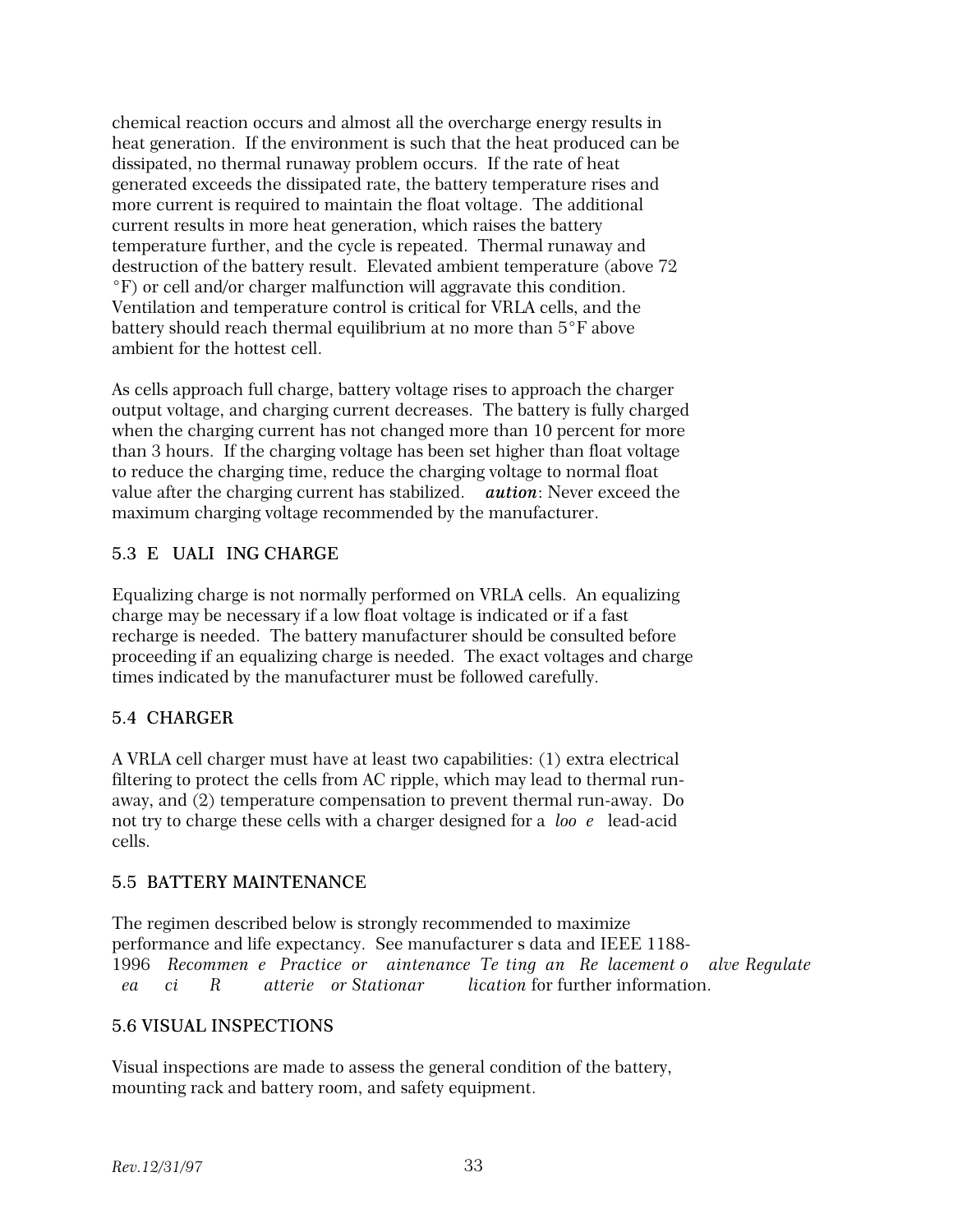chemical reaction occurs and almost all the overcharge energy results in heat generation. If the environment is such that the heat produced can be dissipated, no thermal runaway problem occurs. If the rate of heat generated exceeds the dissipated rate, the battery temperature rises and more current is required to maintain the float voltage. The additional current results in more heat generation, which raises the battery temperature further, and the cycle is repeated. Thermal runaway and destruction of the battery result. Elevated ambient temperature (above 72 °F) or cell and/or charger malfunction will aggravate this condition. Ventilation and temperature control is critical for VRLA cells, and the battery should reach thermal equilibrium at no more than 5°F above ambient for the hottest cell.

As cells approach full charge, battery voltage rises to approach the charger output voltage, and charging current decreases. The battery is fully charged when the charging current has not changed more than 10 percent for more than 3 hours. If the charging voltage has been set higher than float voltage to reduce the charging time, reduce the charging voltage to normal float value after the charging current has stabilized. ***aution***: Never exceed the maximum charging voltage recommended by the manufacturer.

## 5.3 E UALI ING CHARGE

Equalizing charge is not normally performed on VRLA cells. An equalizing charge may be necessary if a low float voltage is indicated or if a fast recharge is needed. The battery manufacturer should be consulted before proceeding if an equalizing charge is needed. The exact voltages and charge times indicated by the manufacturer must be followed carefully.

## 5.4 CHARGER

A VRLA cell charger must have at least two capabilities: (1) extra electrical filtering to protect the cells from AC ripple, which may lead to thermal run-away, and (2) temperature compensation to prevent thermal run-away. Do not try to charge these cells with a charger designed for a *loo e* lead-acid cells.

## 5.5 BATTERY MAINTENANCE

The regimen described below is strongly recommended to maximize performance and life expectancy. See manufacturer s data and IEEE 1188-1996 *Recommen e Practice or aintenance Te ting an Re lacement o alve Regulate ea ci R atterie or Stationar lication* for further information.

## 5.6 VISUAL INSPECTIONS

Visual inspections are made to assess the general condition of the battery, mounting rack and battery room, and safety equipment.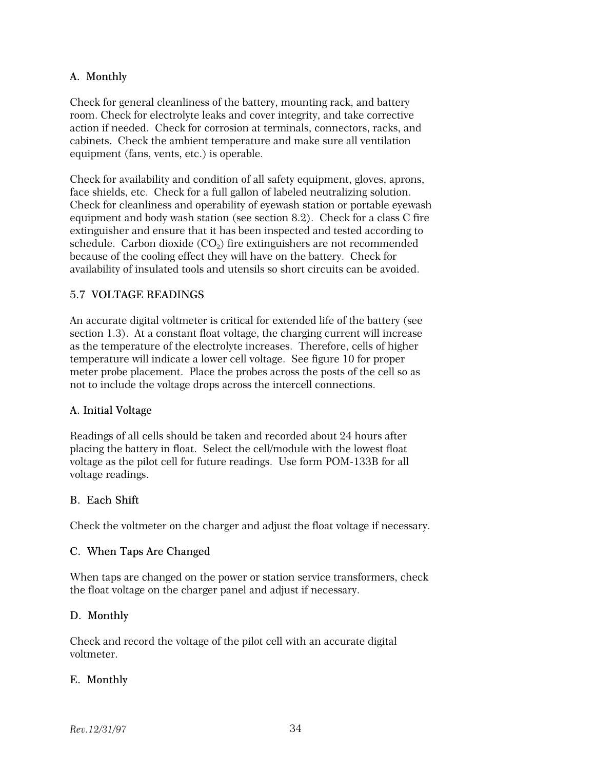### A. Monthly

Check for general cleanliness of the battery, mounting rack, and battery room. Check for electrolyte leaks and cover integrity, and take corrective action if needed. Check for corrosion at terminals, connectors, racks, and cabinets. Check the ambient temperature and make sure all ventilation equipment (fans, vents, etc.) is operable.

Check for availability and condition of all safety equipment, gloves, aprons, face shields, etc. Check for a full gallon of labeled neutralizing solution. Check for cleanliness and operability of eyewash station or portable eyewash equipment and body wash station (see section 8.2). Check for a class C fire extinguisher and ensure that it has been inspected and tested according to schedule. Carbon dioxide ($CO_2$) fire extinguishers are not recommended because of the cooling effect they will have on the battery. Check for availability of insulated tools and utensils so short circuits can be avoided.

## 5.7 VOLTAGE READINGS

An accurate digital voltmeter is critical for extended life of the battery (see section 1.3). At a constant float voltage, the charging current will increase as the temperature of the electrolyte increases. Therefore, cells of higher temperature will indicate a lower cell voltage. See figure 10 for proper meter probe placement. Place the probes across the posts of the cell so as not to include the voltage drops across the intercell connections.

### A. Initial Voltage

Readings of all cells should be taken and recorded about 24 hours after placing the battery in float. Select the cell/module with the lowest float voltage as the pilot cell for future readings. Use form POM-133B for all voltage readings.

### B. Each Shift

Check the voltmeter on the charger and adjust the float voltage if necessary.

### C. When Taps Are Changed

When taps are changed on the power or station service transformers, check the float voltage on the charger panel and adjust if necessary.

### D. Monthly

Check and record the voltage of the pilot cell with an accurate digital voltmeter.

### E. Monthly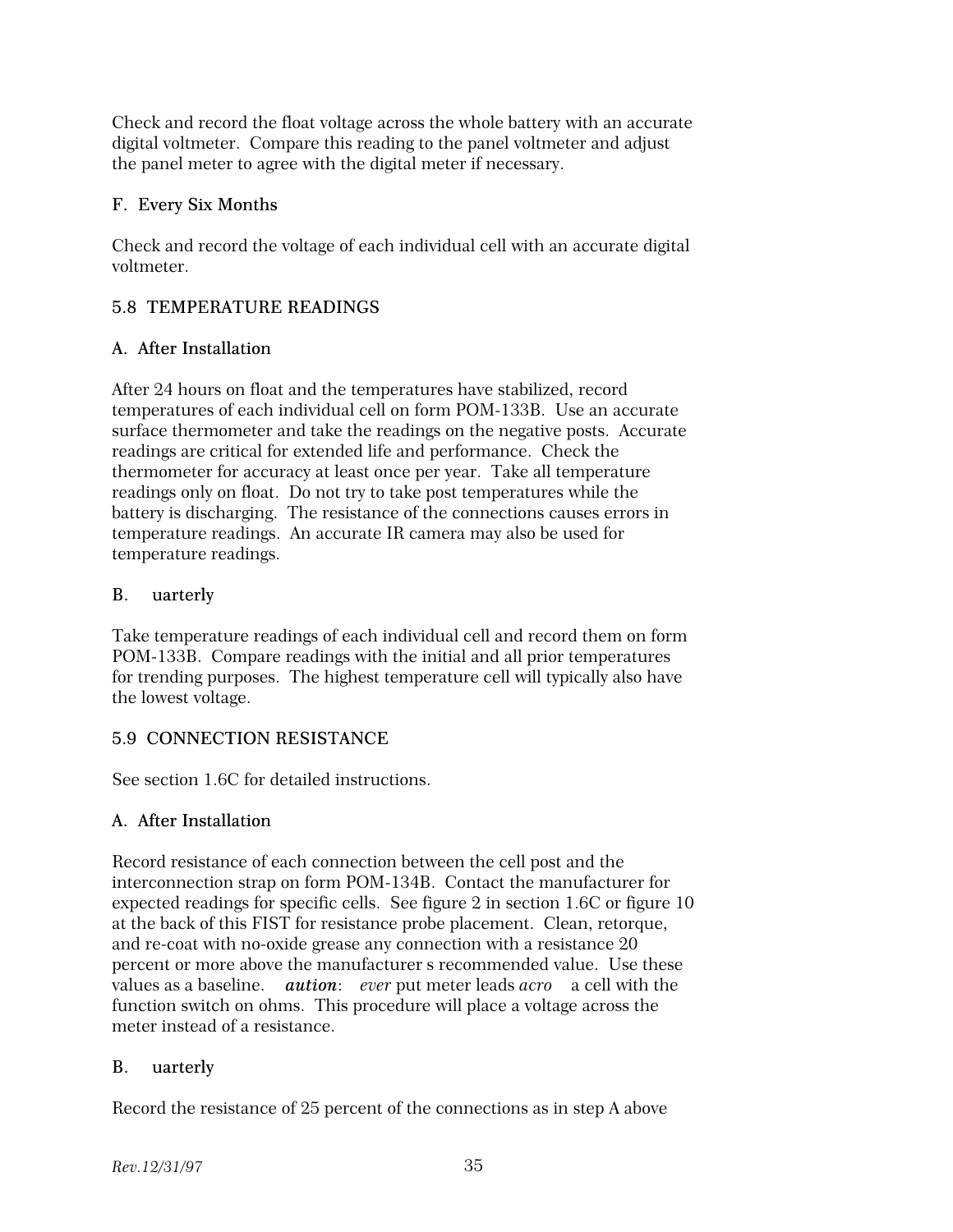Check and record the float voltage across the whole battery with an accurate digital voltmeter. Compare this reading to the panel voltmeter and adjust the panel meter to agree with the digital meter if necessary.

### F. Every Six Months

Check and record the voltage of each individual cell with an accurate digital voltmeter.

## 5.8 TEMPERATURE READINGS

### A. After Installation

After 24 hours on float and the temperatures have stabilized, record temperatures of each individual cell on form POM-133B. Use an accurate surface thermometer and take the readings on the negative posts. Accurate readings are critical for extended life and performance. Check the thermometer for accuracy at least once per year. Take all temperature readings only on float. Do not try to take post temperatures while the battery is discharging. The resistance of the connections causes errors in temperature readings. An accurate IR camera may also be used for temperature readings.

### B. uarterly

Take temperature readings of each individual cell and record them on form POM-133B. Compare readings with the initial and all prior temperatures for trending purposes. The highest temperature cell will typically also have the lowest voltage.

## 5.9 CONNECTION RESISTANCE

See section 1.6C for detailed instructions.

### A. After Installation

Record resistance of each connection between the cell post and the interconnection strap on form POM-134B. Contact the manufacturer for expected readings for specific cells. See figure 2 in section 1.6C or figure 10 at the back of this FIST for resistance probe placement. Clean, retorque, and re-coat with no-oxide grease any connection with a resistance 20 percent or more above the manufacturer s recommended value. Use these values as a baseline. ***aution***: *ever* put meter leads *acro* a cell with the function switch on ohms. This procedure will place a voltage across the meter instead of a resistance.

### B. uarterly

Record the resistance of 25 percent of the connections as in step A above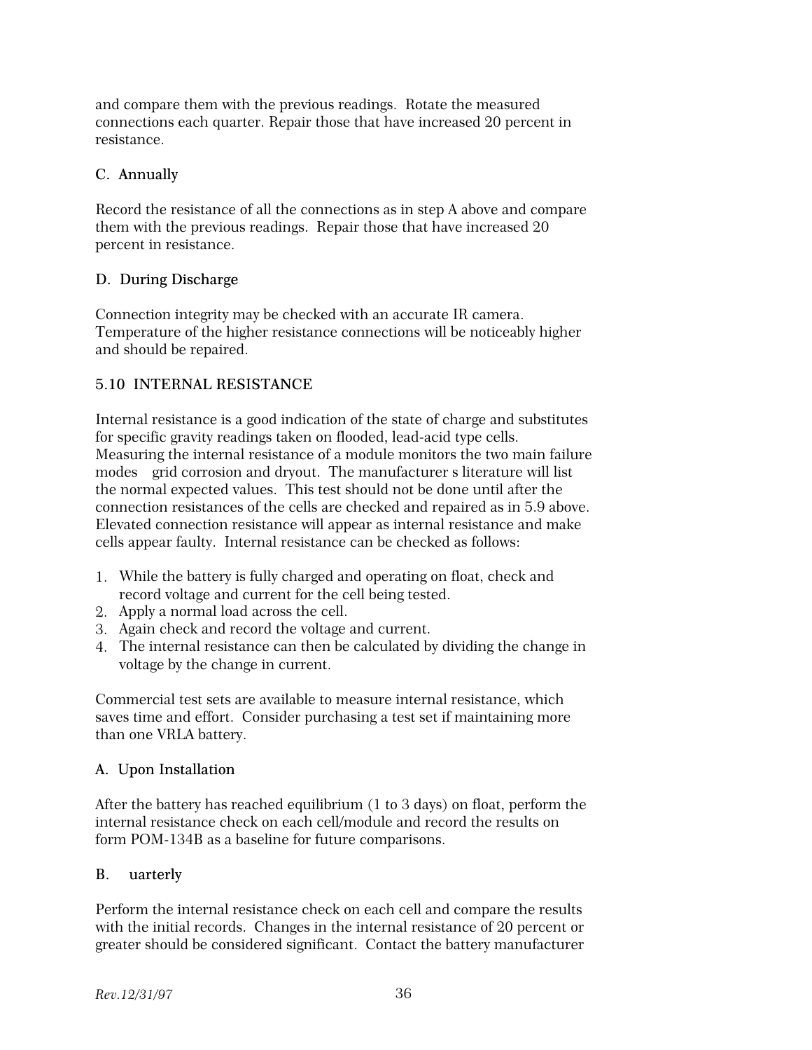and compare them with the previous readings. Rotate the measured connections each quarter. Repair those that have increased 20 percent in resistance.

### C. Annually

Record the resistance of all the connections as in step A above and compare them with the previous readings. Repair those that have increased 20 percent in resistance.

### D. During Discharge

Connection integrity may be checked with an accurate IR camera. Temperature of the higher resistance connections will be noticeably higher and should be repaired.

## 5.10 INTERNAL RESISTANCE

Internal resistance is a good indication of the state of charge and substitutes for specific gravity readings taken on flooded, lead-acid type cells. Measuring the internal resistance of a module monitors the two main failure modes  grid corrosion and dryout. The manufacturer s literature will list the normal expected values. This test should not be done until after the connection resistances of the cells are checked and repaired as in 5.9 above. Elevated connection resistance will appear as internal resistance and make cells appear faulty. Internal resistance can be checked as follows:

1. While the battery is fully charged and operating on float, check and record voltage and current for the cell being tested.
2. Apply a normal load across the cell.
3. Again check and record the voltage and current.
4. The internal resistance can then be calculated by dividing the change in voltage by the change in current.

Commercial test sets are available to measure internal resistance, which saves time and effort. Consider purchasing a test set if maintaining more than one VRLA battery.

### A. Upon Installation

After the battery has reached equilibrium (1 to 3 days) on float, perform the internal resistance check on each cell/module and record the results on form POM-134B as a baseline for future comparisons.

### B.  uarterly

Perform the internal resistance check on each cell and compare the results with the initial records. Changes in the internal resistance of 20 percent or greater should be considered significant. Contact the battery manufacturer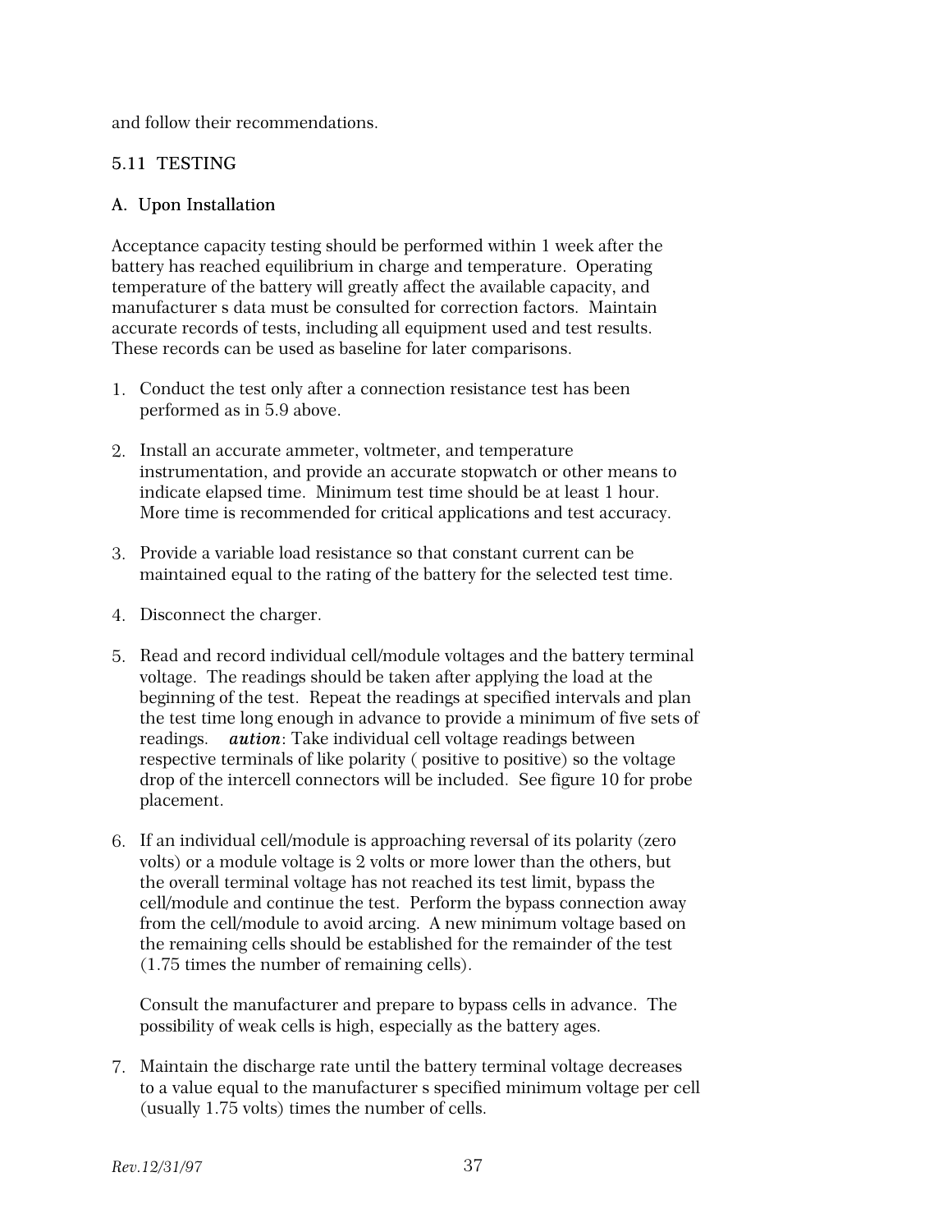and follow their recommendations.

## 5.11 TESTING

### A. Upon Installation

Acceptance capacity testing should be performed within 1 week after the battery has reached equilibrium in charge and temperature. Operating temperature of the battery will greatly affect the available capacity, and manufacturer s data must be consulted for correction factors. Maintain accurate records of tests, including all equipment used and test results. These records can be used as baseline for later comparisons.

1. Conduct the test only after a connection resistance test has been performed as in 5.9 above.

2. Install an accurate ammeter, voltmeter, and temperature instrumentation, and provide an accurate stopwatch or other means to indicate elapsed time. Minimum test time should be at least 1 hour. More time is recommended for critical applications and test accuracy.

3. Provide a variable load resistance so that constant current can be maintained equal to the rating of the battery for the selected test time.

4. Disconnect the charger.

5. Read and record individual cell/module voltages and the battery terminal voltage. The readings should be taken after applying the load at the beginning of the test. Repeat the readings at specified intervals and plan the test time long enough in advance to provide a minimum of five sets of readings. ***aution***: Take individual cell voltage readings between respective terminals of like polarity ( positive to positive) so the voltage drop of the intercell connectors will be included. See figure 10 for probe placement.

6. If an individual cell/module is approaching reversal of its polarity (zero volts) or a module voltage is 2 volts or more lower than the others, but the overall terminal voltage has not reached its test limit, bypass the cell/module and continue the test. Perform the bypass connection away from the cell/module to avoid arcing. A new minimum voltage based on the remaining cells should be established for the remainder of the test (1.75 times the number of remaining cells).

   Consult the manufacturer and prepare to bypass cells in advance. The possibility of weak cells is high, especially as the battery ages.

7. Maintain the discharge rate until the battery terminal voltage decreases to a value equal to the manufacturer s specified minimum voltage per cell (usually 1.75 volts) times the number of cells.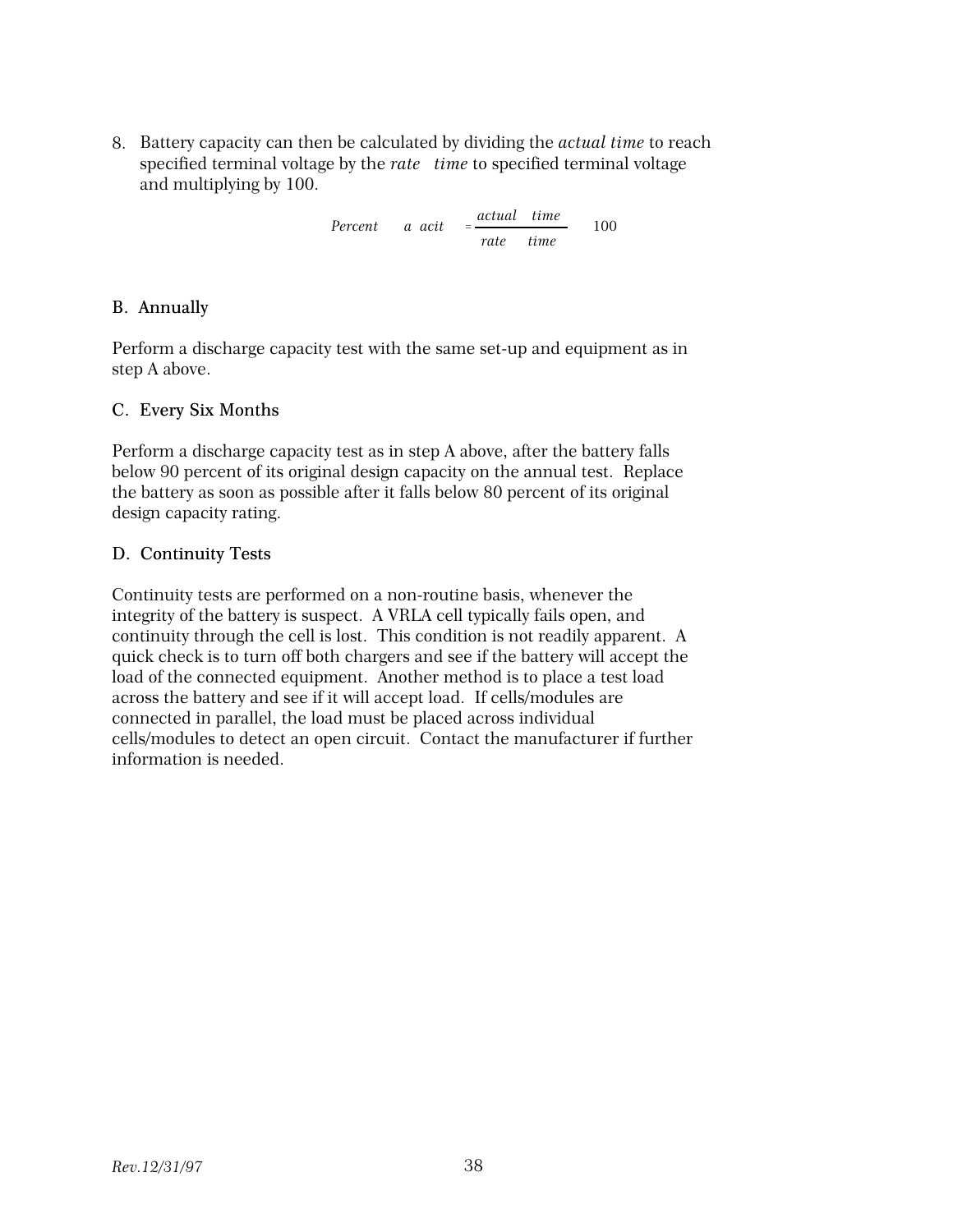8. Battery capacity can then be calculated by dividing the *actual time* to reach specified terminal voltage by the *rate time* to specified terminal voltage and multiplying by 100.

$$Percent \quad a \ acit = \frac{actual \quad time}{rate \quad time} \quad 100$$

## B. Annually

Perform a discharge capacity test with the same set-up and equipment as in step A above.

## C. Every Six Months

Perform a discharge capacity test as in step A above, after the battery falls below 90 percent of its original design capacity on the annual test. Replace the battery as soon as possible after it falls below 80 percent of its original design capacity rating.

## D. Continuity Tests

Continuity tests are performed on a non-routine basis, whenever the integrity of the battery is suspect. A VRLA cell typically fails open, and continuity through the cell is lost. This condition is not readily apparent. A quick check is to turn off both chargers and see if the battery will accept the load of the connected equipment. Another method is to place a test load across the battery and see if it will accept load. If cells/modules are connected in parallel, the load must be placed across individual cells/modules to detect an open circuit. Contact the manufacturer if further information is needed.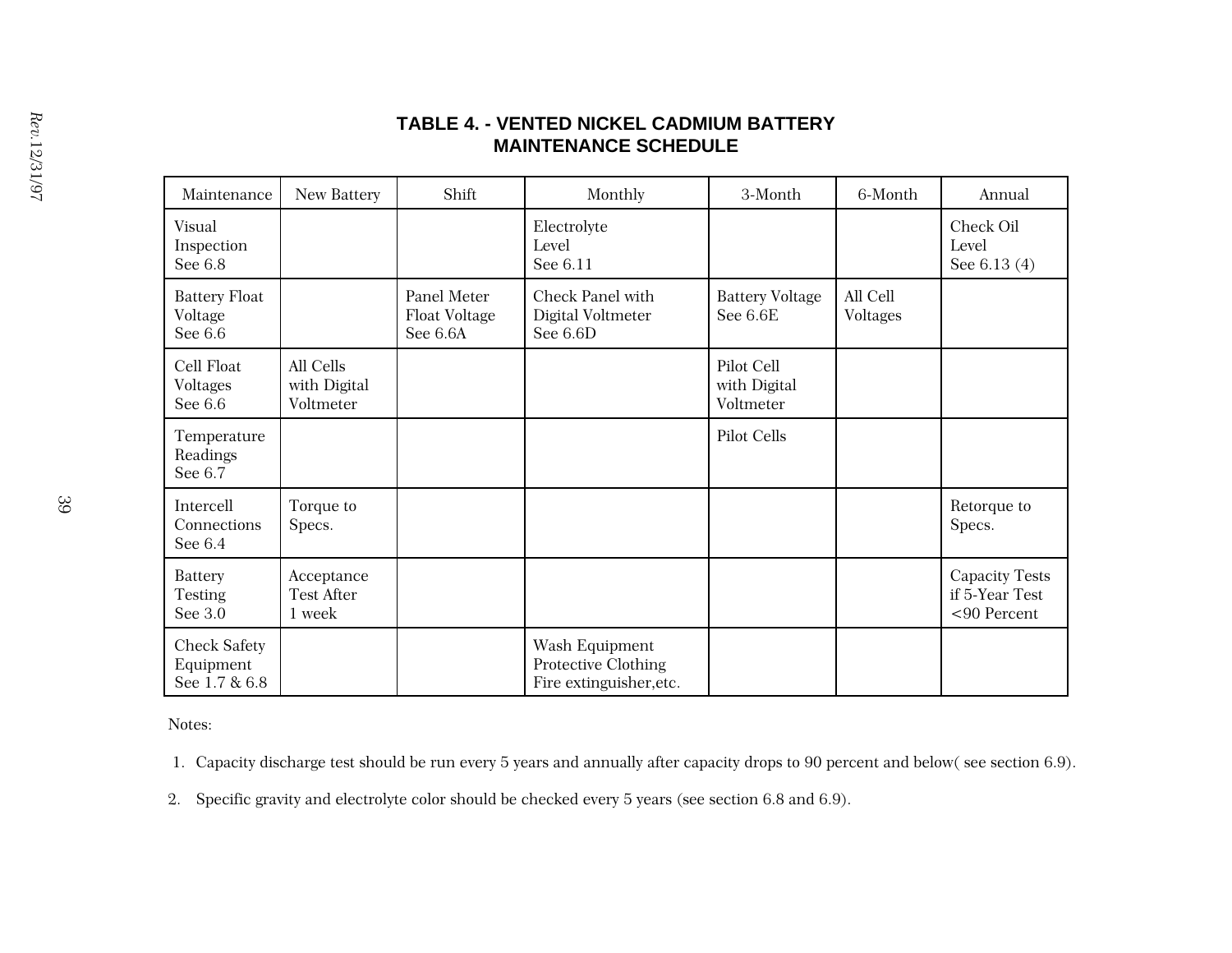# TABLE 4. - VENTED NICKEL CADMIUM BATTERY MAINTENANCE SCHEDULE

| Maintenance | New Battery | Shift | Monthly | 3-Month | 6-Month | Annual |
|---|---|---|---|---|---|---|
| Visual Inspection See 6.8 | | | Electrolyte Level See 6.11 | | | Check Oil Level See 6.13 (4) |
| Battery Float Voltage See 6.6 | | Panel Meter Float Voltage See 6.6A | Check Panel with Digital Voltmeter See 6.6D | Battery Voltage See 6.6E | All Cell Voltages | |
| Cell Float Voltages See 6.6 | All Cells with Digital Voltmeter | | | Pilot Cell with Digital Voltmeter | | |
| Temperature Readings See 6.7 | | | | Pilot Cells | | |
| Intercell Connections See 6.4 | Torque to Specs. | | | | | Retorque to Specs. |
| Battery Testing See 3.0 | Acceptance Test After 1 week | | | | | Capacity Tests if 5-Year Test <90 Percent |
| Check Safety Equipment See 1.7 & 6.8 | | | Wash Equipment Protective Clothing Fire extinguisher,etc. | | | |

Notes:

1. Capacity discharge test should be run every 5 years and annually after capacity drops to 90 percent and below( see section 6.9).
2. Specific gravity and electrolyte color should be checked every 5 years (see section 6.8 and 6.9).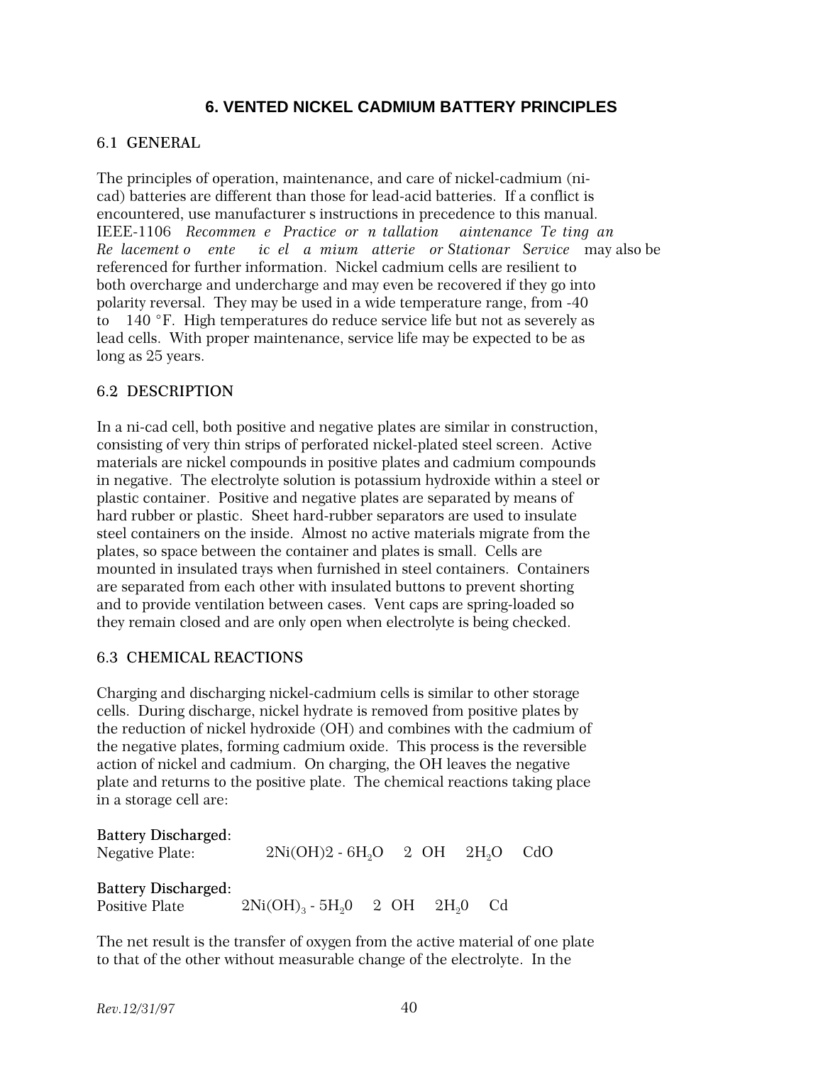# 6. VENTED NICKEL CADMIUM BATTERY PRINCIPLES

## 6.1 GENERAL

The principles of operation, maintenance, and care of nickel-cadmium (ni-cad) batteries are different than those for lead-acid batteries. If a conflict is encountered, use manufacturer s instructions in precedence to this manual. IEEE-1106 *Recommen e Practice or n tallation aintenance Te ting an Re lacement o ente ic el a mium atterie or Stationar Service* may also be referenced for further information. Nickel cadmium cells are resilient to both overcharge and undercharge and may even be recovered if they go into polarity reversal. They may be used in a wide temperature range, from -40 to 140 °F. High temperatures do reduce service life but not as severely as lead cells. With proper maintenance, service life may be expected to be as long as 25 years.

## 6.2 DESCRIPTION

In a ni-cad cell, both positive and negative plates are similar in construction, consisting of very thin strips of perforated nickel-plated steel screen. Active materials are nickel compounds in positive plates and cadmium compounds in negative. The electrolyte solution is potassium hydroxide within a steel or plastic container. Positive and negative plates are separated by means of hard rubber or plastic. Sheet hard-rubber separators are used to insulate steel containers on the inside. Almost no active materials migrate from the plates, so space between the container and plates is small. Cells are mounted in insulated trays when furnished in steel containers. Containers are separated from each other with insulated buttons to prevent shorting and to provide ventilation between cases. Vent caps are spring-loaded so they remain closed and are only open when electrolyte is being checked.

## 6.3 CHEMICAL REACTIONS

Charging and discharging nickel-cadmium cells is similar to other storage cells. During discharge, nickel hydrate is removed from positive plates by the reduction of nickel hydroxide (OH) and combines with the cadmium of the negative plates, forming cadmium oxide. This process is the reversible action of nickel and cadmium. On charging, the OH leaves the negative plate and returns to the positive plate. The chemical reactions taking place in a storage cell are:

**Battery Discharged:**
Negative Plate: $2Ni(OH)2 - 6H_2O \quad 2 \; OH \quad 2H_2O \quad CdO$

**Battery Discharged:**
Positive Plate $2Ni(OH)_3 - 5H_20 \quad 2 \; OH \quad 2H_20 \quad Cd$

The net result is the transfer of oxygen from the active material of one plate to that of the other without measurable change of the electrolyte. In the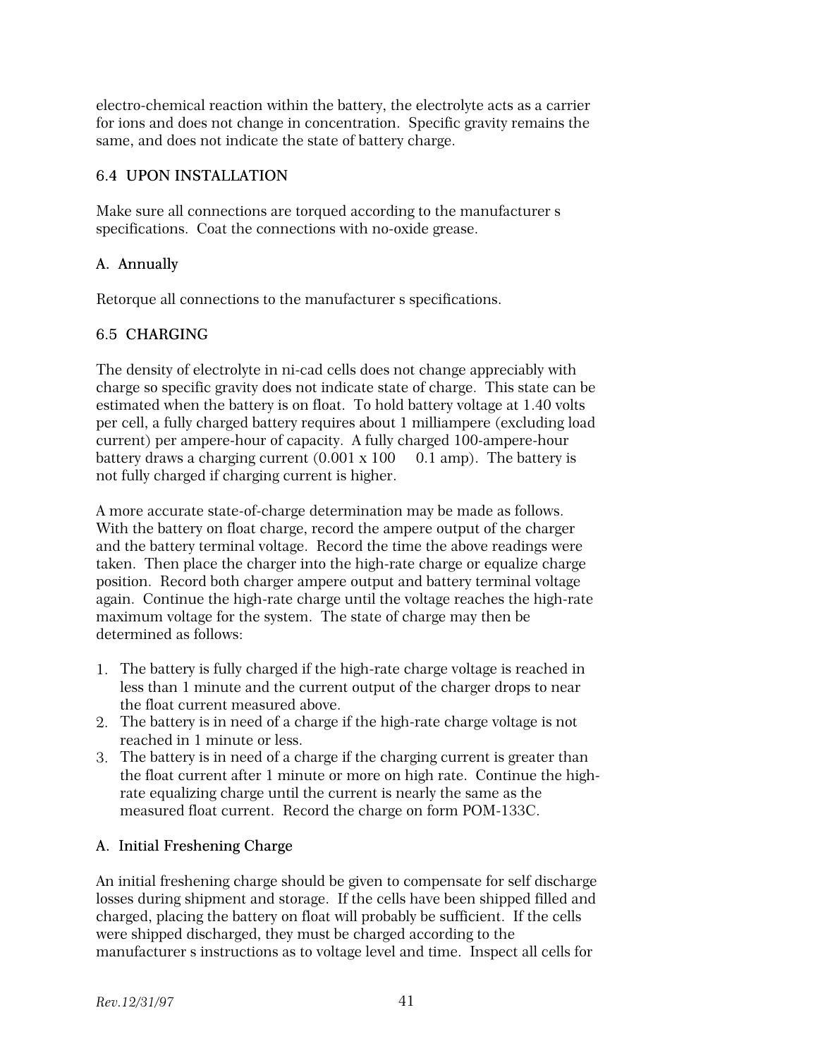electro-chemical reaction within the battery, the electrolyte acts as a carrier for ions and does not change in concentration. Specific gravity remains the same, and does not indicate the state of battery charge.

## 6.4 UPON INSTALLATION

Make sure all connections are torqued according to the manufacturer s specifications. Coat the connections with no-oxide grease.

### A. Annually

Retorque all connections to the manufacturer s specifications.

## 6.5 CHARGING

The density of electrolyte in ni-cad cells does not change appreciably with charge so specific gravity does not indicate state of charge. This state can be estimated when the battery is on float. To hold battery voltage at 1.40 volts per cell, a fully charged battery requires about 1 milliampere (excluding load current) per ampere-hour of capacity. A fully charged 100-ampere-hour battery draws a charging current (0.001 x 100 0.1 amp). The battery is not fully charged if charging current is higher.

A more accurate state-of-charge determination may be made as follows. With the battery on float charge, record the ampere output of the charger and the battery terminal voltage. Record the time the above readings were taken. Then place the charger into the high-rate charge or equalize charge position. Record both charger ampere output and battery terminal voltage again. Continue the high-rate charge until the voltage reaches the high-rate maximum voltage for the system. The state of charge may then be determined as follows:

1. The battery is fully charged if the high-rate charge voltage is reached in less than 1 minute and the current output of the charger drops to near the float current measured above.
2. The battery is in need of a charge if the high-rate charge voltage is not reached in 1 minute or less.
3. The battery is in need of a charge if the charging current is greater than the float current after 1 minute or more on high rate. Continue the high-rate equalizing charge until the current is nearly the same as the measured float current. Record the charge on form POM-133C.

### A. Initial Freshening Charge

An initial freshening charge should be given to compensate for self discharge losses during shipment and storage. If the cells have been shipped filled and charged, placing the battery on float will probably be sufficient. If the cells were shipped discharged, they must be charged according to the manufacturer s instructions as to voltage level and time. Inspect all cells for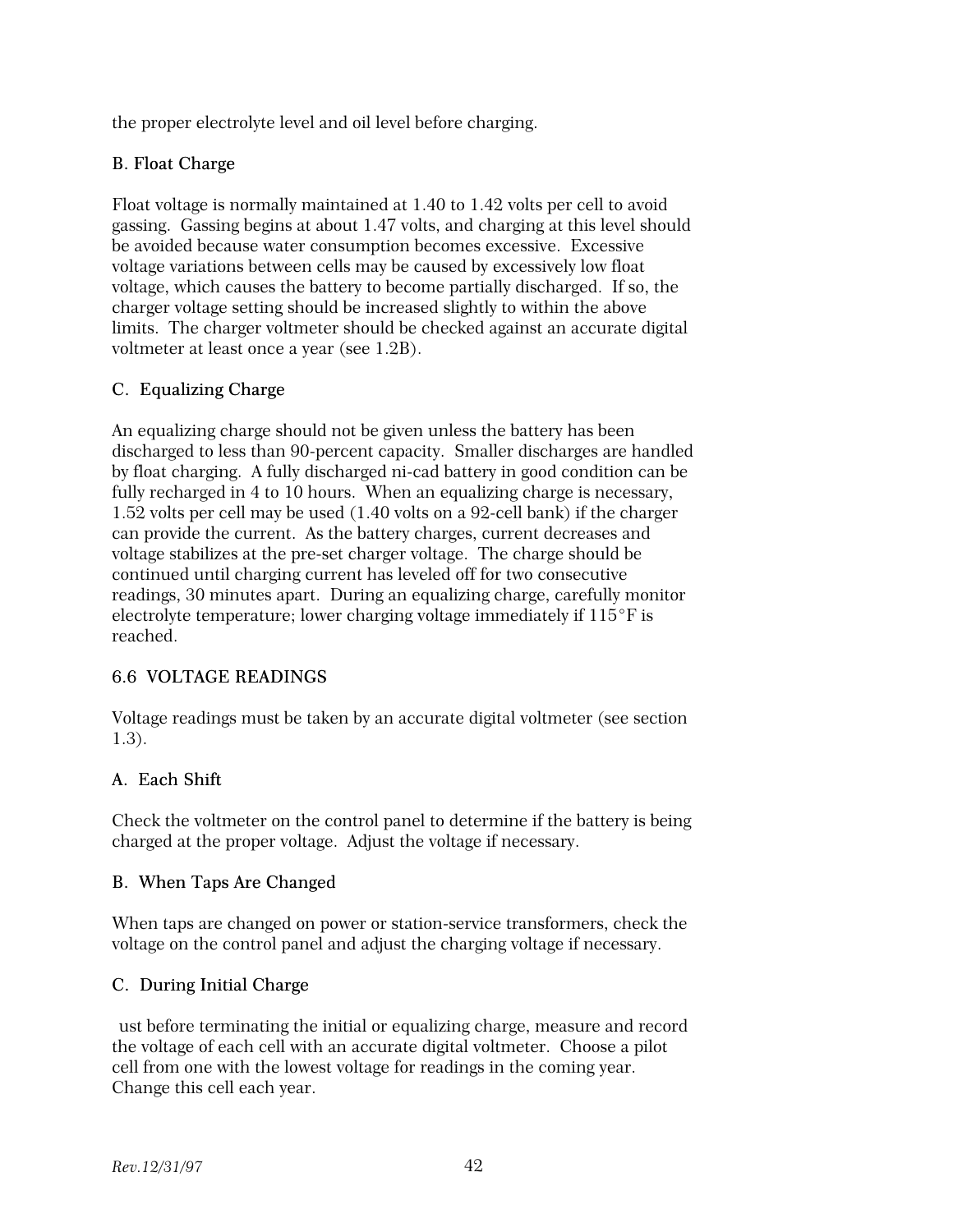the proper electrolyte level and oil level before charging.

### B. Float Charge

Float voltage is normally maintained at 1.40 to 1.42 volts per cell to avoid gassing. Gassing begins at about 1.47 volts, and charging at this level should be avoided because water consumption becomes excessive. Excessive voltage variations between cells may be caused by excessively low float voltage, which causes the battery to become partially discharged. If so, the charger voltage setting should be increased slightly to within the above limits. The charger voltmeter should be checked against an accurate digital voltmeter at least once a year (see 1.2B).

### C. Equalizing Charge

An equalizing charge should not be given unless the battery has been discharged to less than 90-percent capacity. Smaller discharges are handled by float charging. A fully discharged ni-cad battery in good condition can be fully recharged in 4 to 10 hours. When an equalizing charge is necessary, 1.52 volts per cell may be used (1.40 volts on a 92-cell bank) if the charger can provide the current. As the battery charges, current decreases and voltage stabilizes at the pre-set charger voltage. The charge should be continued until charging current has leveled off for two consecutive readings, 30 minutes apart. During an equalizing charge, carefully monitor electrolyte temperature; lower charging voltage immediately if 115°F is reached.

## 6.6 VOLTAGE READINGS

Voltage readings must be taken by an accurate digital voltmeter (see section 1.3).

### A. Each Shift

Check the voltmeter on the control panel to determine if the battery is being charged at the proper voltage. Adjust the voltage if necessary.

### B. When Taps Are Changed

When taps are changed on power or station-service transformers, check the voltage on the control panel and adjust the charging voltage if necessary.

### C. During Initial Charge

ust before terminating the initial or equalizing charge, measure and record the voltage of each cell with an accurate digital voltmeter. Choose a pilot cell from one with the lowest voltage for readings in the coming year. Change this cell each year.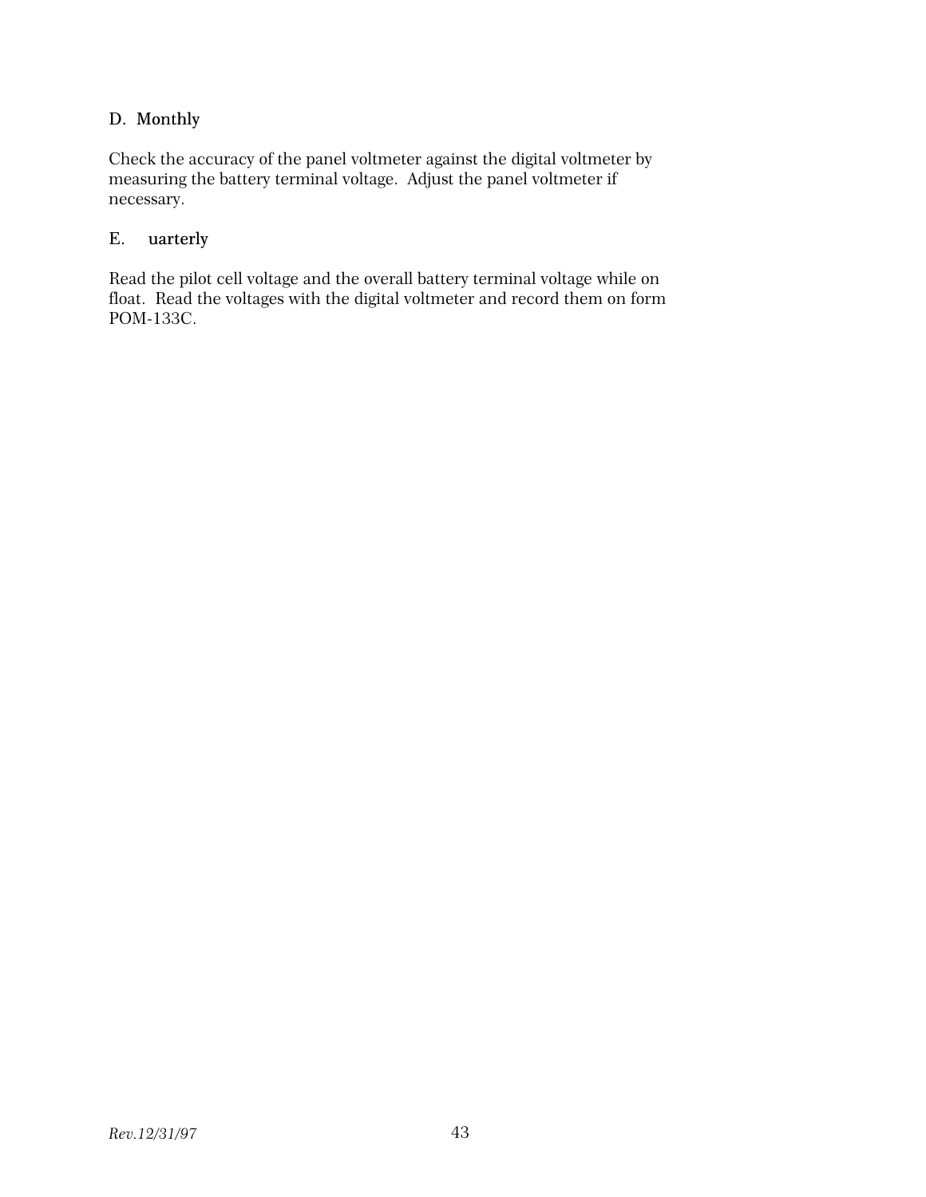### D. Monthly

Check the accuracy of the panel voltmeter against the digital voltmeter by measuring the battery terminal voltage. Adjust the panel voltmeter if necessary.

### E. uarterly

Read the pilot cell voltage and the overall battery terminal voltage while on float. Read the voltages with the digital voltmeter and record them on form POM-133C.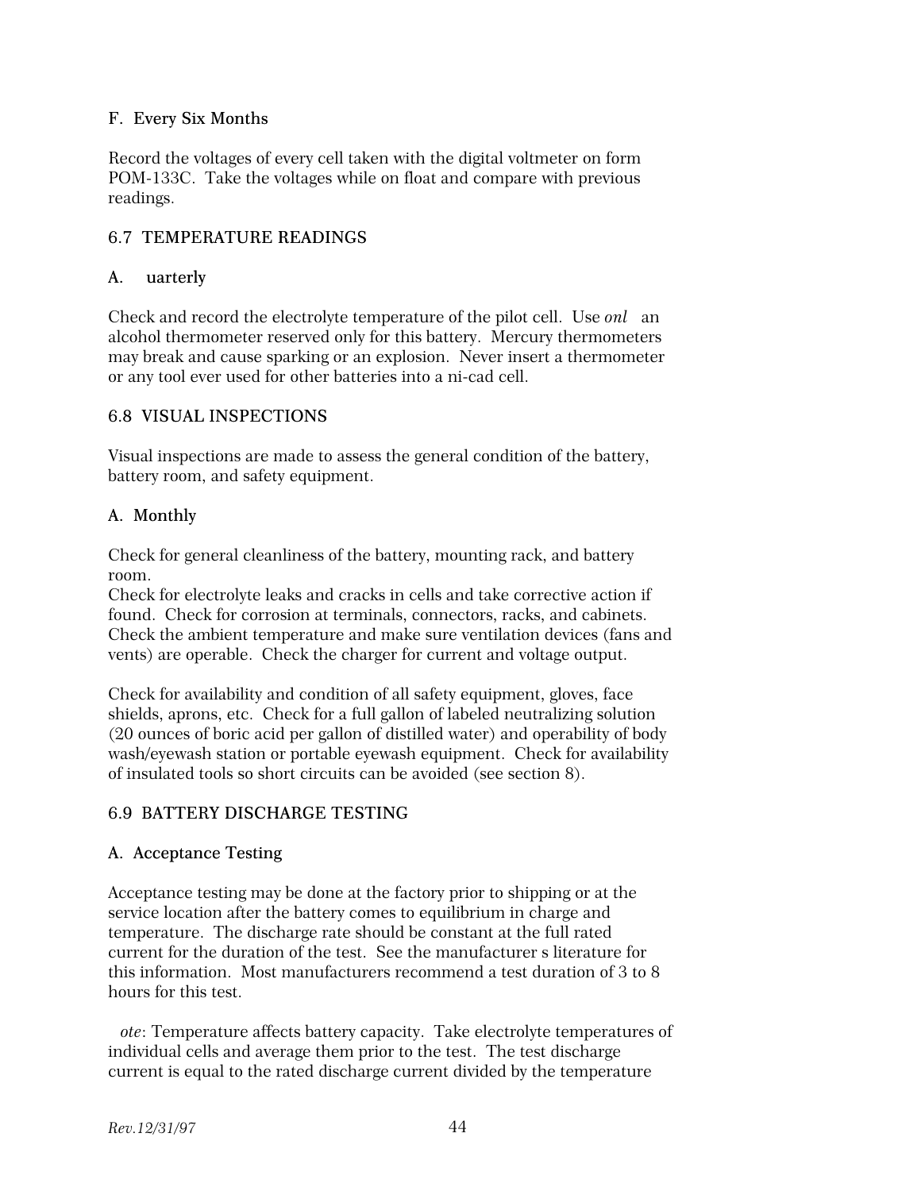### F. Every Six Months

Record the voltages of every cell taken with the digital voltmeter on form POM-133C. Take the voltages while on float and compare with previous readings.

## 6.7 TEMPERATURE READINGS

### A. uarterly

Check and record the electrolyte temperature of the pilot cell. Use *onl* an alcohol thermometer reserved only for this battery. Mercury thermometers may break and cause sparking or an explosion. Never insert a thermometer or any tool ever used for other batteries into a ni-cad cell.

## 6.8 VISUAL INSPECTIONS

Visual inspections are made to assess the general condition of the battery, battery room, and safety equipment.

### A. Monthly

Check for general cleanliness of the battery, mounting rack, and battery room.
Check for electrolyte leaks and cracks in cells and take corrective action if found. Check for corrosion at terminals, connectors, racks, and cabinets. Check the ambient temperature and make sure ventilation devices (fans and vents) are operable. Check the charger for current and voltage output.

Check for availability and condition of all safety equipment, gloves, face shields, aprons, etc. Check for a full gallon of labeled neutralizing solution (20 ounces of boric acid per gallon of distilled water) and operability of body wash/eyewash station or portable eyewash equipment. Check for availability of insulated tools so short circuits can be avoided (see section 8).

## 6.9 BATTERY DISCHARGE TESTING

### A. Acceptance Testing

Acceptance testing may be done at the factory prior to shipping or at the service location after the battery comes to equilibrium in charge and temperature. The discharge rate should be constant at the full rated current for the duration of the test. See the manufacturer s literature for this information. Most manufacturers recommend a test duration of 3 to 8 hours for this test.

*ote*: Temperature affects battery capacity. Take electrolyte temperatures of individual cells and average them prior to the test. The test discharge current is equal to the rated discharge current divided by the temperature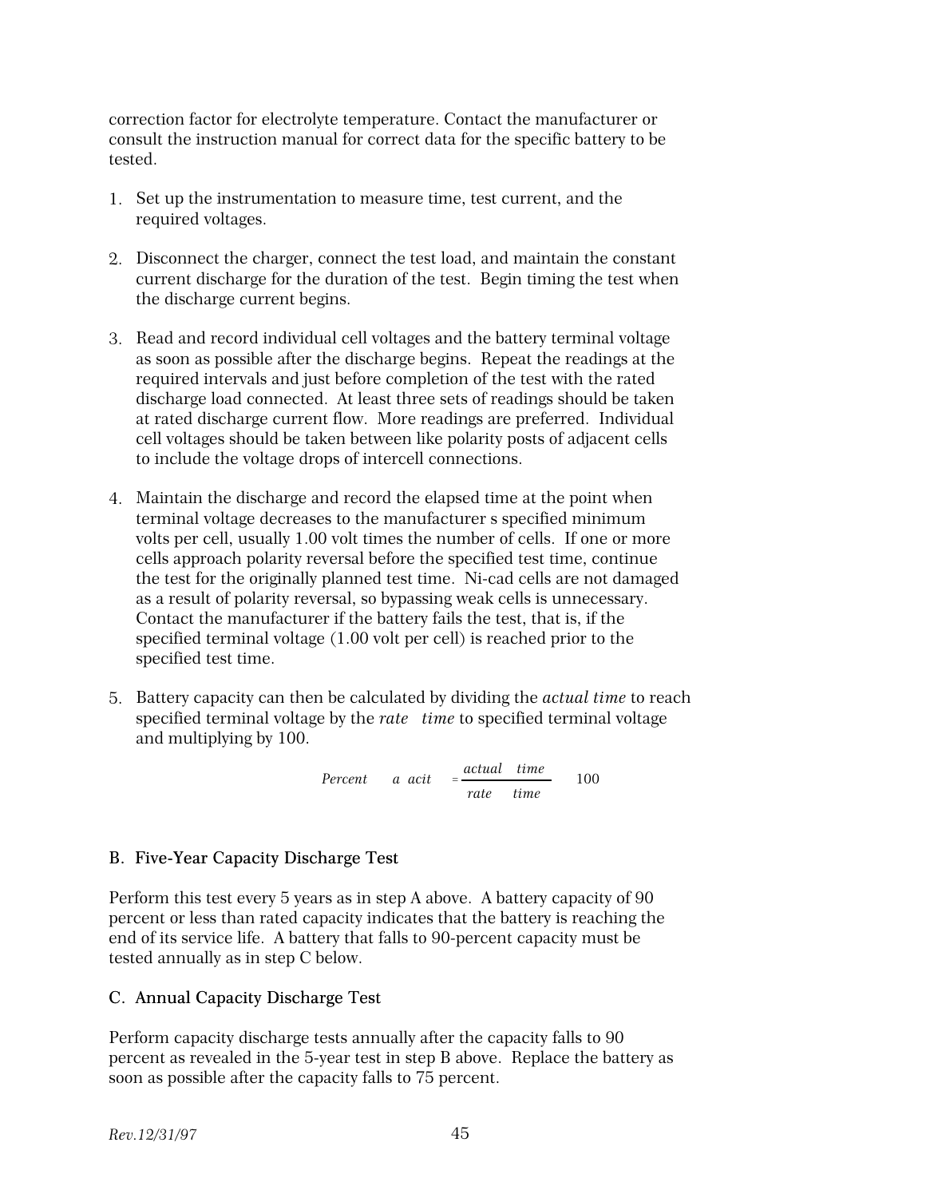correction factor for electrolyte temperature. Contact the manufacturer or consult the instruction manual for correct data for the specific battery to be tested.

1. Set up the instrumentation to measure time, test current, and the required voltages.

2. Disconnect the charger, connect the test load, and maintain the constant current discharge for the duration of the test. Begin timing the test when the discharge current begins.

3. Read and record individual cell voltages and the battery terminal voltage as soon as possible after the discharge begins. Repeat the readings at the required intervals and just before completion of the test with the rated discharge load connected. At least three sets of readings should be taken at rated discharge current flow. More readings are preferred. Individual cell voltages should be taken between like polarity posts of adjacent cells to include the voltage drops of intercell connections.

4. Maintain the discharge and record the elapsed time at the point when terminal voltage decreases to the manufacturer s specified minimum volts per cell, usually 1.00 volt times the number of cells. If one or more cells approach polarity reversal before the specified test time, continue the test for the originally planned test time. Ni-cad cells are not damaged as a result of polarity reversal, so bypassing weak cells is unnecessary. Contact the manufacturer if the battery fails the test, that is, if the specified terminal voltage (1.00 volt per cell) is reached prior to the specified test time.

5. Battery capacity can then be calculated by dividing the *actual time* to reach specified terminal voltage by the *rate time* to specified terminal voltage and multiplying by 100.

$$Percent \quad a \; acit = \frac{actual \quad time}{rate \quad time} \quad 100$$

### B. Five-Year Capacity Discharge Test

Perform this test every 5 years as in step A above. A battery capacity of 90 percent or less than rated capacity indicates that the battery is reaching the end of its service life. A battery that falls to 90-percent capacity must be tested annually as in step C below.

### C. Annual Capacity Discharge Test

Perform capacity discharge tests annually after the capacity falls to 90 percent as revealed in the 5-year test in step B above. Replace the battery as soon as possible after the capacity falls to 75 percent.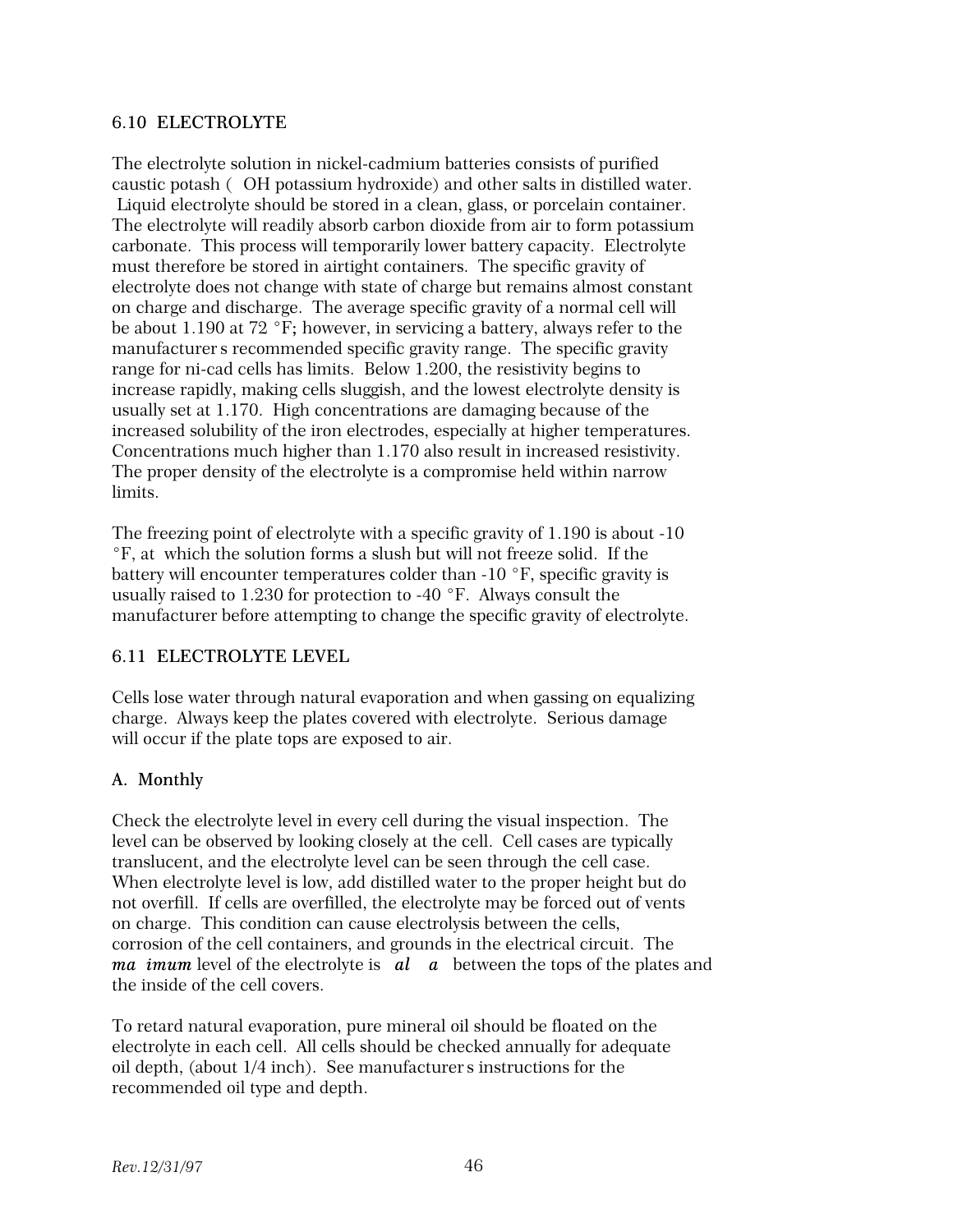## 6.10 ELECTROLYTE

The electrolyte solution in nickel-cadmium batteries consists of purified caustic potash ( OH potassium hydroxide) and other salts in distilled water. Liquid electrolyte should be stored in a clean, glass, or porcelain container. The electrolyte will readily absorb carbon dioxide from air to form potassium carbonate. This process will temporarily lower battery capacity. Electrolyte must therefore be stored in airtight containers. The specific gravity of electrolyte does not change with state of charge but remains almost constant on charge and discharge. The average specific gravity of a normal cell will be about 1.190 at 72 °F; however, in servicing a battery, always refer to the manufacturer s recommended specific gravity range. The specific gravity range for ni-cad cells has limits. Below 1.200, the resistivity begins to increase rapidly, making cells sluggish, and the lowest electrolyte density is usually set at 1.170. High concentrations are damaging because of the increased solubility of the iron electrodes, especially at higher temperatures. Concentrations much higher than 1.170 also result in increased resistivity. The proper density of the electrolyte is a compromise held within narrow limits.

The freezing point of electrolyte with a specific gravity of 1.190 is about -10 °F, at which the solution forms a slush but will not freeze solid. If the battery will encounter temperatures colder than -10 °F, specific gravity is usually raised to 1.230 for protection to -40 °F. Always consult the manufacturer before attempting to change the specific gravity of electrolyte.

## 6.11 ELECTROLYTE LEVEL

Cells lose water through natural evaporation and when gassing on equalizing charge. Always keep the plates covered with electrolyte. Serious damage will occur if the plate tops are exposed to air.

### A. Monthly

Check the electrolyte level in every cell during the visual inspection. The level can be observed by looking closely at the cell. Cell cases are typically translucent, and the electrolyte level can be seen through the cell case. When electrolyte level is low, add distilled water to the proper height but do not overfill. If cells are overfilled, the electrolyte may be forced out of vents on charge. This condition can cause electrolysis between the cells, corrosion of the cell containers, and grounds in the electrical circuit. The ***ma imum*** level of the electrolyte is ***al a*** between the tops of the plates and the inside of the cell covers.

To retard natural evaporation, pure mineral oil should be floated on the electrolyte in each cell. All cells should be checked annually for adequate oil depth, (about 1/4 inch). See manufacturer s instructions for the recommended oil type and depth.

*Rev.12/31/97*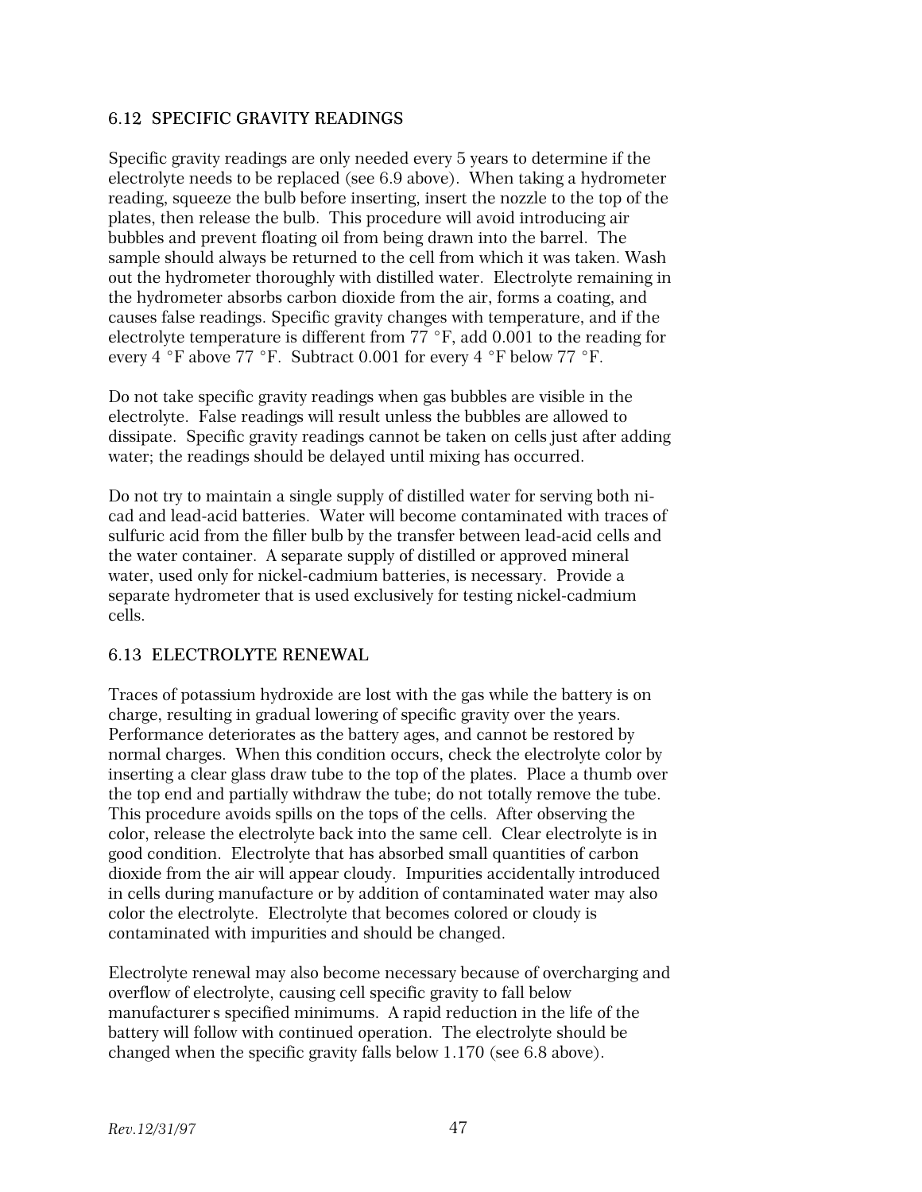## 6.12 SPECIFIC GRAVITY READINGS

Specific gravity readings are only needed every 5 years to determine if the electrolyte needs to be replaced (see 6.9 above). When taking a hydrometer reading, squeeze the bulb before inserting, insert the nozzle to the top of the plates, then release the bulb. This procedure will avoid introducing air bubbles and prevent floating oil from being drawn into the barrel. The sample should always be returned to the cell from which it was taken. Wash out the hydrometer thoroughly with distilled water. Electrolyte remaining in the hydrometer absorbs carbon dioxide from the air, forms a coating, and causes false readings. Specific gravity changes with temperature, and if the electrolyte temperature is different from 77 °F, add 0.001 to the reading for every 4 °F above 77 °F. Subtract 0.001 for every 4 °F below 77 °F.

Do not take specific gravity readings when gas bubbles are visible in the electrolyte. False readings will result unless the bubbles are allowed to dissipate. Specific gravity readings cannot be taken on cells just after adding water; the readings should be delayed until mixing has occurred.

Do not try to maintain a single supply of distilled water for serving both ni-cad and lead-acid batteries. Water will become contaminated with traces of sulfuric acid from the filler bulb by the transfer between lead-acid cells and the water container. A separate supply of distilled or approved mineral water, used only for nickel-cadmium batteries, is necessary. Provide a separate hydrometer that is used exclusively for testing nickel-cadmium cells.

## 6.13 ELECTROLYTE RENEWAL

Traces of potassium hydroxide are lost with the gas while the battery is on charge, resulting in gradual lowering of specific gravity over the years. Performance deteriorates as the battery ages, and cannot be restored by normal charges. When this condition occurs, check the electrolyte color by inserting a clear glass draw tube to the top of the plates. Place a thumb over the top end and partially withdraw the tube; do not totally remove the tube. This procedure avoids spills on the tops of the cells. After observing the color, release the electrolyte back into the same cell. Clear electrolyte is in good condition. Electrolyte that has absorbed small quantities of carbon dioxide from the air will appear cloudy. Impurities accidentally introduced in cells during manufacture or by addition of contaminated water may also color the electrolyte. Electrolyte that becomes colored or cloudy is contaminated with impurities and should be changed.

Electrolyte renewal may also become necessary because of overcharging and overflow of electrolyte, causing cell specific gravity to fall below manufacturer s specified minimums. A rapid reduction in the life of the battery will follow with continued operation. The electrolyte should be changed when the specific gravity falls below 1.170 (see 6.8 above).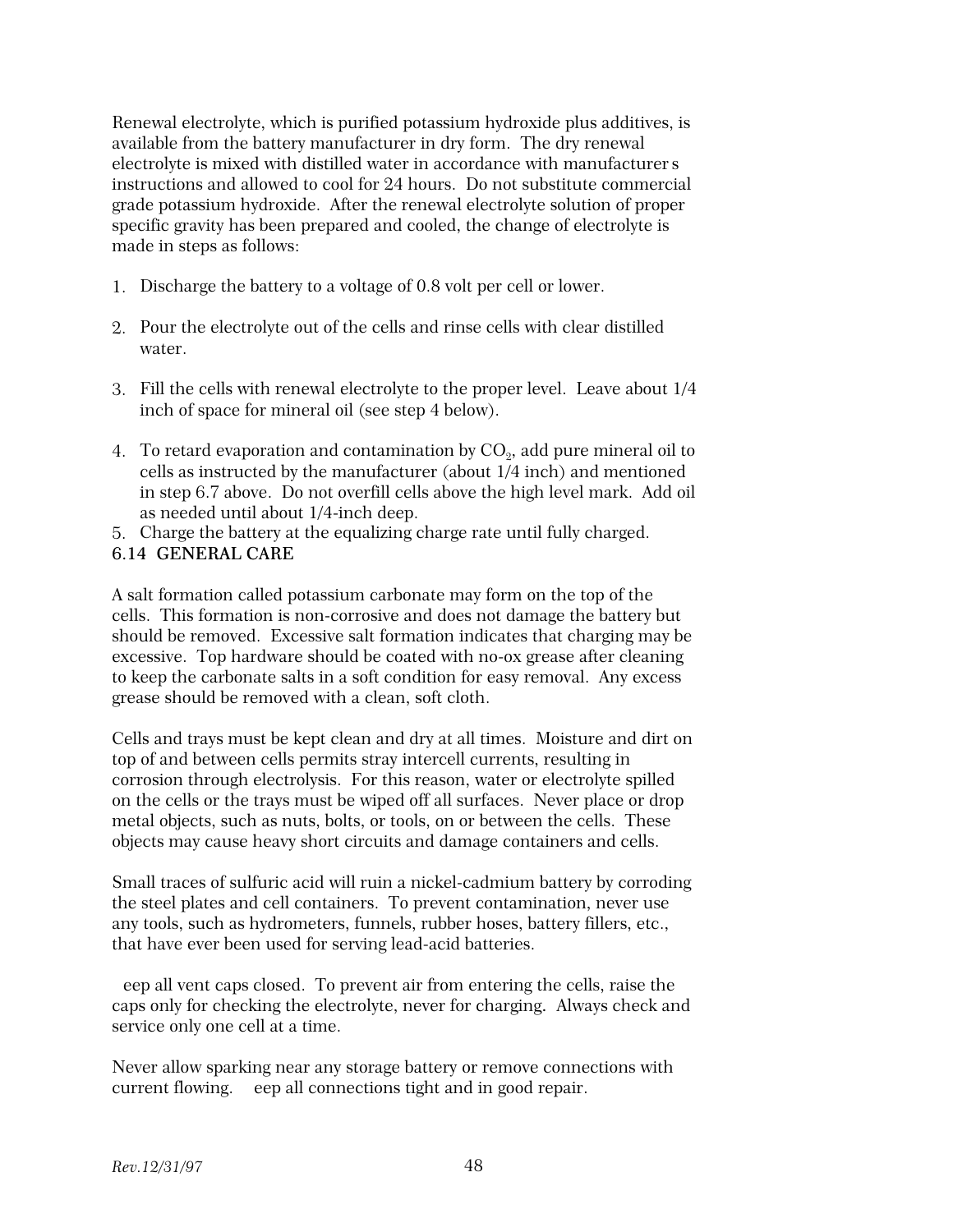Renewal electrolyte, which is purified potassium hydroxide plus additives, is available from the battery manufacturer in dry form. The dry renewal electrolyte is mixed with distilled water in accordance with manufacturer s instructions and allowed to cool for 24 hours. Do not substitute commercial grade potassium hydroxide. After the renewal electrolyte solution of proper specific gravity has been prepared and cooled, the change of electrolyte is made in steps as follows:

1. Discharge the battery to a voltage of 0.8 volt per cell or lower.
2. Pour the electrolyte out of the cells and rinse cells with clear distilled water.
3. Fill the cells with renewal electrolyte to the proper level. Leave about 1/4 inch of space for mineral oil (see step 4 below).
4. To retard evaporation and contamination by $CO_2$, add pure mineral oil to cells as instructed by the manufacturer (about 1/4 inch) and mentioned in step 6.7 above. Do not overfill cells above the high level mark. Add oil as needed until about 1/4-inch deep.
5. Charge the battery at the equalizing charge rate until fully charged.

## 6.14 GENERAL CARE

A salt formation called potassium carbonate may form on the top of the cells. This formation is non-corrosive and does not damage the battery but should be removed. Excessive salt formation indicates that charging may be excessive. Top hardware should be coated with no-ox grease after cleaning to keep the carbonate salts in a soft condition for easy removal. Any excess grease should be removed with a clean, soft cloth.

Cells and trays must be kept clean and dry at all times. Moisture and dirt on top of and between cells permits stray intercell currents, resulting in corrosion through electrolysis. For this reason, water or electrolyte spilled on the cells or the trays must be wiped off all surfaces. Never place or drop metal objects, such as nuts, bolts, or tools, on or between the cells. These objects may cause heavy short circuits and damage containers and cells.

Small traces of sulfuric acid will ruin a nickel-cadmium battery by corroding the steel plates and cell containers. To prevent contamination, never use any tools, such as hydrometers, funnels, rubber hoses, battery fillers, etc., that have ever been used for serving lead-acid batteries.

eep all vent caps closed. To prevent air from entering the cells, raise the caps only for checking the electrolyte, never for charging. Always check and service only one cell at a time.

Never allow sparking near any storage battery or remove connections with current flowing. eep all connections tight and in good repair.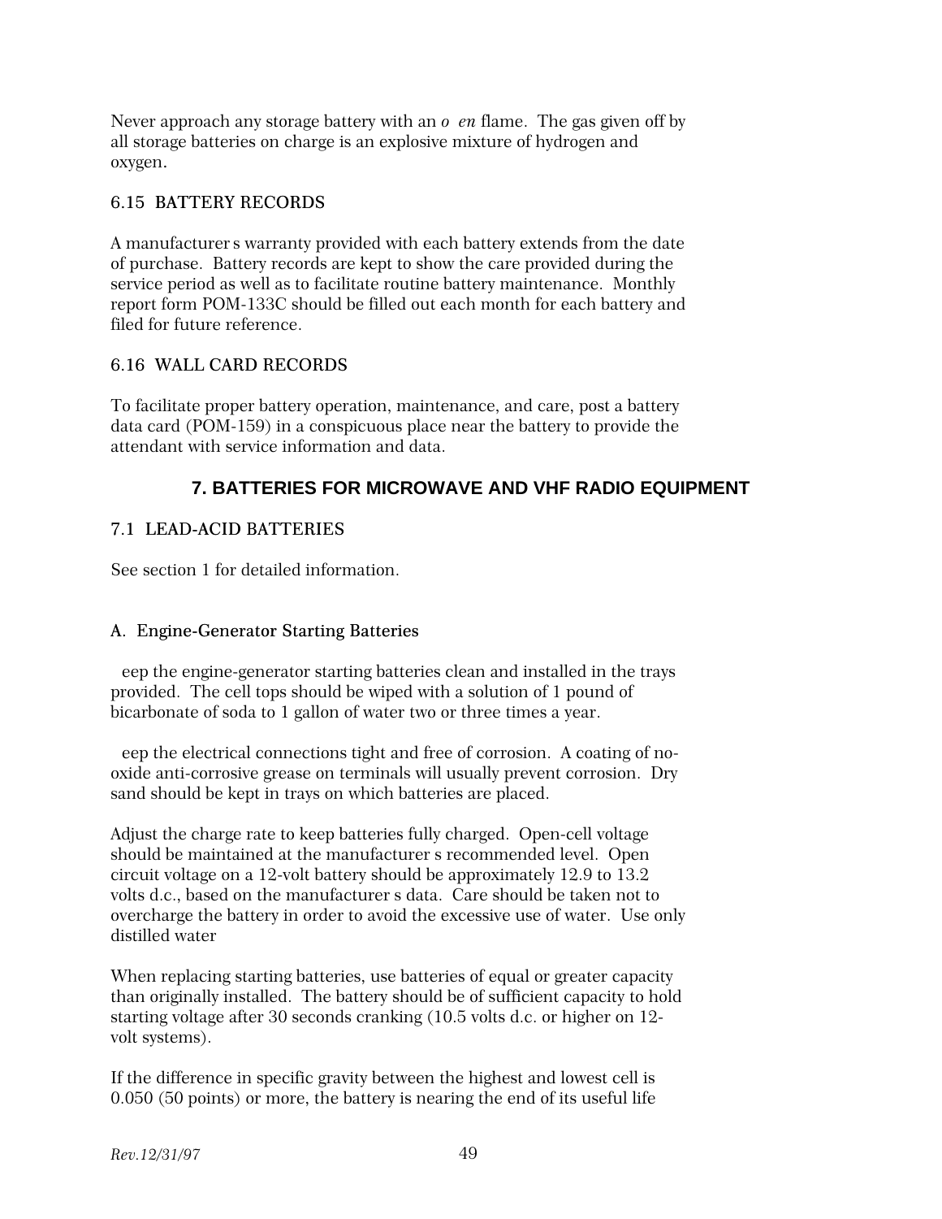Never approach any storage battery with an *o en* flame. The gas given off by all storage batteries on charge is an explosive mixture of hydrogen and oxygen.

### 6.15 BATTERY RECORDS

A manufacturer s warranty provided with each battery extends from the date of purchase. Battery records are kept to show the care provided during the service period as well as to facilitate routine battery maintenance. Monthly report form POM-133C should be filled out each month for each battery and filed for future reference.

### 6.16 WALL CARD RECORDS

To facilitate proper battery operation, maintenance, and care, post a battery data card (POM-159) in a conspicuous place near the battery to provide the attendant with service information and data.

## 7. BATTERIES FOR MICROWAVE AND VHF RADIO EQUIPMENT

### 7.1 LEAD-ACID BATTERIES

See section 1 for detailed information.

#### A. Engine-Generator Starting Batteries

eep the engine-generator starting batteries clean and installed in the trays provided. The cell tops should be wiped with a solution of 1 pound of bicarbonate of soda to 1 gallon of water two or three times a year.

eep the electrical connections tight and free of corrosion. A coating of no-oxide anti-corrosive grease on terminals will usually prevent corrosion. Dry sand should be kept in trays on which batteries are placed.

Adjust the charge rate to keep batteries fully charged. Open-cell voltage should be maintained at the manufacturer s recommended level. Open circuit voltage on a 12-volt battery should be approximately 12.9 to 13.2 volts d.c., based on the manufacturer s data. Care should be taken not to overcharge the battery in order to avoid the excessive use of water. Use only distilled water

When replacing starting batteries, use batteries of equal or greater capacity than originally installed. The battery should be of sufficient capacity to hold starting voltage after 30 seconds cranking (10.5 volts d.c. or higher on 12-volt systems).

If the difference in specific gravity between the highest and lowest cell is 0.050 (50 points) or more, the battery is nearing the end of its useful life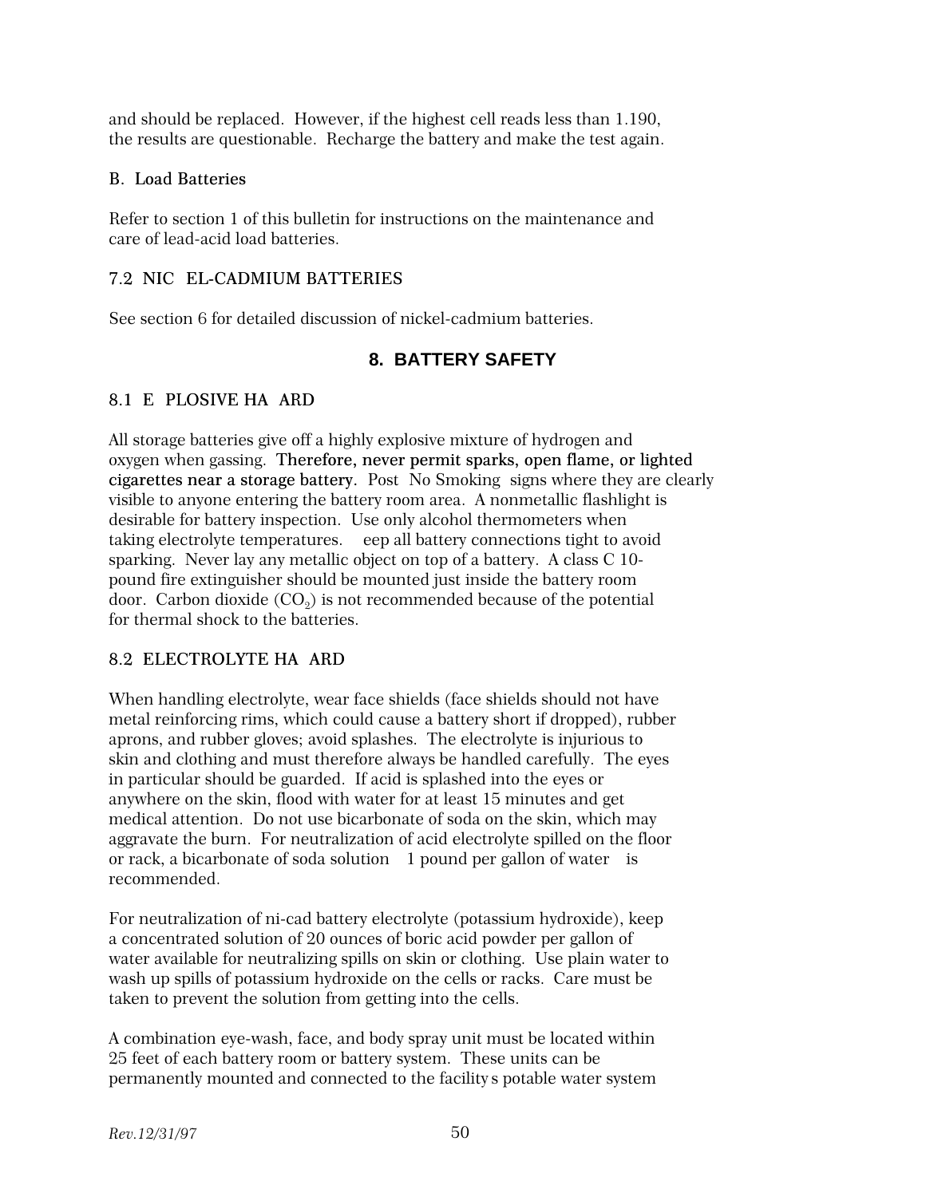and should be replaced. However, if the highest cell reads less than 1.190, the results are questionable. Recharge the battery and make the test again.

### B. Load Batteries

Refer to section 1 of this bulletin for instructions on the maintenance and care of lead-acid load batteries.

### 7.2 NIC EL-CADMIUM BATTERIES

See section 6 for detailed discussion of nickel-cadmium batteries.

## 8. BATTERY SAFETY

### 8.1 E PLOSIVE HA ARD

All storage batteries give off a highly explosive mixture of hydrogen and oxygen when gassing. **Therefore, never permit sparks, open flame, or lighted cigarettes near a storage battery.** Post No Smoking signs where they are clearly visible to anyone entering the battery room area. A nonmetallic flashlight is desirable for battery inspection. Use only alcohol thermometers when taking electrolyte temperatures. eep all battery connections tight to avoid sparking. Never lay any metallic object on top of a battery. A class C 10-pound fire extinguisher should be mounted just inside the battery room door. Carbon dioxide ($CO_2$) is not recommended because of the potential for thermal shock to the batteries.

### 8.2 ELECTROLYTE HA ARD

When handling electrolyte, wear face shields (face shields should not have metal reinforcing rims, which could cause a battery short if dropped), rubber aprons, and rubber gloves; avoid splashes. The electrolyte is injurious to skin and clothing and must therefore always be handled carefully. The eyes in particular should be guarded. If acid is splashed into the eyes or anywhere on the skin, flood with water for at least 15 minutes and get medical attention. Do not use bicarbonate of soda on the skin, which may aggravate the burn. For neutralization of acid electrolyte spilled on the floor or rack, a bicarbonate of soda solution 1 pound per gallon of water is recommended.

For neutralization of ni-cad battery electrolyte (potassium hydroxide), keep a concentrated solution of 20 ounces of boric acid powder per gallon of water available for neutralizing spills on skin or clothing. Use plain water to wash up spills of potassium hydroxide on the cells or racks. Care must be taken to prevent the solution from getting into the cells.

A combination eye-wash, face, and body spray unit must be located within 25 feet of each battery room or battery system. These units can be permanently mounted and connected to the facility s potable water system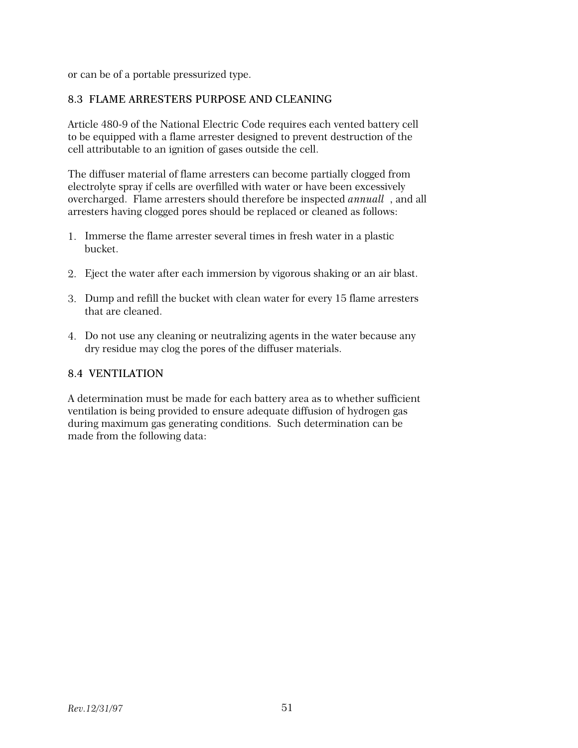or can be of a portable pressurized type.

## 8.3 FLAME ARRESTERS PURPOSE AND CLEANING

Article 480-9 of the National Electric Code requires each vented battery cell to be equipped with a flame arrester designed to prevent destruction of the cell attributable to an ignition of gases outside the cell.

The diffuser material of flame arresters can become partially clogged from electrolyte spray if cells are overfilled with water or have been excessively overcharged. Flame arresters should therefore be inspected *annuall* , and all arresters having clogged pores should be replaced or cleaned as follows:

1. Immerse the flame arrester several times in fresh water in a plastic bucket.
2. Eject the water after each immersion by vigorous shaking or an air blast.
3. Dump and refill the bucket with clean water for every 15 flame arresters that are cleaned.
4. Do not use any cleaning or neutralizing agents in the water because any dry residue may clog the pores of the diffuser materials.

## 8.4 VENTILATION

A determination must be made for each battery area as to whether sufficient ventilation is being provided to ensure adequate diffusion of hydrogen gas during maximum gas generating conditions. Such determination can be made from the following data: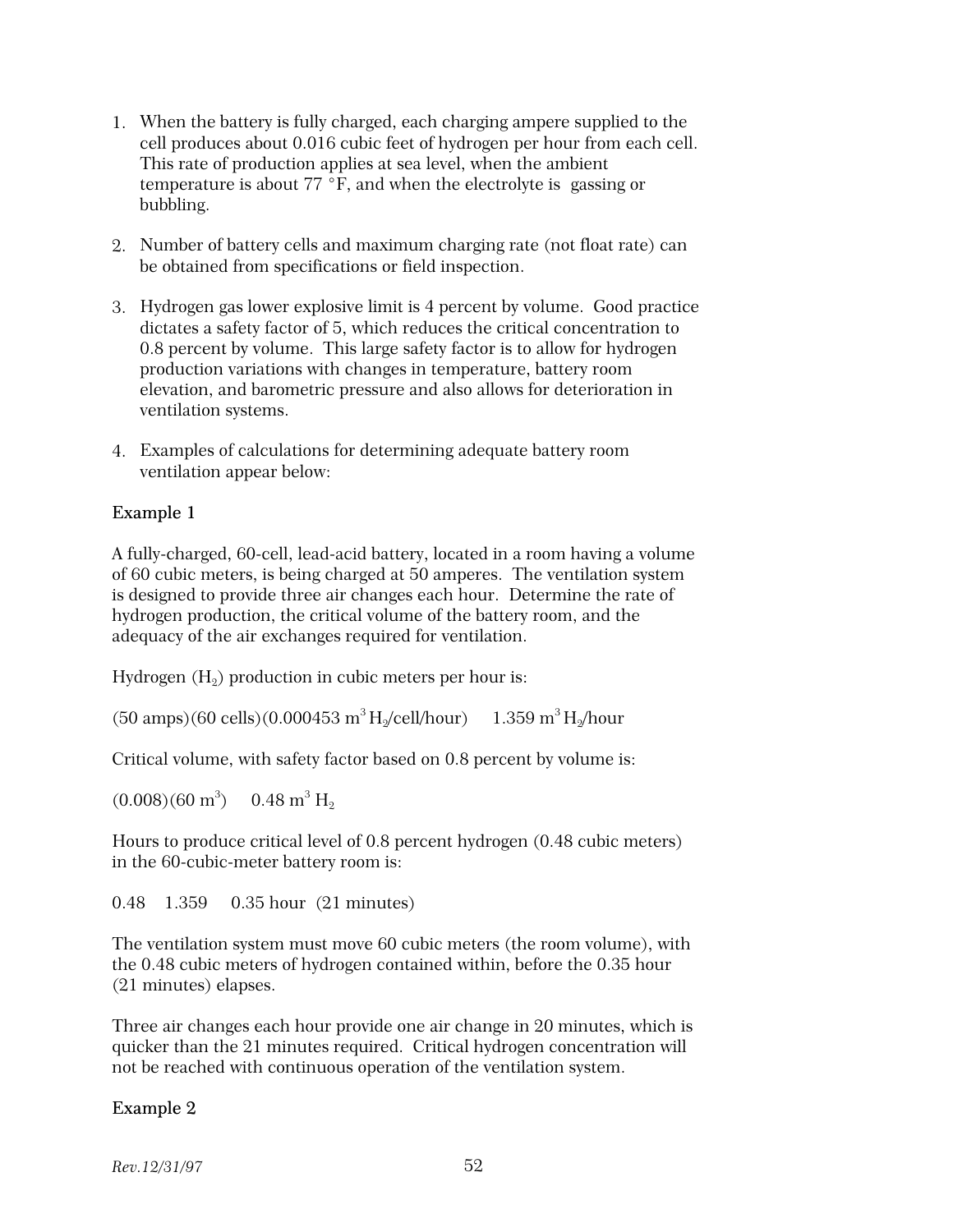1. When the battery is fully charged, each charging ampere supplied to the cell produces about 0.016 cubic feet of hydrogen per hour from each cell. This rate of production applies at sea level, when the ambient temperature is about 77 °F, and when the electrolyte is gassing or bubbling.

2. Number of battery cells and maximum charging rate (not float rate) can be obtained from specifications or field inspection.

3. Hydrogen gas lower explosive limit is 4 percent by volume. Good practice dictates a safety factor of 5, which reduces the critical concentration to 0.8 percent by volume. This large safety factor is to allow for hydrogen production variations with changes in temperature, battery room elevation, and barometric pressure and also allows for deterioration in ventilation systems.

4. Examples of calculations for determining adequate battery room ventilation appear below:

**Example 1**

A fully-charged, 60-cell, lead-acid battery, located in a room having a volume of 60 cubic meters, is being charged at 50 amperes. The ventilation system is designed to provide three air changes each hour. Determine the rate of hydrogen production, the critical volume of the battery room, and the adequacy of the air exchanges required for ventilation.

Hydrogen ($H_2$) production in cubic meters per hour is:

(50 amps)(60 cells)(0.000453 $m^3$ $H_2$/cell/hour)     1.359 $m^3$ $H_2$/hour

Critical volume, with safety factor based on 0.8 percent by volume is:

(0.008)(60 $m^3$)     0.48 $m^3$ $H_2$

Hours to produce critical level of 0.8 percent hydrogen (0.48 cubic meters) in the 60-cubic-meter battery room is:

0.48    1.359     0.35 hour  (21 minutes)

The ventilation system must move 60 cubic meters (the room volume), with the 0.48 cubic meters of hydrogen contained within, before the 0.35 hour (21 minutes) elapses.

Three air changes each hour provide one air change in 20 minutes, which is quicker than the 21 minutes required. Critical hydrogen concentration will not be reached with continuous operation of the ventilation system.

**Example 2**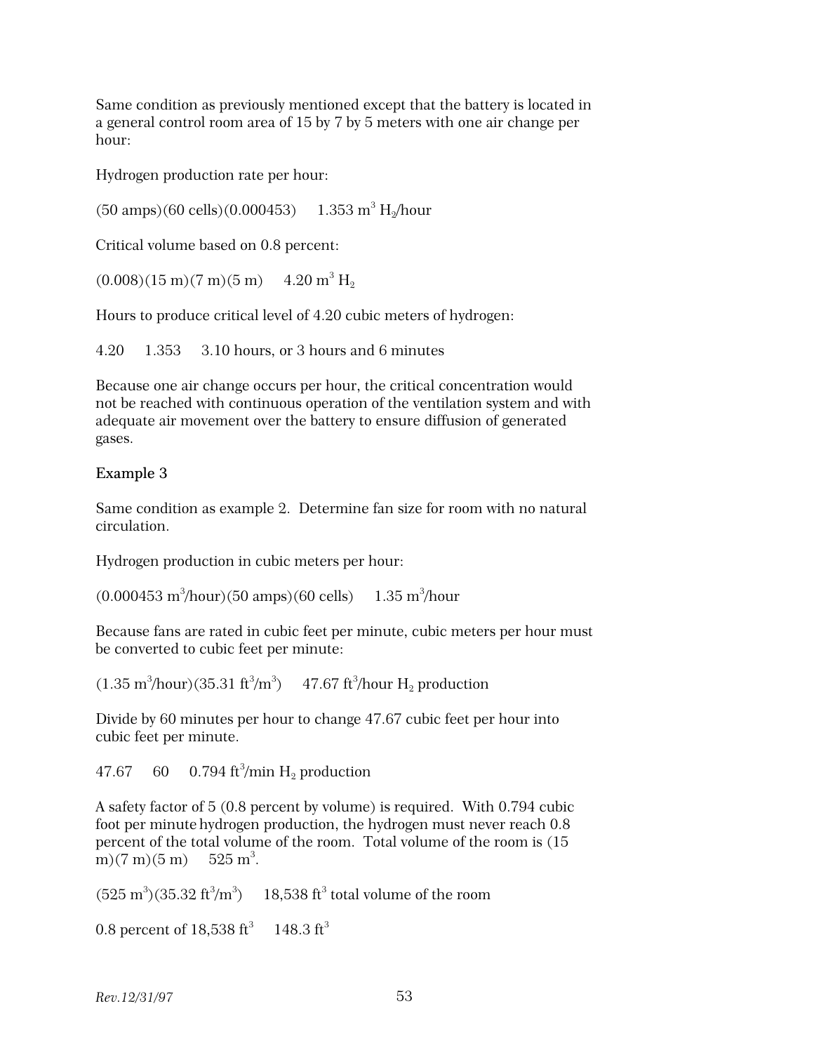Same condition as previously mentioned except that the battery is located in a general control room area of 15 by 7 by 5 meters with one air change per hour:

Hydrogen production rate per hour:

(50 amps)(60 cells)(0.000453)  1.353 $m^3$ $H_2$/hour

Critical volume based on 0.8 percent:

(0.008)(15 m)(7 m)(5 m)  4.20 $m^3$ $H_2$

Hours to produce critical level of 4.20 cubic meters of hydrogen:

4.20  1.353  3.10 hours, or 3 hours and 6 minutes

Because one air change occurs per hour, the critical concentration would not be reached with continuous operation of the ventilation system and with adequate air movement over the battery to ensure diffusion of generated gases.

**Example 3**

Same condition as example 2. Determine fan size for room with no natural circulation.

Hydrogen production in cubic meters per hour:

(0.000453 $m^3$/hour)(50 amps)(60 cells)  1.35 $m^3$/hour

Because fans are rated in cubic feet per minute, cubic meters per hour must be converted to cubic feet per minute:

(1.35 $m^3$/hour)(35.31 $ft^3/m^3$)  47.67 $ft^3$/hour $H_2$ production

Divide by 60 minutes per hour to change 47.67 cubic feet per hour into cubic feet per minute.

47.67  60  0.794 $ft^3$/min $H_2$ production

A safety factor of 5 (0.8 percent by volume) is required. With 0.794 cubic foot per minute hydrogen production, the hydrogen must never reach 0.8 percent of the total volume of the room. Total volume of the room is (15 m)(7 m)(5 m)  525 $m^3$.

(525 $m^3$)(35.32 $ft^3/m^3$)  18,538 $ft^3$ total volume of the room

0.8 percent of 18,538 $ft^3$  148.3 $ft^3$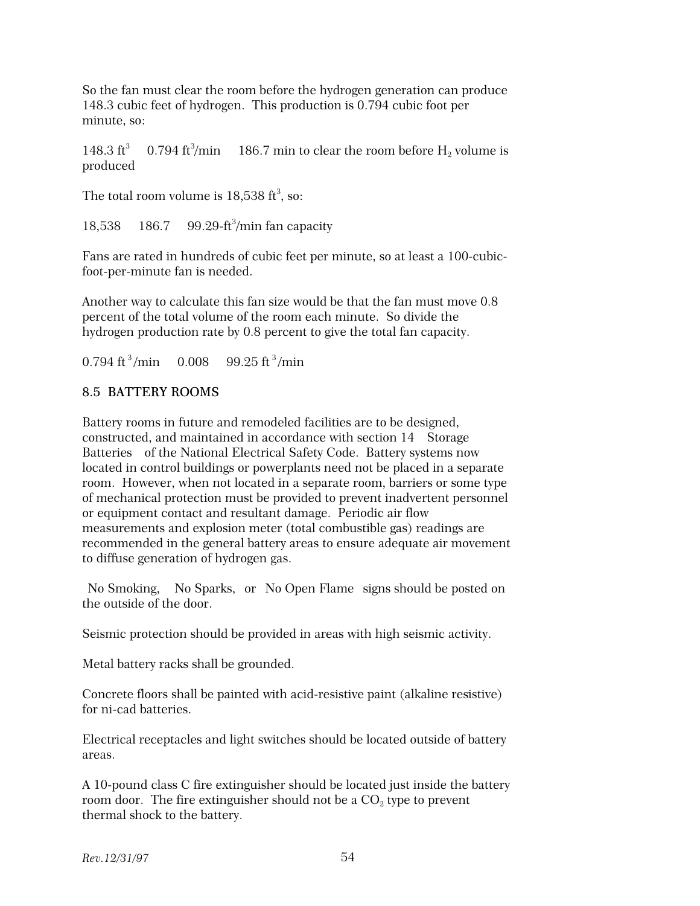So the fan must clear the room before the hydrogen generation can produce 148.3 cubic feet of hydrogen. This production is 0.794 cubic foot per minute, so:

148.3 $ft^3$ 0.794 $ft^3$/min 186.7 min to clear the room before $H_2$ volume is produced

The total room volume is 18,538 $ft^3$, so:

18,538 186.7 99.29-$ft^3$/min fan capacity

Fans are rated in hundreds of cubic feet per minute, so at least a 100-cubic-foot-per-minute fan is needed.

Another way to calculate this fan size would be that the fan must move 0.8 percent of the total volume of the room each minute. So divide the hydrogen production rate by 0.8 percent to give the total fan capacity.

0.794 $ft^3$/min 0.008 99.25 $ft^3$/min

## 8.5 BATTERY ROOMS

Battery rooms in future and remodeled facilities are to be designed, constructed, and maintained in accordance with section 14 Storage Batteries of the National Electrical Safety Code. Battery systems now located in control buildings or powerplants need not be placed in a separate room. However, when not located in a separate room, barriers or some type of mechanical protection must be provided to prevent inadvertent personnel or equipment contact and resultant damage. Periodic air flow measurements and explosion meter (total combustible gas) readings are recommended in the general battery areas to ensure adequate air movement to diffuse generation of hydrogen gas.

No Smoking, No Sparks, or No Open Flame signs should be posted on the outside of the door.

Seismic protection should be provided in areas with high seismic activity.

Metal battery racks shall be grounded.

Concrete floors shall be painted with acid-resistive paint (alkaline resistive) for ni-cad batteries.

Electrical receptacles and light switches should be located outside of battery areas.

A 10-pound class C fire extinguisher should be located just inside the battery room door. The fire extinguisher should not be a $CO_2$ type to prevent thermal shock to the battery.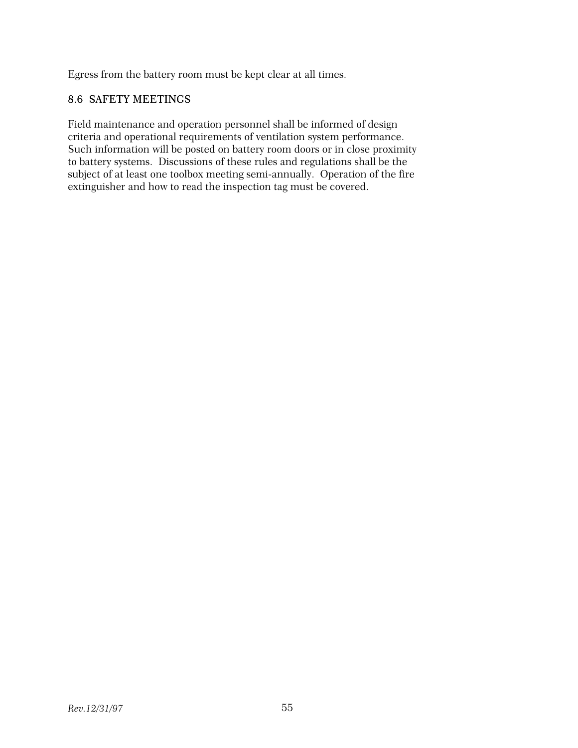Egress from the battery room must be kept clear at all times.

## 8.6 SAFETY MEETINGS

Field maintenance and operation personnel shall be informed of design criteria and operational requirements of ventilation system performance. Such information will be posted on battery room doors or in close proximity to battery systems. Discussions of these rules and regulations shall be the subject of at least one toolbox meeting semi-annually. Operation of the fire extinguisher and how to read the inspection tag must be covered.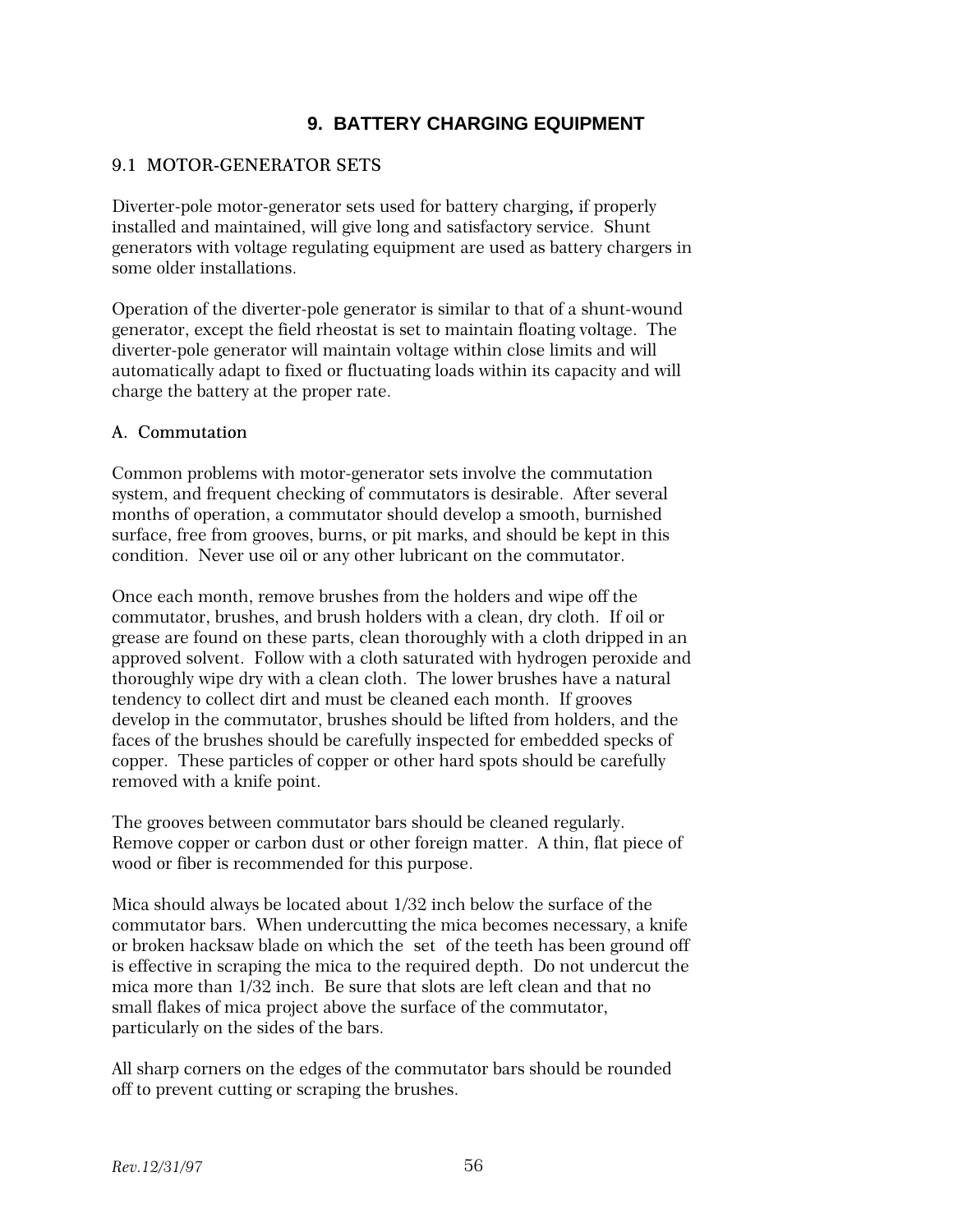# 9. BATTERY CHARGING EQUIPMENT

## 9.1 MOTOR-GENERATOR SETS

Diverter-pole motor-generator sets used for battery charging, if properly installed and maintained, will give long and satisfactory service. Shunt generators with voltage regulating equipment are used as battery chargers in some older installations.

Operation of the diverter-pole generator is similar to that of a shunt-wound generator, except the field rheostat is set to maintain floating voltage. The diverter-pole generator will maintain voltage within close limits and will automatically adapt to fixed or fluctuating loads within its capacity and will charge the battery at the proper rate.

### A. Commutation

Common problems with motor-generator sets involve the commutation system, and frequent checking of commutators is desirable. After several months of operation, a commutator should develop a smooth, burnished surface, free from grooves, burns, or pit marks, and should be kept in this condition. Never use oil or any other lubricant on the commutator.

Once each month, remove brushes from the holders and wipe off the commutator, brushes, and brush holders with a clean, dry cloth. If oil or grease are found on these parts, clean thoroughly with a cloth dripped in an approved solvent. Follow with a cloth saturated with hydrogen peroxide and thoroughly wipe dry with a clean cloth. The lower brushes have a natural tendency to collect dirt and must be cleaned each month. If grooves develop in the commutator, brushes should be lifted from holders, and the faces of the brushes should be carefully inspected for embedded specks of copper. These particles of copper or other hard spots should be carefully removed with a knife point.

The grooves between commutator bars should be cleaned regularly. Remove copper or carbon dust or other foreign matter. A thin, flat piece of wood or fiber is recommended for this purpose.

Mica should always be located about 1/32 inch below the surface of the commutator bars. When undercutting the mica becomes necessary, a knife or broken hacksaw blade on which the set of the teeth has been ground off is effective in scraping the mica to the required depth. Do not undercut the mica more than 1/32 inch. Be sure that slots are left clean and that no small flakes of mica project above the surface of the commutator, particularly on the sides of the bars.

All sharp corners on the edges of the commutator bars should be rounded off to prevent cutting or scraping the brushes.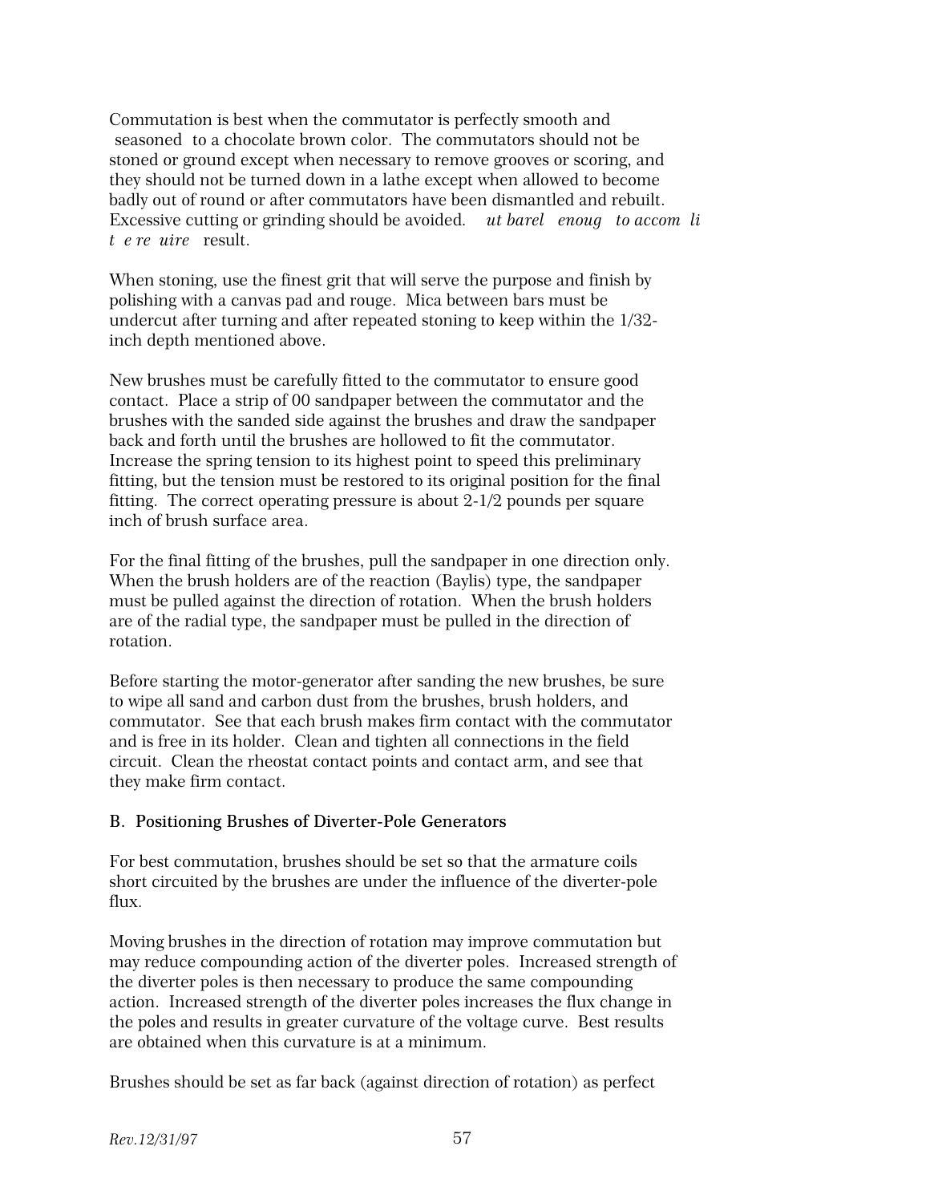Commutation is best when the commutator is perfectly smooth and seasoned to a chocolate brown color. The commutators should not be stoned or ground except when necessary to remove grooves or scoring, and they should not be turned down in a lathe except when allowed to become badly out of round or after commutators have been dismantled and rebuilt. Excessive cutting or grinding should be avoided. *ut barel enoug to accom li t e re uire* result.

When stoning, use the finest grit that will serve the purpose and finish by polishing with a canvas pad and rouge. Mica between bars must be undercut after turning and after repeated stoning to keep within the 1/32-inch depth mentioned above.

New brushes must be carefully fitted to the commutator to ensure good contact. Place a strip of 00 sandpaper between the commutator and the brushes with the sanded side against the brushes and draw the sandpaper back and forth until the brushes are hollowed to fit the commutator. Increase the spring tension to its highest point to speed this preliminary fitting, but the tension must be restored to its original position for the final fitting. The correct operating pressure is about 2-1/2 pounds per square inch of brush surface area.

For the final fitting of the brushes, pull the sandpaper in one direction only. When the brush holders are of the reaction (Baylis) type, the sandpaper must be pulled against the direction of rotation. When the brush holders are of the radial type, the sandpaper must be pulled in the direction of rotation.

Before starting the motor-generator after sanding the new brushes, be sure to wipe all sand and carbon dust from the brushes, brush holders, and commutator. See that each brush makes firm contact with the commutator and is free in its holder. Clean and tighten all connections in the field circuit. Clean the rheostat contact points and contact arm, and see that they make firm contact.

### B. Positioning Brushes of Diverter-Pole Generators

For best commutation, brushes should be set so that the armature coils short circuited by the brushes are under the influence of the diverter-pole flux.

Moving brushes in the direction of rotation may improve commutation but may reduce compounding action of the diverter poles. Increased strength of the diverter poles is then necessary to produce the same compounding action. Increased strength of the diverter poles increases the flux change in the poles and results in greater curvature of the voltage curve. Best results are obtained when this curvature is at a minimum.

Brushes should be set as far back (against direction of rotation) as perfect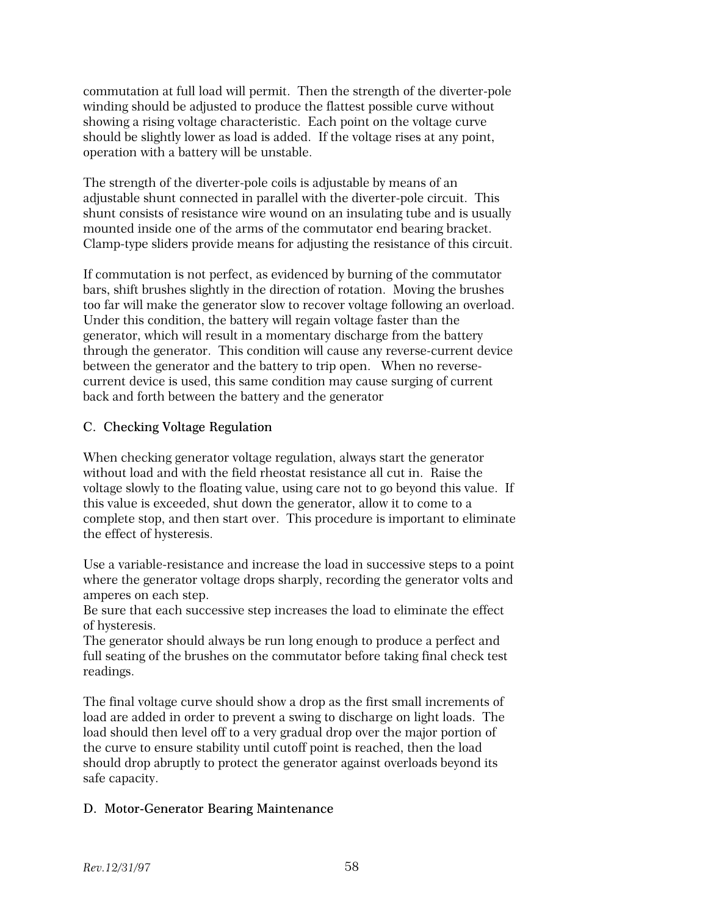commutation at full load will permit. Then the strength of the diverter-pole winding should be adjusted to produce the flattest possible curve without showing a rising voltage characteristic. Each point on the voltage curve should be slightly lower as load is added. If the voltage rises at any point, operation with a battery will be unstable.

The strength of the diverter-pole coils is adjustable by means of an adjustable shunt connected in parallel with the diverter-pole circuit. This shunt consists of resistance wire wound on an insulating tube and is usually mounted inside one of the arms of the commutator end bearing bracket. Clamp-type sliders provide means for adjusting the resistance of this circuit.

If commutation is not perfect, as evidenced by burning of the commutator bars, shift brushes slightly in the direction of rotation. Moving the brushes too far will make the generator slow to recover voltage following an overload. Under this condition, the battery will regain voltage faster than the generator, which will result in a momentary discharge from the battery through the generator. This condition will cause any reverse-current device between the generator and the battery to trip open. When no reverse-current device is used, this same condition may cause surging of current back and forth between the battery and the generator

### C. Checking Voltage Regulation

When checking generator voltage regulation, always start the generator without load and with the field rheostat resistance all cut in. Raise the voltage slowly to the floating value, using care not to go beyond this value. If this value is exceeded, shut down the generator, allow it to come to a complete stop, and then start over. This procedure is important to eliminate the effect of hysteresis.

Use a variable-resistance and increase the load in successive steps to a point where the generator voltage drops sharply, recording the generator volts and amperes on each step.
Be sure that each successive step increases the load to eliminate the effect of hysteresis.
The generator should always be run long enough to produce a perfect and full seating of the brushes on the commutator before taking final check test readings.

The final voltage curve should show a drop as the first small increments of load are added in order to prevent a swing to discharge on light loads. The load should then level off to a very gradual drop over the major portion of the curve to ensure stability until cutoff point is reached, then the load should drop abruptly to protect the generator against overloads beyond its safe capacity.

### D. Motor-Generator Bearing Maintenance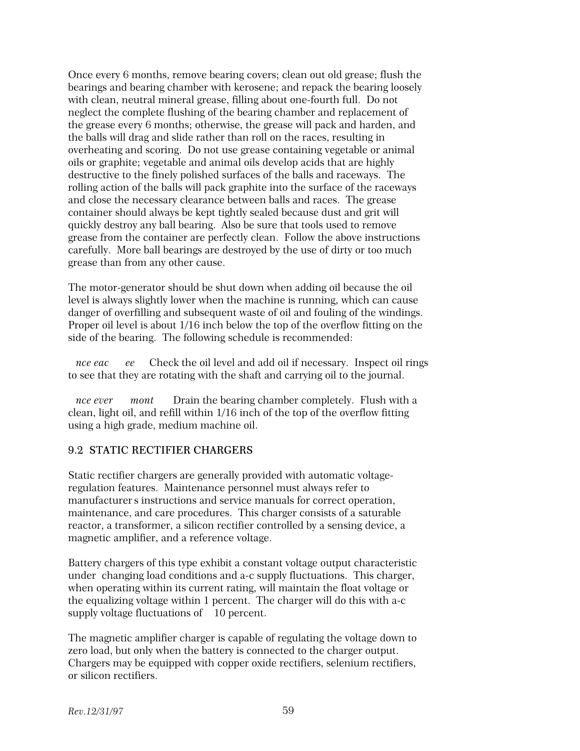Once every 6 months, remove bearing covers; clean out old grease; flush the bearings and bearing chamber with kerosene; and repack the bearing loosely with clean, neutral mineral grease, filling about one-fourth full. Do not neglect the complete flushing of the bearing chamber and replacement of the grease every 6 months; otherwise, the grease will pack and harden, and the balls will drag and slide rather than roll on the races, resulting in overheating and scoring. Do not use grease containing vegetable or animal oils or graphite; vegetable and animal oils develop acids that are highly destructive to the finely polished surfaces of the balls and raceways. The rolling action of the balls will pack graphite into the surface of the raceways and close the necessary clearance between balls and races. The grease container should always be kept tightly sealed because dust and grit will quickly destroy any ball bearing. Also be sure that tools used to remove grease from the container are perfectly clean. Follow the above instructions carefully. More ball bearings are destroyed by the use of dirty or too much grease than from any other cause.

The motor-generator should be shut down when adding oil because the oil level is always slightly lower when the machine is running, which can cause danger of overfilling and subsequent waste of oil and fouling of the windings. Proper oil level is about 1/16 inch below the top of the overflow fitting on the side of the bearing. The following schedule is recommended:

*nce eac ee* Check the oil level and add oil if necessary. Inspect oil rings to see that they are rotating with the shaft and carrying oil to the journal.

*nce ever mont* Drain the bearing chamber completely. Flush with a clean, light oil, and refill within 1/16 inch of the top of the overflow fitting using a high grade, medium machine oil.

## 9.2 STATIC RECTIFIER CHARGERS

Static rectifier chargers are generally provided with automatic voltage-regulation features. Maintenance personnel must always refer to manufacturer s instructions and service manuals for correct operation, maintenance, and care procedures. This charger consists of a saturable reactor, a transformer, a silicon rectifier controlled by a sensing device, a magnetic amplifier, and a reference voltage.

Battery chargers of this type exhibit a constant voltage output characteristic under changing load conditions and a-c supply fluctuations. This charger, when operating within its current rating, will maintain the float voltage or the equalizing voltage within 1 percent. The charger will do this with a-c supply voltage fluctuations of 10 percent.

The magnetic amplifier charger is capable of regulating the voltage down to zero load, but only when the battery is connected to the charger output. Chargers may be equipped with copper oxide rectifiers, selenium rectifiers, or silicon rectifiers.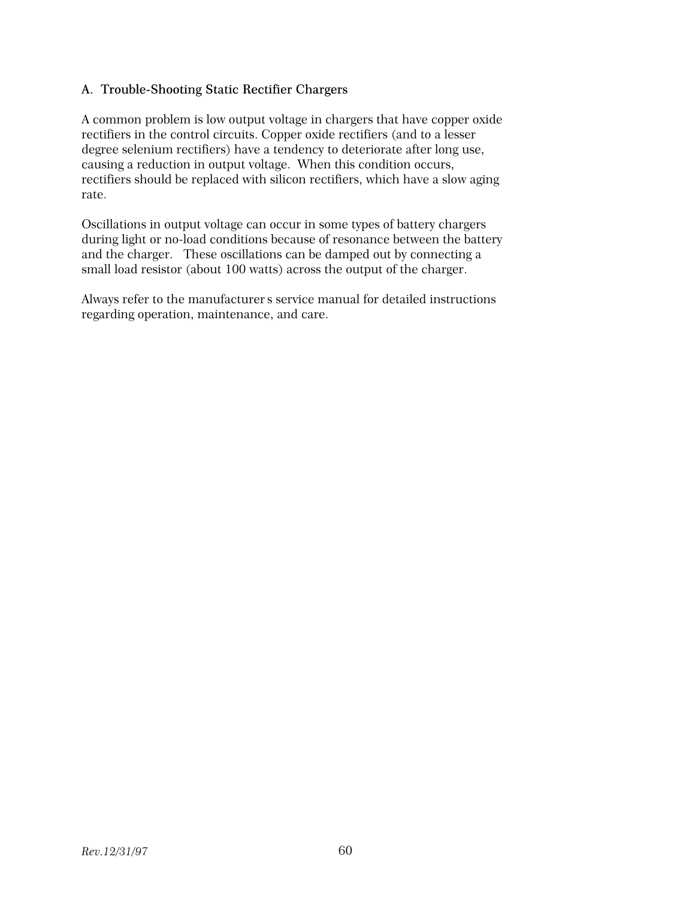### A. Trouble-Shooting Static Rectifier Chargers

A common problem is low output voltage in chargers that have copper oxide rectifiers in the control circuits. Copper oxide rectifiers (and to a lesser degree selenium rectifiers) have a tendency to deteriorate after long use, causing a reduction in output voltage. When this condition occurs, rectifiers should be replaced with silicon rectifiers, which have a slow aging rate.

Oscillations in output voltage can occur in some types of battery chargers during light or no-load conditions because of resonance between the battery and the charger. These oscillations can be damped out by connecting a small load resistor (about 100 watts) across the output of the charger.

Always refer to the manufacturer s service manual for detailed instructions regarding operation, maintenance, and care.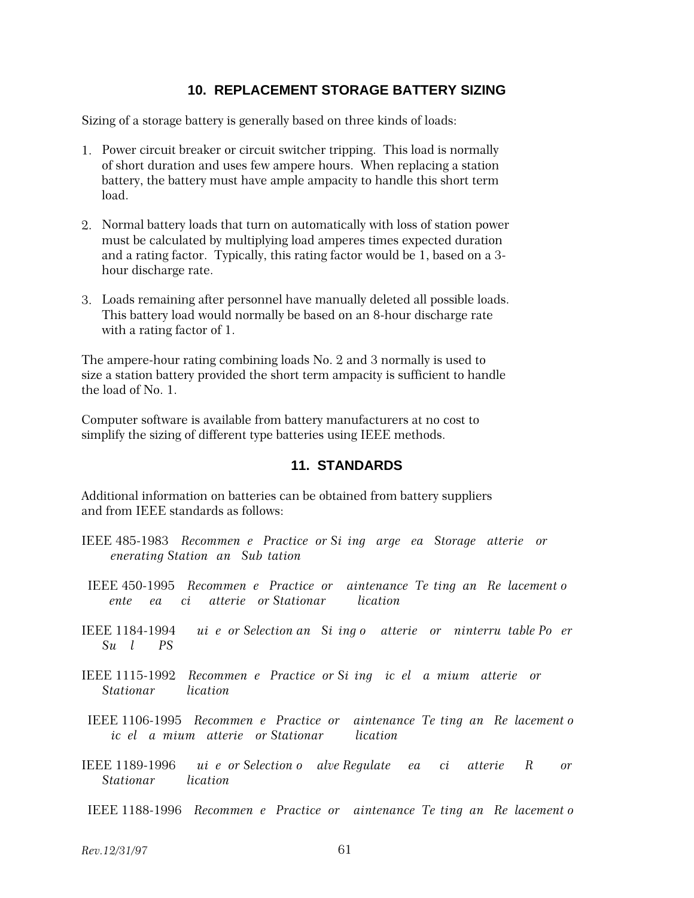## 10. REPLACEMENT STORAGE BATTERY SIZING

Sizing of a storage battery is generally based on three kinds of loads:

1. Power circuit breaker or circuit switcher tripping. This load is normally of short duration and uses few ampere hours. When replacing a station battery, the battery must have ample ampacity to handle this short term load.

2. Normal battery loads that turn on automatically with loss of station power must be calculated by multiplying load amperes times expected duration and a rating factor. Typically, this rating factor would be 1, based on a 3-hour discharge rate.

3. Loads remaining after personnel have manually deleted all possible loads. This battery load would normally be based on an 8-hour discharge rate with a rating factor of 1.

The ampere-hour rating combining loads No. 2 and 3 normally is used to size a station battery provided the short term ampacity is sufficient to handle the load of No. 1.

Computer software is available from battery manufacturers at no cost to simplify the sizing of different type batteries using IEEE methods.

## 11. STANDARDS

Additional information on batteries can be obtained from battery suppliers and from IEEE standards as follows:

IEEE 485-1983 *Recommen e Practice or Si ing arge ea Storage atterie or enerating Station an Sub tation*

IEEE 450-1995 *Recommen e Practice or aintenance Te ting an Re lacement o ente ea ci atterie or Stationar lication*

IEEE 1184-1994 *ui e or Selection an Si ing o atterie or ninterru table Po er Su l PS*

IEEE 1115-1992 *Recommen e Practice or Si ing ic el a mium atterie or Stationar lication*

IEEE 1106-1995 *Recommen e Practice or aintenance Te ting an Re lacement o ic el a mium atterie or Stationar lication*

IEEE 1189-1996 *ui e or Selection o alve Regulate ea ci atterie R or Stationar lication*

IEEE 1188-1996 *Recommen e Practice or aintenance Te ting an Re lacement o*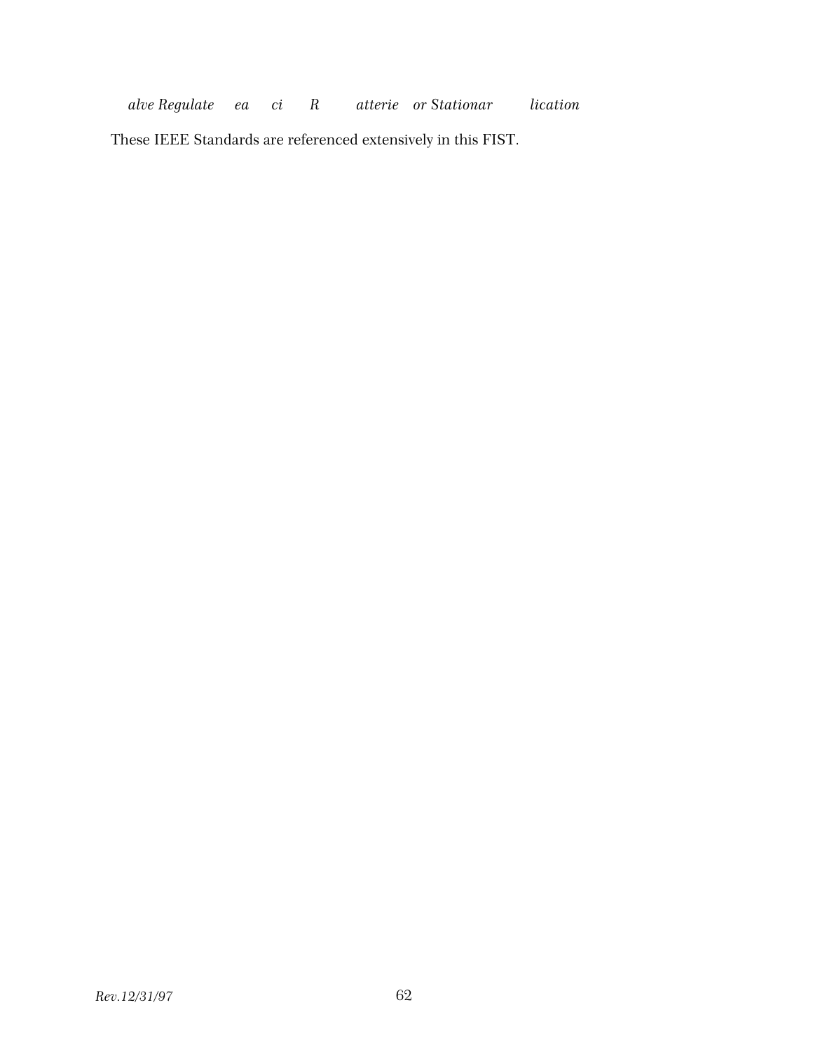*alve Regulate ea ci R atterie or Stationar lication*

These IEEE Standards are referenced extensively in this FIST.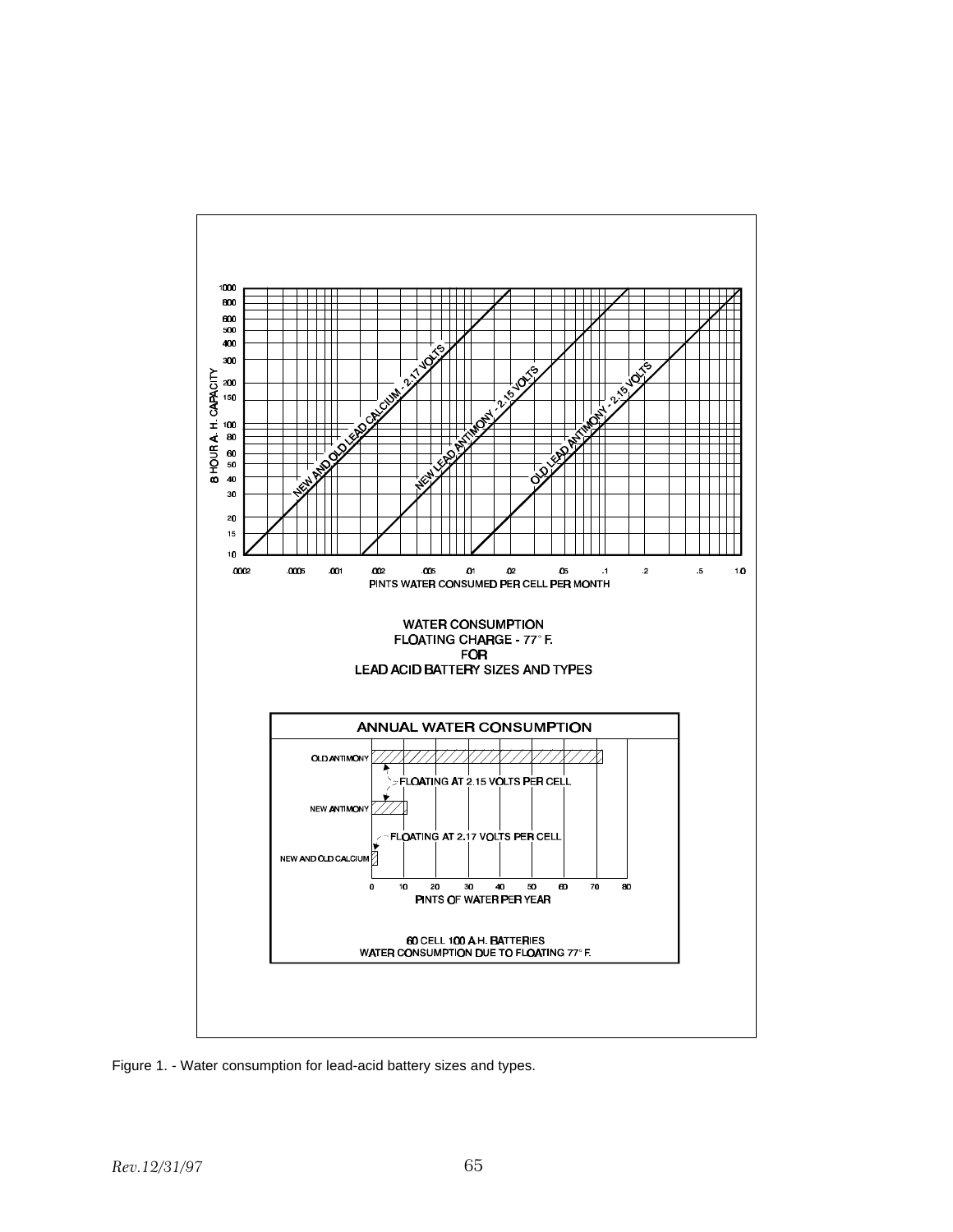Figure 1. - Water consumption for lead-acid battery sizes and types.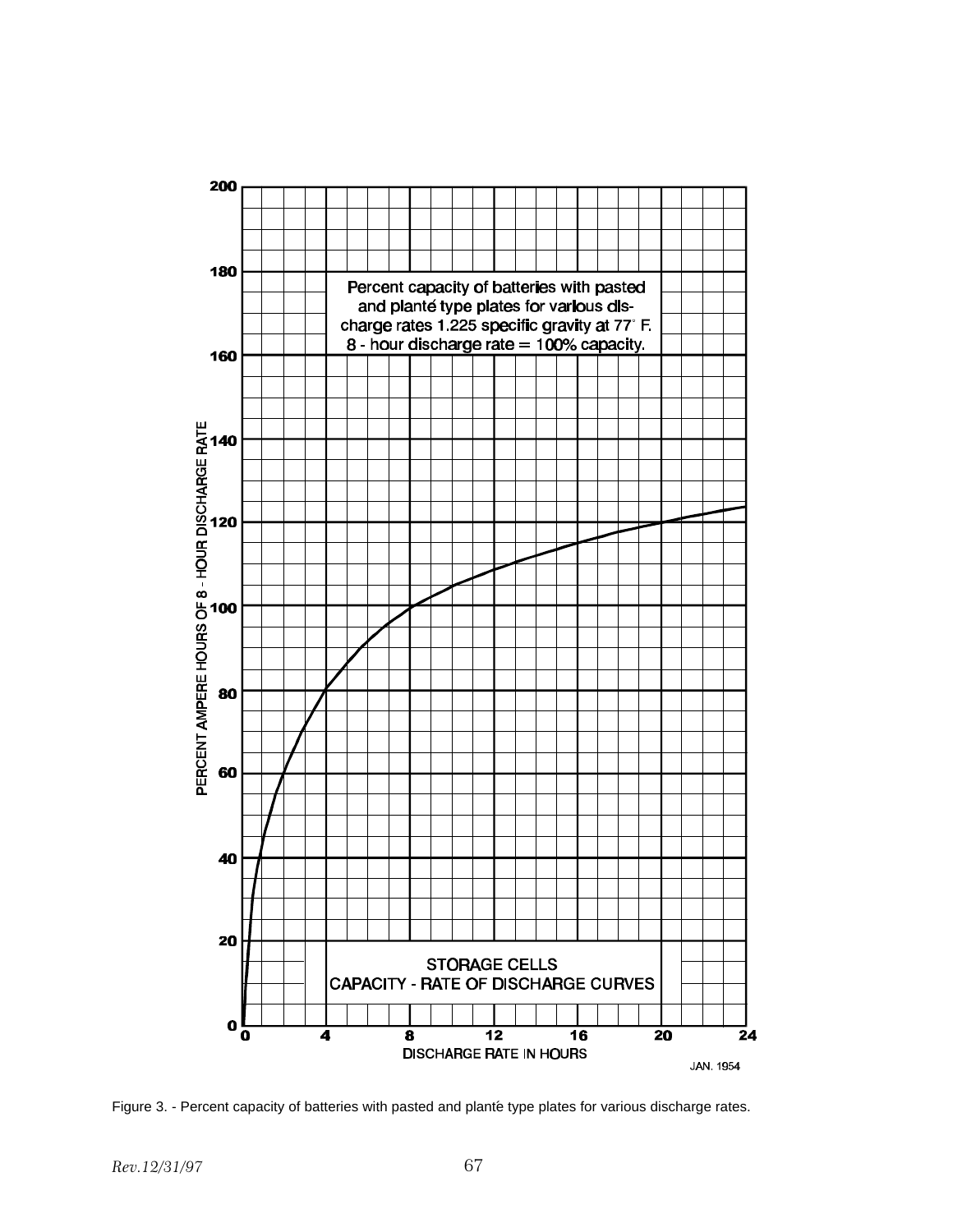Percent capacity of batteries with pasted and planté type plates for various discharge rates 1.225 specific gravity at 77° F. 8 - hour discharge rate = 100% capacity.

STORAGE CELLS
CAPACITY - RATE OF DISCHARGE CURVES

PERCENT AMPERE HOURS OF 8 - HOUR DISCHARGE RATE

DISCHARGE RATE IN HOURS

JAN. 1954

Figure 3. - Percent capacity of batteries with pasted and planté type plates for various discharge rates.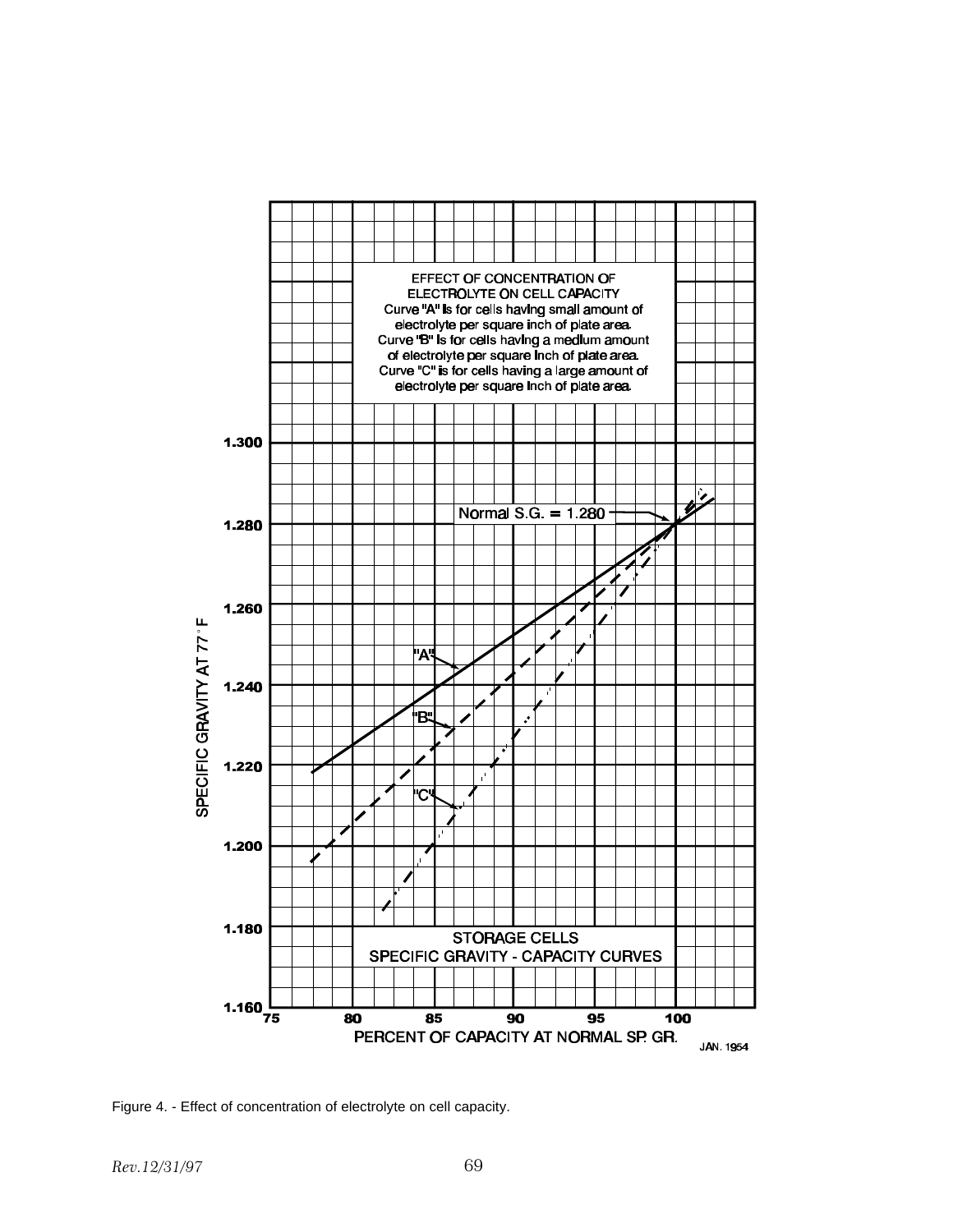EFFECT OF CONCENTRATION OF ELECTROLYTE ON CELL CAPACITY

Curve "A" is for cells having small amount of electrolyte per square inch of plate area.

Curve "B" is for cells having a medium amount of electrolyte per square inch of plate area.

Curve "C" is for cells having a large amount of electrolyte per square inch of plate area.

Normal S.G. = 1.280

SPECIFIC GRAVITY AT 77° F

PERCENT OF CAPACITY AT NORMAL SP. GR.

STORAGE CELLS
SPECIFIC GRAVITY - CAPACITY CURVES

JAN. 1954

Figure 4. - Effect of concentration of electrolyte on cell capacity.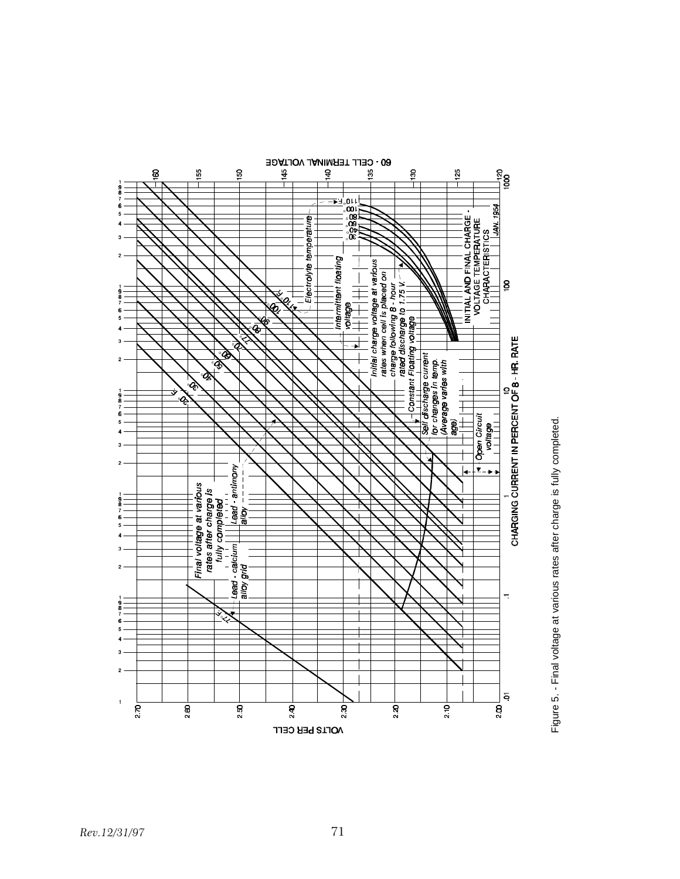Figure 5. - Final voltage at various rates after charge is fully completed.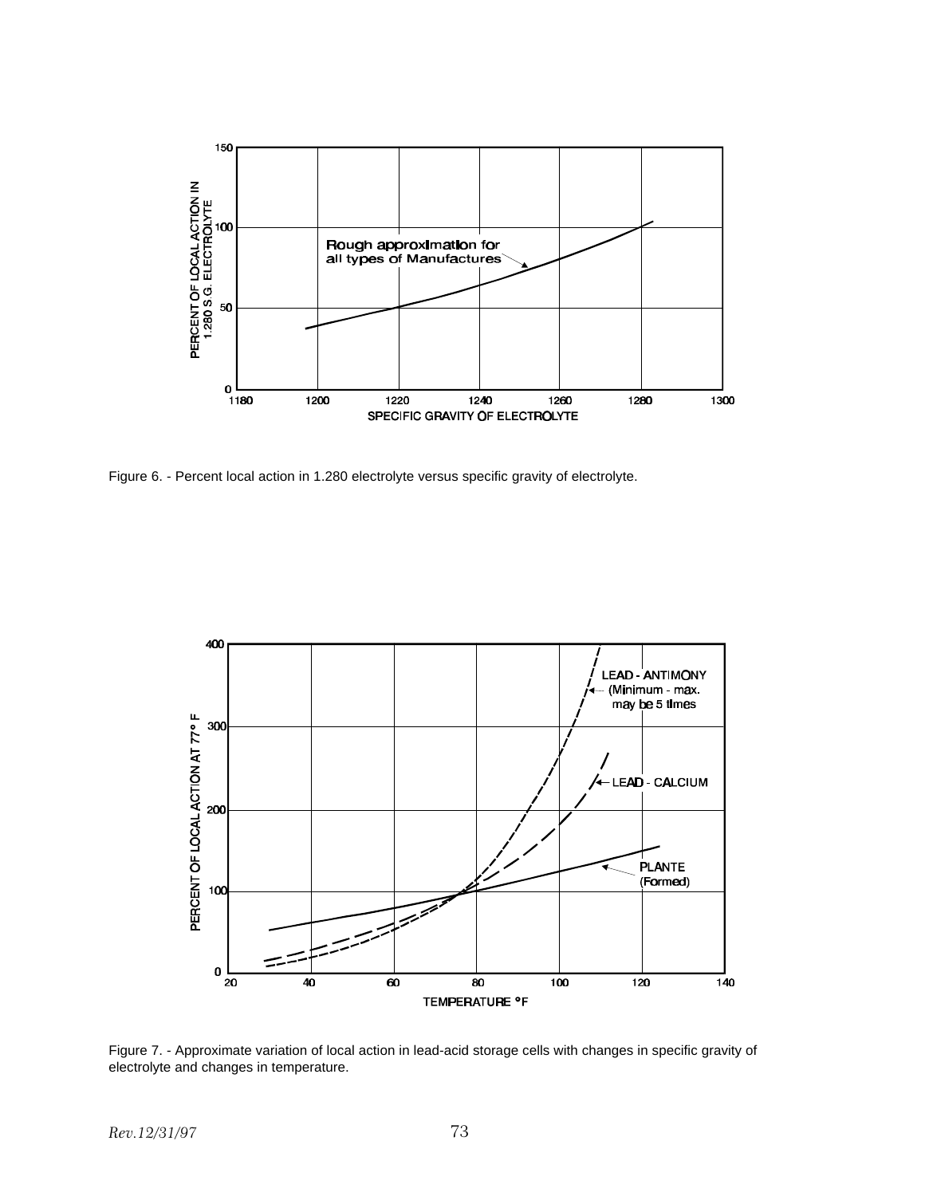Figure 6. - Percent local action in 1.280 electrolyte versus specific gravity of electrolyte.

Figure 7. - Approximate variation of local action in lead-acid storage cells with changes in specific gravity of electrolyte and changes in temperature.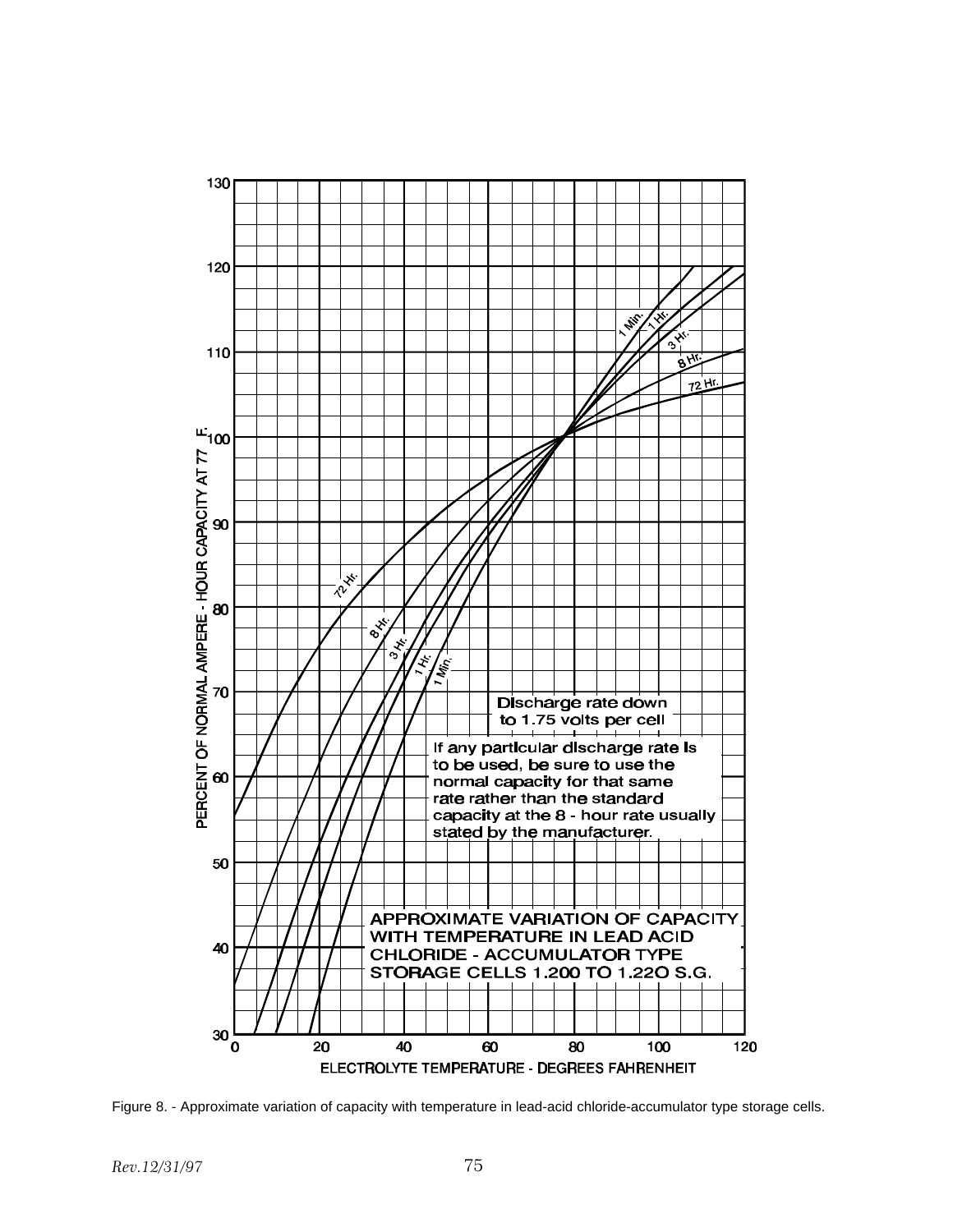Figure 8. - Approximate variation of capacity with temperature in lead-acid chloride-accumulator type storage cells.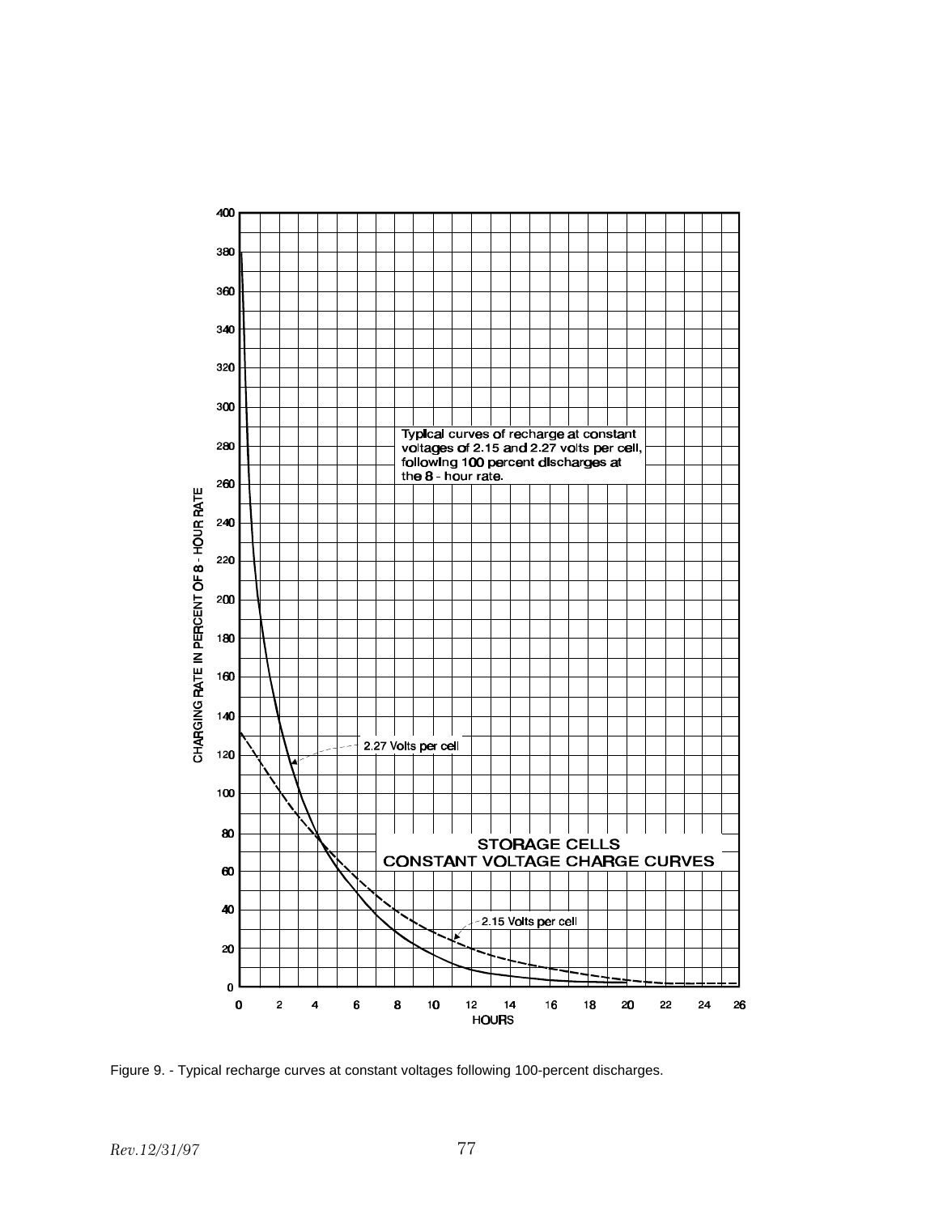Figure 9. - Typical recharge curves at constant voltages following 100-percent discharges.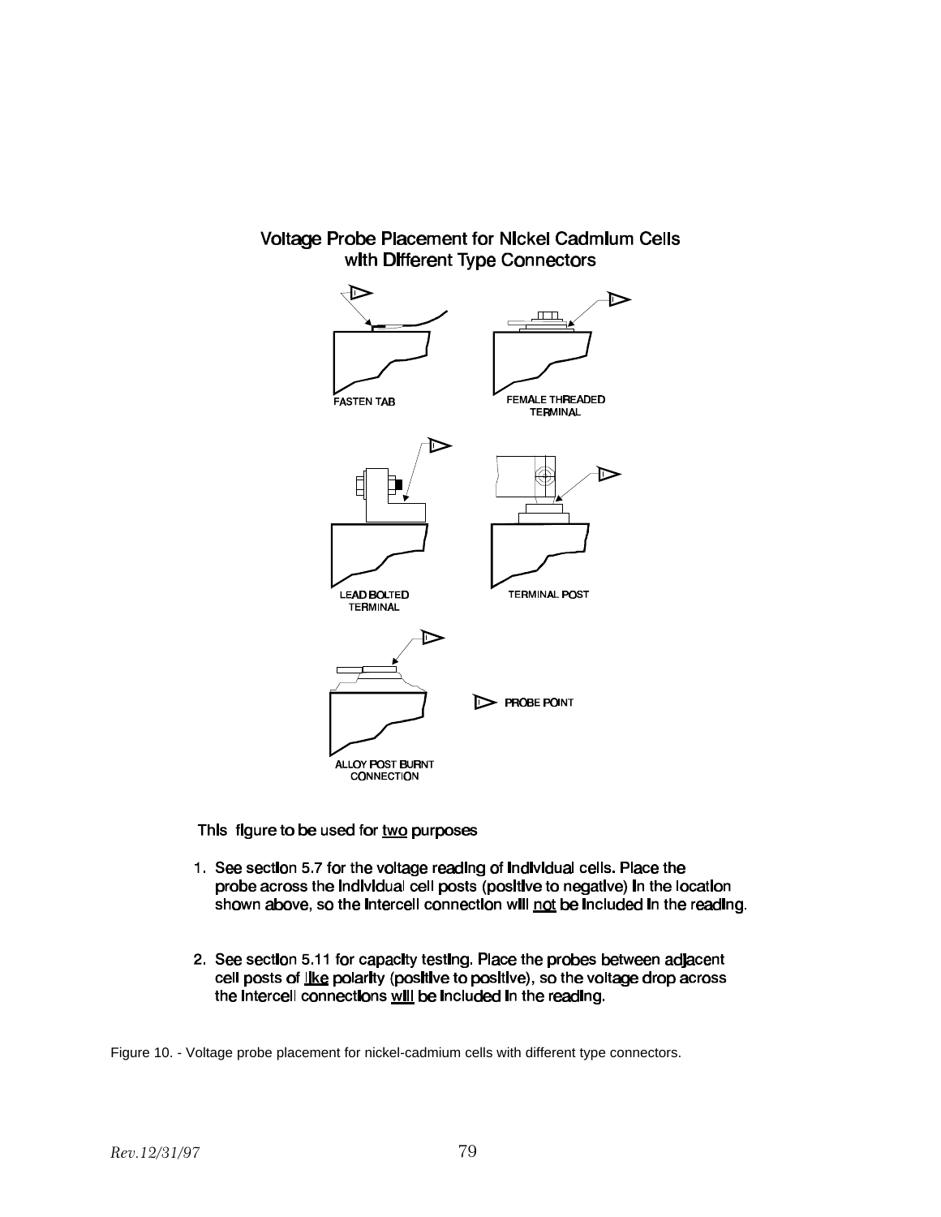## Voltage Probe Placement for Nickel Cadmium Cells with Different Type Connectors

FASTEN TAB

FEMALE THREADED TERMINAL

LEAD BOLTED TERMINAL

TERMINAL POST

ALLOY POST BURNT CONNECTION

PROBE POINT

This figure to be used for <u>two</u> purposes

1. See section 5.7 for the voltage reading of individual cells. Place the probe across the individual cell posts (positive to negative) in the location shown above, so the intercell connection will <u>not</u> be included in the reading.

2. See section 5.11 for capacity testing. Place the probes between adjacent cell posts of <u>like</u> polarity (positive to positive), so the voltage drop across the intercell connections <u>will</u> be included in the reading.

Figure 10. - Voltage probe placement for nickel-cadmium cells with different type connectors.

*Rev.12/31/97*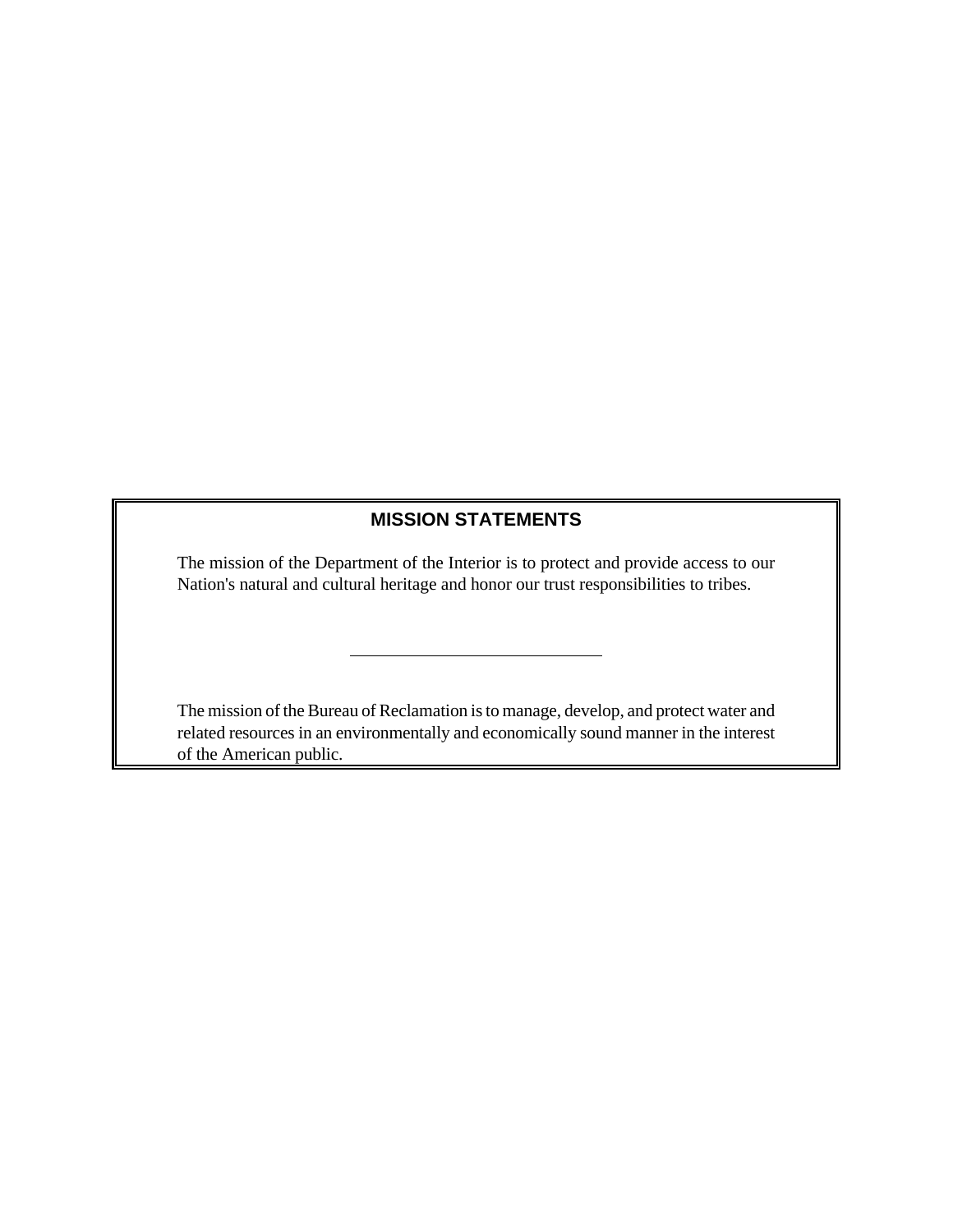## MISSION STATEMENTS

The mission of the Department of the Interior is to protect and provide access to our Nation's natural and cultural heritage and honor our trust responsibilities to tribes.

---

The mission of the Bureau of Reclamation is to manage, develop, and protect water and related resources in an environmentally and economically sound manner in the interest of the American public.